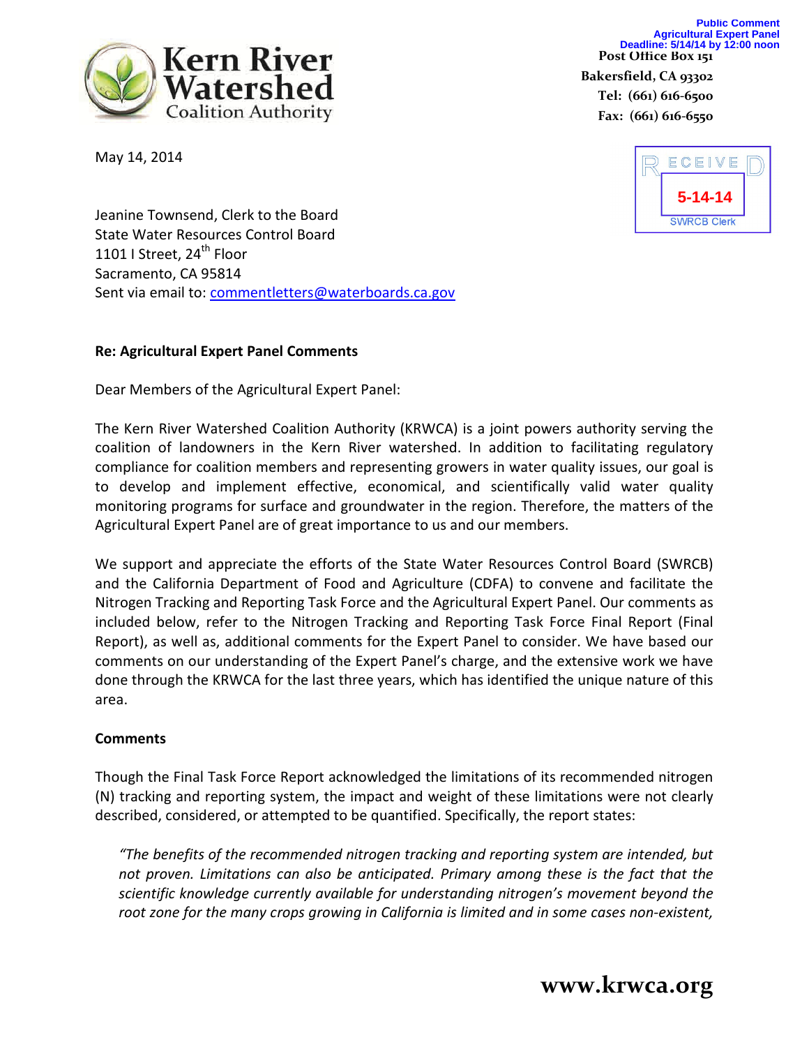**Public Comment**
**Agricultural Expert Panel**
**Deadline: 5/14/14 by 12:00 noon**

# Kern River Watershed Coalition Authority

Post Office Box 151
Bakersfield, CA 93302
Tel: (661) 616-6500
Fax: (661) 616-6550

RECEIVED
5-14-14
SWRCB Clerk

May 14, 2014

Jeanine Townsend, Clerk to the Board
State Water Resources Control Board
1101 I Street, 24th Floor
Sacramento, CA 95814
Sent via email to: commentletters@waterboards.ca.gov

**Re: Agricultural Expert Panel Comments**

Dear Members of the Agricultural Expert Panel:

The Kern River Watershed Coalition Authority (KRWCA) is a joint powers authority serving the coalition of landowners in the Kern River watershed. In addition to facilitating regulatory compliance for coalition members and representing growers in water quality issues, our goal is to develop and implement effective, economical, and scientifically valid water quality monitoring programs for surface and groundwater in the region. Therefore, the matters of the Agricultural Expert Panel are of great importance to us and our members.

We support and appreciate the efforts of the State Water Resources Control Board (SWRCB) and the California Department of Food and Agriculture (CDFA) to convene and facilitate the Nitrogen Tracking and Reporting Task Force and the Agricultural Expert Panel. Our comments as included below, refer to the Nitrogen Tracking and Reporting Task Force Final Report (Final Report), as well as, additional comments for the Expert Panel to consider. We have based our comments on our understanding of the Expert Panel's charge, and the extensive work we have done through the KRWCA for the last three years, which has identified the unique nature of this area.

**Comments**

Though the Final Task Force Report acknowledged the limitations of its recommended nitrogen (N) tracking and reporting system, the impact and weight of these limitations were not clearly described, considered, or attempted to be quantified. Specifically, the report states:

> *"The benefits of the recommended nitrogen tracking and reporting system are intended, but not proven. Limitations can also be anticipated. Primary among these is the fact that the scientific knowledge currently available for understanding nitrogen's movement beyond the root zone for the many crops growing in California is limited and in some cases non-existent,*

www.krwca.org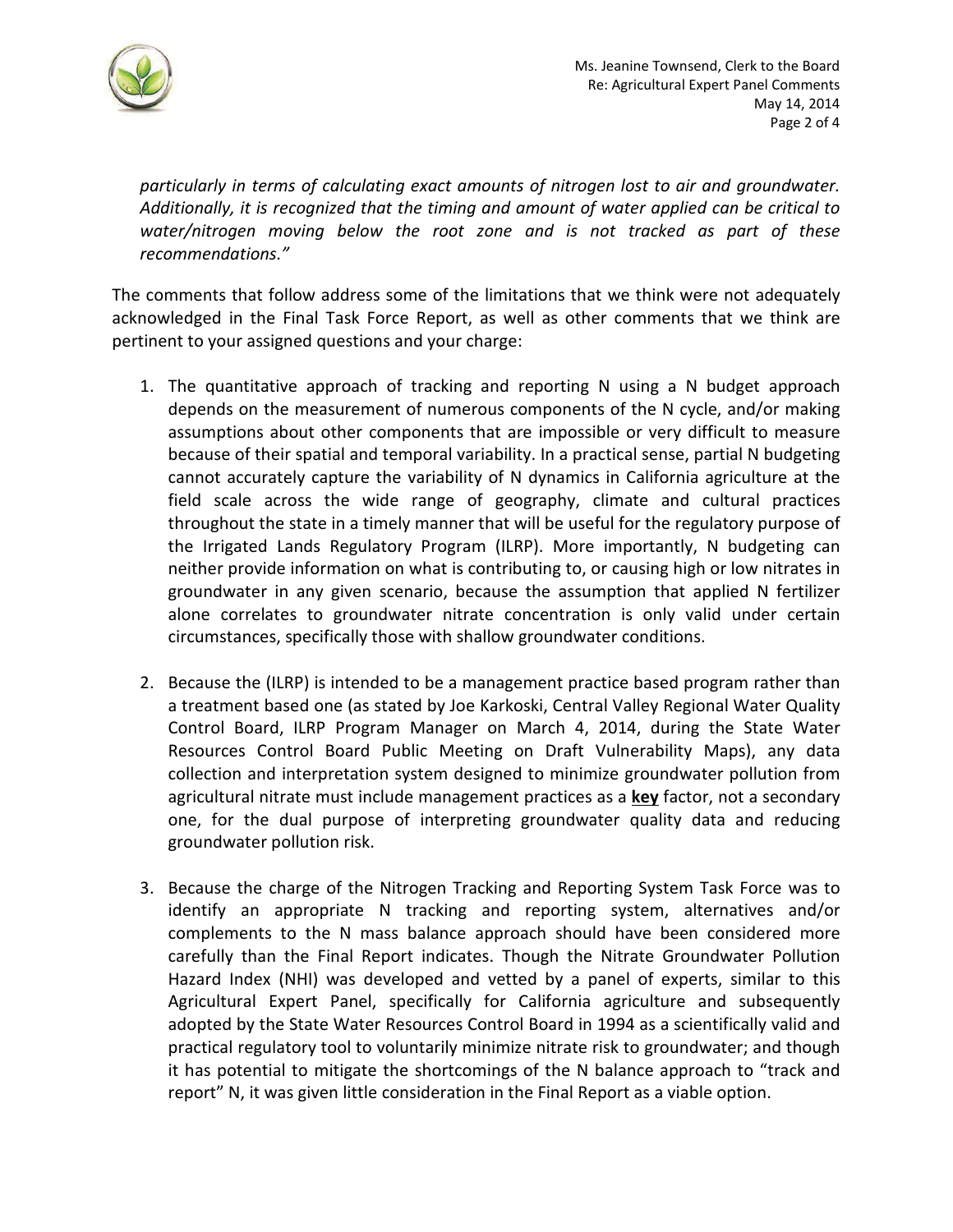*particularly in terms of calculating exact amounts of nitrogen lost to air and groundwater. Additionally, it is recognized that the timing and amount of water applied can be critical to water/nitrogen moving below the root zone and is not tracked as part of these recommendations."*

The comments that follow address some of the limitations that we think were not adequately acknowledged in the Final Task Force Report, as well as other comments that we think are pertinent to your assigned questions and your charge:

1. The quantitative approach of tracking and reporting N using a N budget approach depends on the measurement of numerous components of the N cycle, and/or making assumptions about other components that are impossible or very difficult to measure because of their spatial and temporal variability. In a practical sense, partial N budgeting cannot accurately capture the variability of N dynamics in California agriculture at the field scale across the wide range of geography, climate and cultural practices throughout the state in a timely manner that will be useful for the regulatory purpose of the Irrigated Lands Regulatory Program (ILRP). More importantly, N budgeting can neither provide information on what is contributing to, or causing high or low nitrates in groundwater in any given scenario, because the assumption that applied N fertilizer alone correlates to groundwater nitrate concentration is only valid under certain circumstances, specifically those with shallow groundwater conditions.

2. Because the (ILRP) is intended to be a management practice based program rather than a treatment based one (as stated by Joe Karkoski, Central Valley Regional Water Quality Control Board, ILRP Program Manager on March 4, 2014, during the State Water Resources Control Board Public Meeting on Draft Vulnerability Maps), any data collection and interpretation system designed to minimize groundwater pollution from agricultural nitrate must include management practices as a **key** factor, not a secondary one, for the dual purpose of interpreting groundwater quality data and reducing groundwater pollution risk.

3. Because the charge of the Nitrogen Tracking and Reporting System Task Force was to identify an appropriate N tracking and reporting system, alternatives and/or complements to the N mass balance approach should have been considered more carefully than the Final Report indicates. Though the Nitrate Groundwater Pollution Hazard Index (NHI) was developed and vetted by a panel of experts, similar to this Agricultural Expert Panel, specifically for California agriculture and subsequently adopted by the State Water Resources Control Board in 1994 as a scientifically valid and practical regulatory tool to voluntarily minimize nitrate risk to groundwater; and though it has potential to mitigate the shortcomings of the N balance approach to "track and report" N, it was given little consideration in the Final Report as a viable option.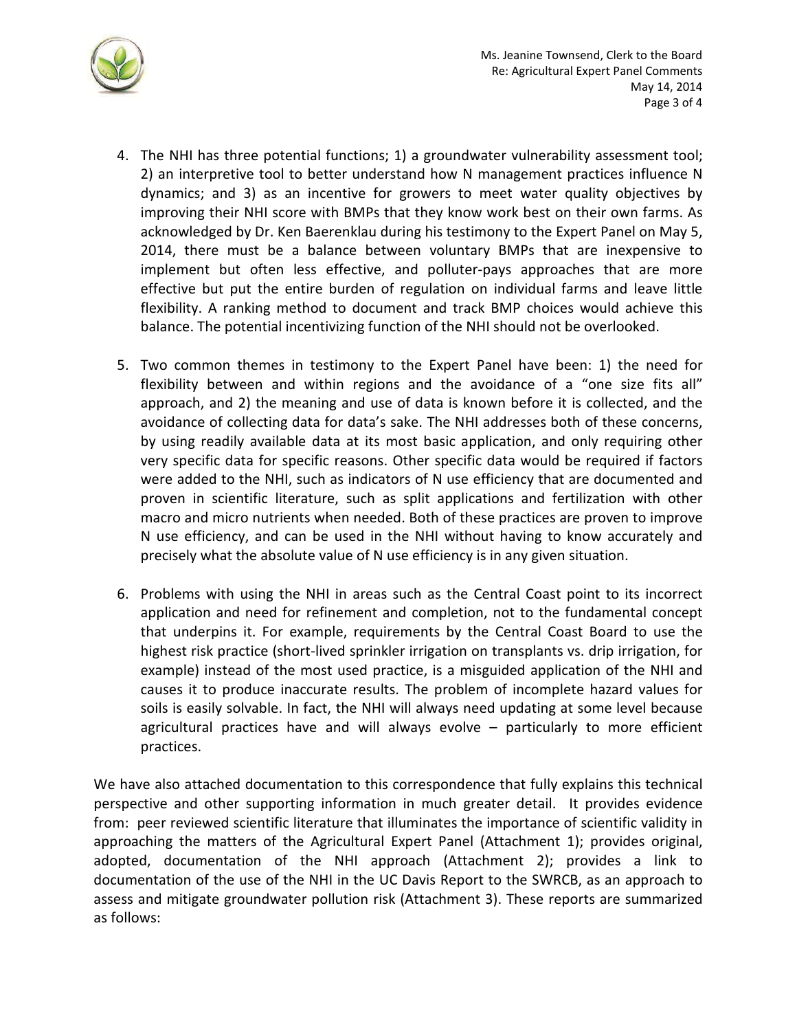4. The NHI has three potential functions; 1) a groundwater vulnerability assessment tool; 2) an interpretive tool to better understand how N management practices influence N dynamics; and 3) as an incentive for growers to meet water quality objectives by improving their NHI score with BMPs that they know work best on their own farms. As acknowledged by Dr. Ken Baerenklau during his testimony to the Expert Panel on May 5, 2014, there must be a balance between voluntary BMPs that are inexpensive to implement but often less effective, and polluter-pays approaches that are more effective but put the entire burden of regulation on individual farms and leave little flexibility. A ranking method to document and track BMP choices would achieve this balance. The potential incentivizing function of the NHI should not be overlooked.

5. Two common themes in testimony to the Expert Panel have been: 1) the need for flexibility between and within regions and the avoidance of a "one size fits all" approach, and 2) the meaning and use of data is known before it is collected, and the avoidance of collecting data for data's sake. The NHI addresses both of these concerns, by using readily available data at its most basic application, and only requiring other very specific data for specific reasons. Other specific data would be required if factors were added to the NHI, such as indicators of N use efficiency that are documented and proven in scientific literature, such as split applications and fertilization with other macro and micro nutrients when needed. Both of these practices are proven to improve N use efficiency, and can be used in the NHI without having to know accurately and precisely what the absolute value of N use efficiency is in any given situation.

6. Problems with using the NHI in areas such as the Central Coast point to its incorrect application and need for refinement and completion, not to the fundamental concept that underpins it. For example, requirements by the Central Coast Board to use the highest risk practice (short-lived sprinkler irrigation on transplants vs. drip irrigation, for example) instead of the most used practice, is a misguided application of the NHI and causes it to produce inaccurate results. The problem of incomplete hazard values for soils is easily solvable. In fact, the NHI will always need updating at some level because agricultural practices have and will always evolve – particularly to more efficient practices.

We have also attached documentation to this correspondence that fully explains this technical perspective and other supporting information in much greater detail. It provides evidence from: peer reviewed scientific literature that illuminates the importance of scientific validity in approaching the matters of the Agricultural Expert Panel (Attachment 1); provides original, adopted, documentation of the NHI approach (Attachment 2); provides a link to documentation of the use of the NHI in the UC Davis Report to the SWRCB, as an approach to assess and mitigate groundwater pollution risk (Attachment 3). These reports are summarized as follows: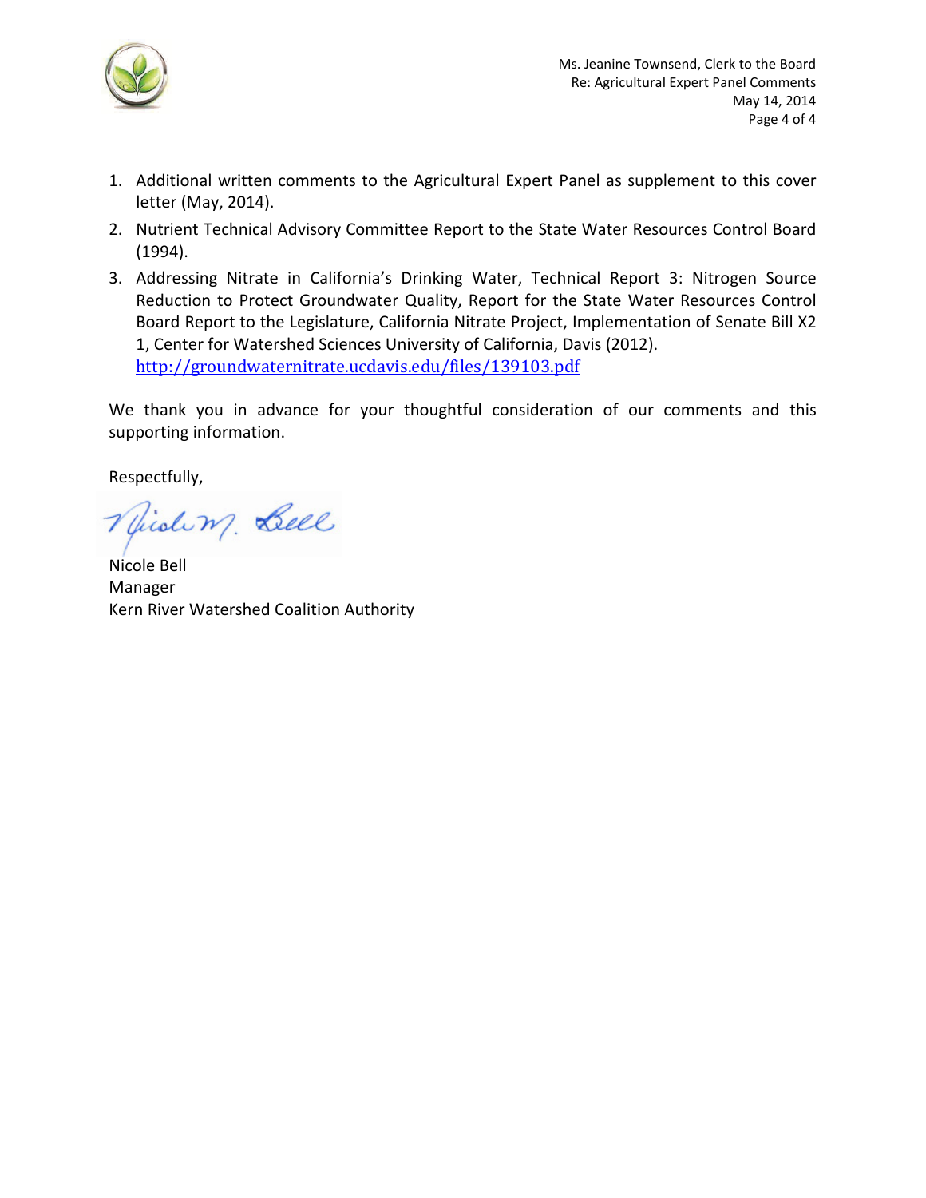1. Additional written comments to the Agricultural Expert Panel as supplement to this cover letter (May, 2014).
2. Nutrient Technical Advisory Committee Report to the State Water Resources Control Board (1994).
3. Addressing Nitrate in California's Drinking Water, Technical Report 3: Nitrogen Source Reduction to Protect Groundwater Quality, Report for the State Water Resources Control Board Report to the Legislature, California Nitrate Project, Implementation of Senate Bill X2 1, Center for Watershed Sciences University of California, Davis (2012). http://groundwaternitrate.ucdavis.edu/files/139103.pdf

We thank you in advance for your thoughtful consideration of our comments and this supporting information.

Respectfully,

Nicole M. Bell

Nicole Bell
Manager
Kern River Watershed Coalition Authority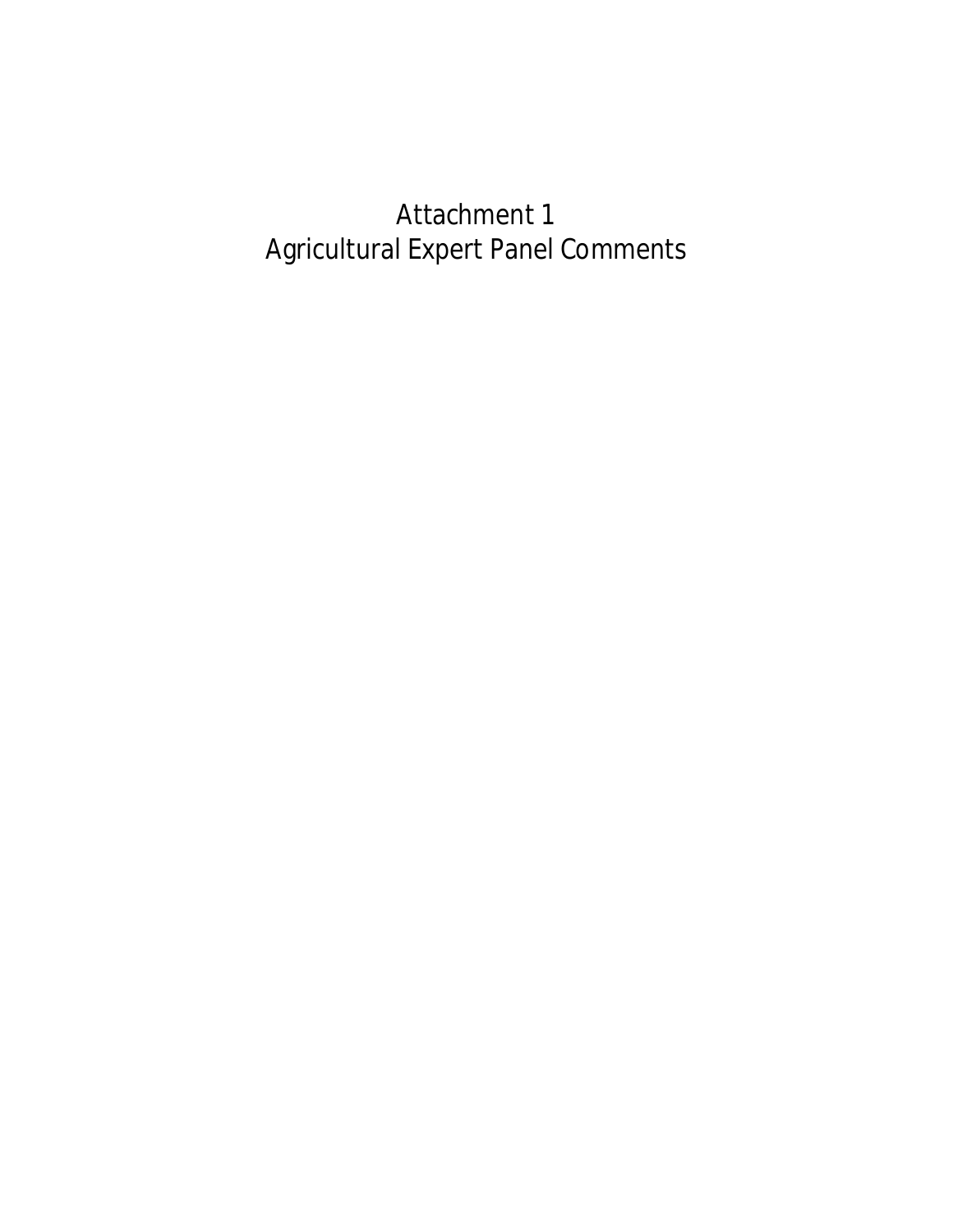# Attachment 1
# Agricultural Expert Panel Comments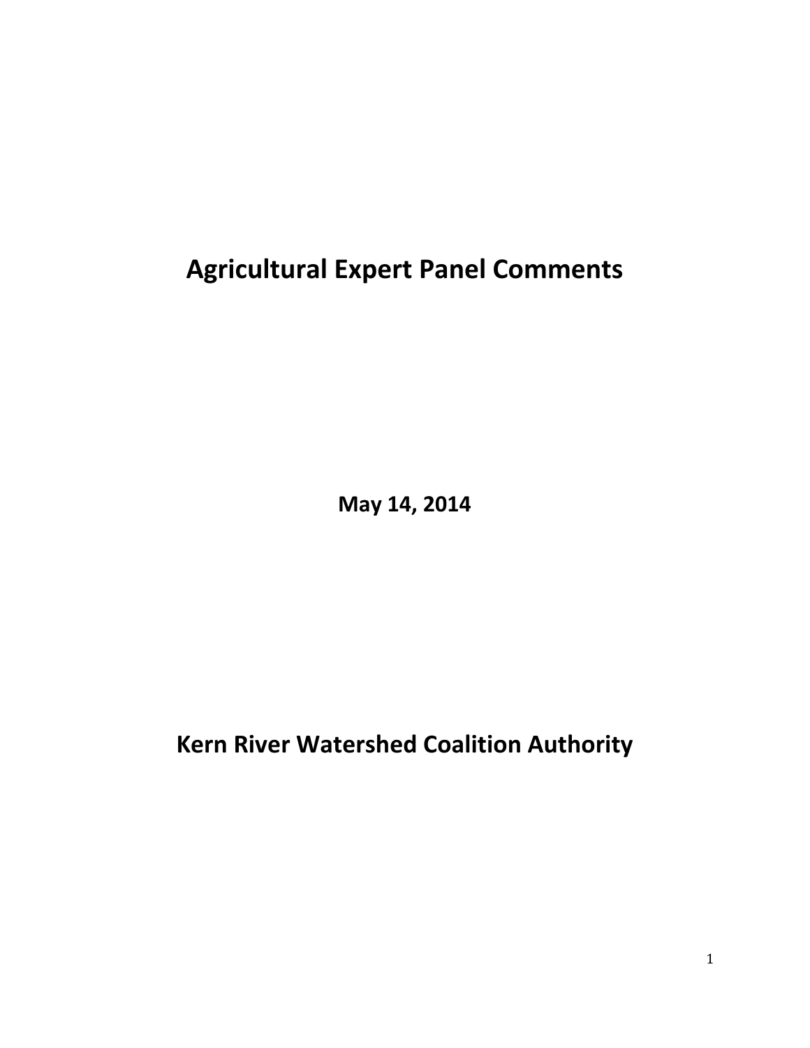# Agricultural Expert Panel Comments

**May 14, 2014**

# Kern River Watershed Coalition Authority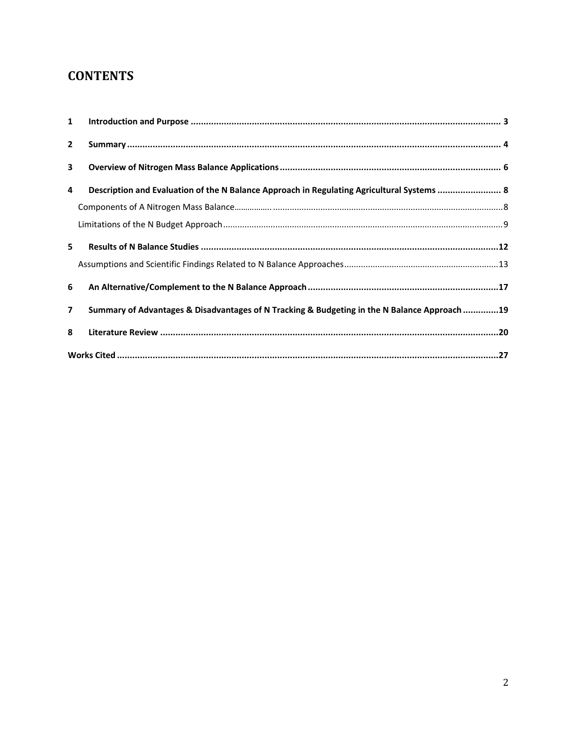# CONTENTS

1 Introduction and Purpose ..... 3

2 Summary ..... 4

3 Overview of Nitrogen Mass Balance Applications ..... 6

4 Description and Evaluation of the N Balance Approach in Regulating Agricultural Systems ..... 8

Components of A Nitrogen Mass Balance ..... 8

Limitations of the N Budget Approach ..... 9

5 Results of N Balance Studies ..... 12

Assumptions and Scientific Findings Related to N Balance Approaches ..... 13

6 An Alternative/Complement to the N Balance Approach ..... 17

7 Summary of Advantages & Disadvantages of N Tracking & Budgeting in the N Balance Approach ..... 19

8 Literature Review ..... 20

Works Cited ..... 27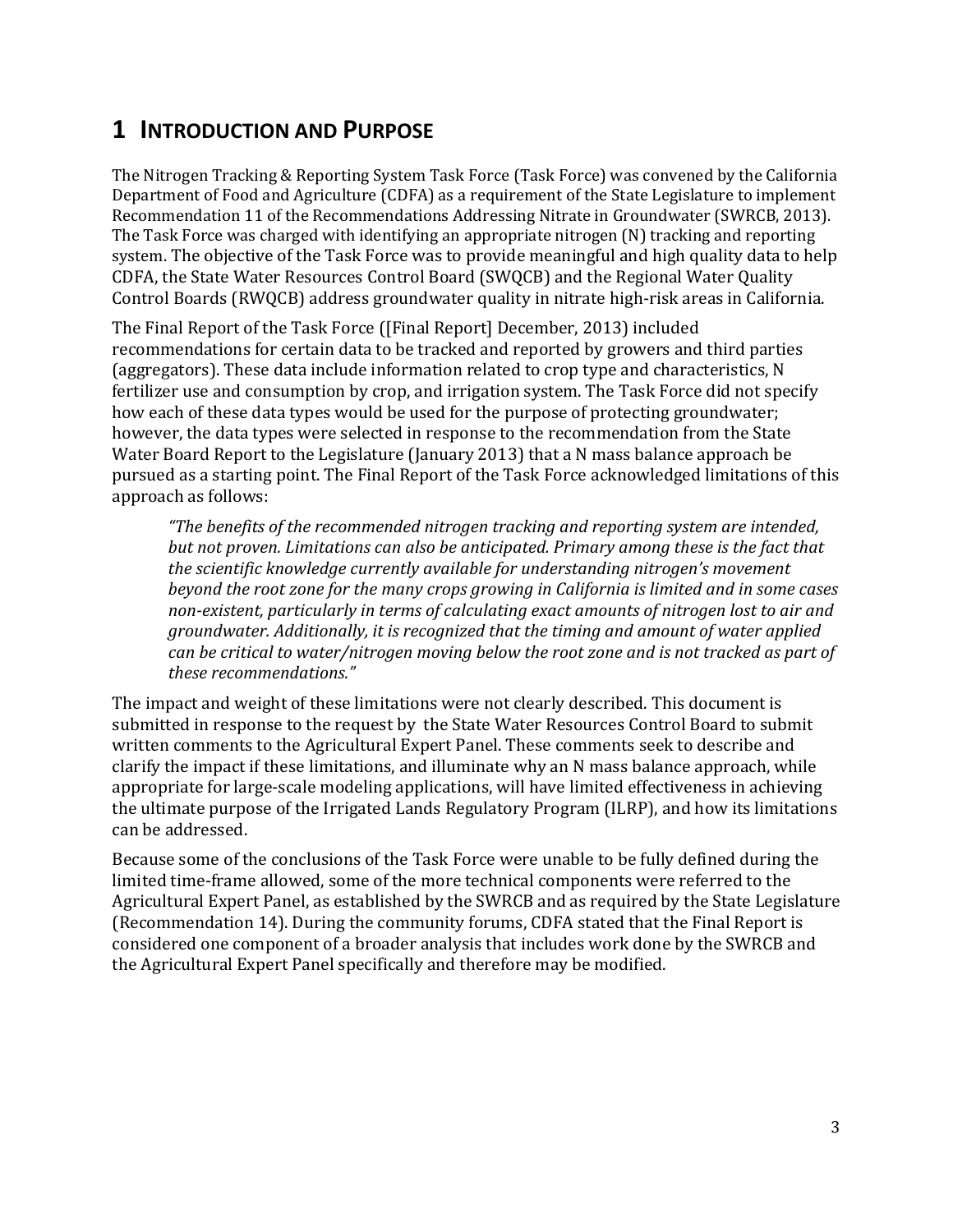# 1 Introduction and Purpose

The Nitrogen Tracking & Reporting System Task Force (Task Force) was convened by the California Department of Food and Agriculture (CDFA) as a requirement of the State Legislature to implement Recommendation 11 of the Recommendations Addressing Nitrate in Groundwater (SWRCB, 2013). The Task Force was charged with identifying an appropriate nitrogen (N) tracking and reporting system. The objective of the Task Force was to provide meaningful and high quality data to help CDFA, the State Water Resources Control Board (SWQCB) and the Regional Water Quality Control Boards (RWQCB) address groundwater quality in nitrate high-risk areas in California.

The Final Report of the Task Force ([Final Report] December, 2013) included recommendations for certain data to be tracked and reported by growers and third parties (aggregators). These data include information related to crop type and characteristics, N fertilizer use and consumption by crop, and irrigation system. The Task Force did not specify how each of these data types would be used for the purpose of protecting groundwater; however, the data types were selected in response to the recommendation from the State Water Board Report to the Legislature (January 2013) that a N mass balance approach be pursued as a starting point. The Final Report of the Task Force acknowledged limitations of this approach as follows:

> *"The benefits of the recommended nitrogen tracking and reporting system are intended, but not proven. Limitations can also be anticipated. Primary among these is the fact that the scientific knowledge currently available for understanding nitrogen's movement beyond the root zone for the many crops growing in California is limited and in some cases non-existent, particularly in terms of calculating exact amounts of nitrogen lost to air and groundwater. Additionally, it is recognized that the timing and amount of water applied can be critical to water/nitrogen moving below the root zone and is not tracked as part of these recommendations."*

The impact and weight of these limitations were not clearly described. This document is submitted in response to the request by the State Water Resources Control Board to submit written comments to the Agricultural Expert Panel. These comments seek to describe and clarify the impact if these limitations, and illuminate why an N mass balance approach, while appropriate for large-scale modeling applications, will have limited effectiveness in achieving the ultimate purpose of the Irrigated Lands Regulatory Program (ILRP), and how its limitations can be addressed.

Because some of the conclusions of the Task Force were unable to be fully defined during the limited time-frame allowed, some of the more technical components were referred to the Agricultural Expert Panel, as established by the SWRCB and as required by the State Legislature (Recommendation 14). During the community forums, CDFA stated that the Final Report is considered one component of a broader analysis that includes work done by the SWRCB and the Agricultural Expert Panel specifically and therefore may be modified.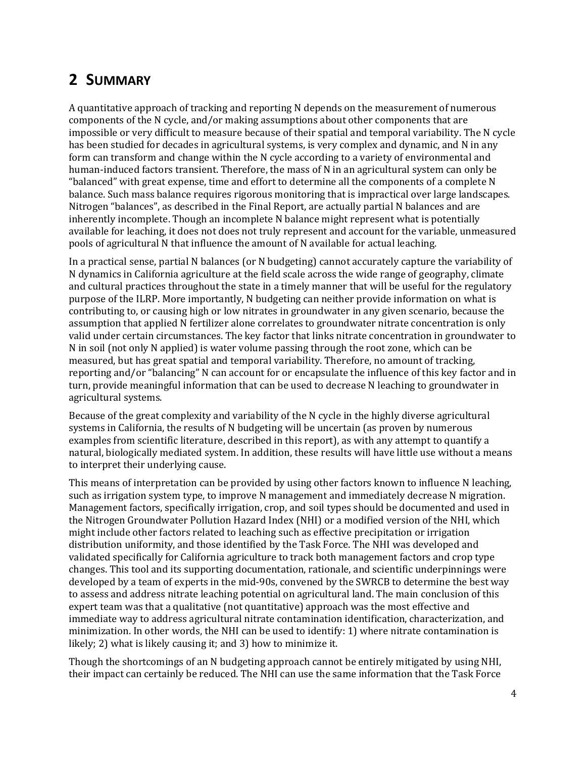# 2 SUMMARY

A quantitative approach of tracking and reporting N depends on the measurement of numerous components of the N cycle, and/or making assumptions about other components that are impossible or very difficult to measure because of their spatial and temporal variability. The N cycle has been studied for decades in agricultural systems, is very complex and dynamic, and N in any form can transform and change within the N cycle according to a variety of environmental and human-induced factors transient. Therefore, the mass of N in an agricultural system can only be "balanced" with great expense, time and effort to determine all the components of a complete N balance. Such mass balance requires rigorous monitoring that is impractical over large landscapes. Nitrogen "balances", as described in the Final Report, are actually partial N balances and are inherently incomplete. Though an incomplete N balance might represent what is potentially available for leaching, it does not does not truly represent and account for the variable, unmeasured pools of agricultural N that influence the amount of N available for actual leaching.

In a practical sense, partial N balances (or N budgeting) cannot accurately capture the variability of N dynamics in California agriculture at the field scale across the wide range of geography, climate and cultural practices throughout the state in a timely manner that will be useful for the regulatory purpose of the ILRP. More importantly, N budgeting can neither provide information on what is contributing to, or causing high or low nitrates in groundwater in any given scenario, because the assumption that applied N fertilizer alone correlates to groundwater nitrate concentration is only valid under certain circumstances. The key factor that links nitrate concentration in groundwater to N in soil (not only N applied) is water volume passing through the root zone, which can be measured, but has great spatial and temporal variability. Therefore, no amount of tracking, reporting and/or "balancing" N can account for or encapsulate the influence of this key factor and in turn, provide meaningful information that can be used to decrease N leaching to groundwater in agricultural systems.

Because of the great complexity and variability of the N cycle in the highly diverse agricultural systems in California, the results of N budgeting will be uncertain (as proven by numerous examples from scientific literature, described in this report), as with any attempt to quantify a natural, biologically mediated system. In addition, these results will have little use without a means to interpret their underlying cause.

This means of interpretation can be provided by using other factors known to influence N leaching, such as irrigation system type, to improve N management and immediately decrease N migration. Management factors, specifically irrigation, crop, and soil types should be documented and used in the Nitrogen Groundwater Pollution Hazard Index (NHI) or a modified version of the NHI, which might include other factors related to leaching such as effective precipitation or irrigation distribution uniformity, and those identified by the Task Force. The NHI was developed and validated specifically for California agriculture to track both management factors and crop type changes. This tool and its supporting documentation, rationale, and scientific underpinnings were developed by a team of experts in the mid-90s, convened by the SWRCB to determine the best way to assess and address nitrate leaching potential on agricultural land. The main conclusion of this expert team was that a qualitative (not quantitative) approach was the most effective and immediate way to address agricultural nitrate contamination identification, characterization, and minimization. In other words, the NHI can be used to identify: 1) where nitrate contamination is likely; 2) what is likely causing it; and 3) how to minimize it.

Though the shortcomings of an N budgeting approach cannot be entirely mitigated by using NHI, their impact can certainly be reduced. The NHI can use the same information that the Task Force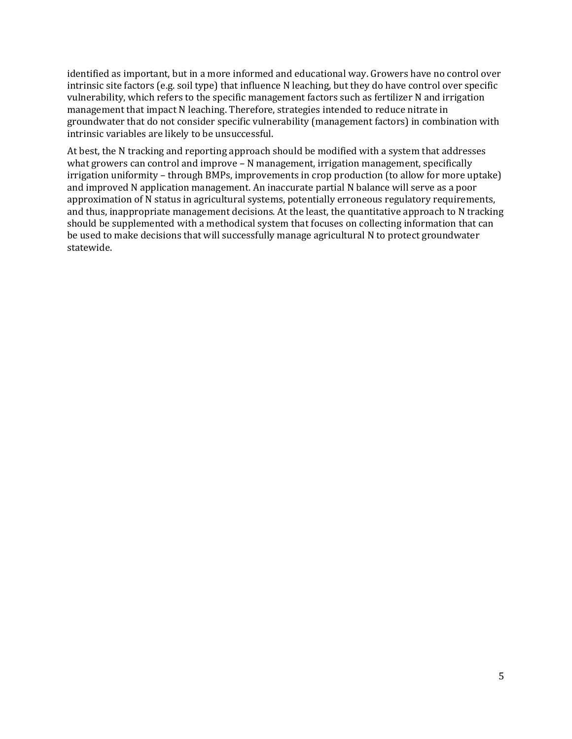identified as important, but in a more informed and educational way. Growers have no control over intrinsic site factors (e.g. soil type) that influence N leaching, but they do have control over specific vulnerability, which refers to the specific management factors such as fertilizer N and irrigation management that impact N leaching. Therefore, strategies intended to reduce nitrate in groundwater that do not consider specific vulnerability (management factors) in combination with intrinsic variables are likely to be unsuccessful.

At best, the N tracking and reporting approach should be modified with a system that addresses what growers can control and improve – N management, irrigation management, specifically irrigation uniformity – through BMPs, improvements in crop production (to allow for more uptake) and improved N application management. An inaccurate partial N balance will serve as a poor approximation of N status in agricultural systems, potentially erroneous regulatory requirements, and thus, inappropriate management decisions. At the least, the quantitative approach to N tracking should be supplemented with a methodical system that focuses on collecting information that can be used to make decisions that will successfully manage agricultural N to protect groundwater statewide.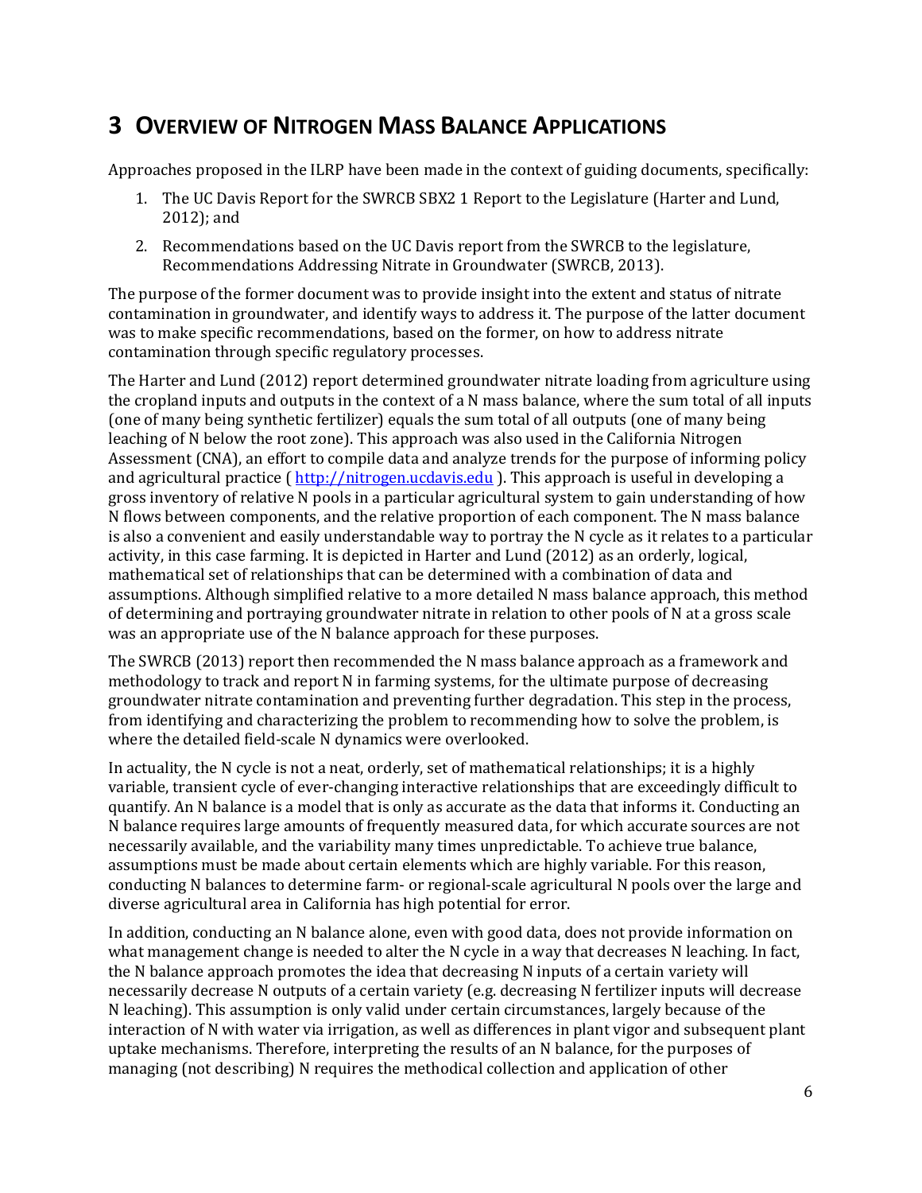# 3 Overview of Nitrogen Mass Balance Applications

Approaches proposed in the ILRP have been made in the context of guiding documents, specifically:

1. The UC Davis Report for the SWRCB SBX2 1 Report to the Legislature (Harter and Lund, 2012); and
2. Recommendations based on the UC Davis report from the SWRCB to the legislature, Recommendations Addressing Nitrate in Groundwater (SWRCB, 2013).

The purpose of the former document was to provide insight into the extent and status of nitrate contamination in groundwater, and identify ways to address it. The purpose of the latter document was to make specific recommendations, based on the former, on how to address nitrate contamination through specific regulatory processes.

The Harter and Lund (2012) report determined groundwater nitrate loading from agriculture using the cropland inputs and outputs in the context of a N mass balance, where the sum total of all inputs (one of many being synthetic fertilizer) equals the sum total of all outputs (one of many being leaching of N below the root zone). This approach was also used in the California Nitrogen Assessment (CNA), an effort to compile data and analyze trends for the purpose of informing policy and agricultural practice ( http://nitrogen.ucdavis.edu ). This approach is useful in developing a gross inventory of relative N pools in a particular agricultural system to gain understanding of how N flows between components, and the relative proportion of each component. The N mass balance is also a convenient and easily understandable way to portray the N cycle as it relates to a particular activity, in this case farming. It is depicted in Harter and Lund (2012) as an orderly, logical, mathematical set of relationships that can be determined with a combination of data and assumptions. Although simplified relative to a more detailed N mass balance approach, this method of determining and portraying groundwater nitrate in relation to other pools of N at a gross scale was an appropriate use of the N balance approach for these purposes.

The SWRCB (2013) report then recommended the N mass balance approach as a framework and methodology to track and report N in farming systems, for the ultimate purpose of decreasing groundwater nitrate contamination and preventing further degradation. This step in the process, from identifying and characterizing the problem to recommending how to solve the problem, is where the detailed field-scale N dynamics were overlooked.

In actuality, the N cycle is not a neat, orderly, set of mathematical relationships; it is a highly variable, transient cycle of ever-changing interactive relationships that are exceedingly difficult to quantify. An N balance is a model that is only as accurate as the data that informs it. Conducting an N balance requires large amounts of frequently measured data, for which accurate sources are not necessarily available, and the variability many times unpredictable. To achieve true balance, assumptions must be made about certain elements which are highly variable. For this reason, conducting N balances to determine farm- or regional-scale agricultural N pools over the large and diverse agricultural area in California has high potential for error.

In addition, conducting an N balance alone, even with good data, does not provide information on what management change is needed to alter the N cycle in a way that decreases N leaching. In fact, the N balance approach promotes the idea that decreasing N inputs of a certain variety will necessarily decrease N outputs of a certain variety (e.g. decreasing N fertilizer inputs will decrease N leaching). This assumption is only valid under certain circumstances, largely because of the interaction of N with water via irrigation, as well as differences in plant vigor and subsequent plant uptake mechanisms. Therefore, interpreting the results of an N balance, for the purposes of managing (not describing) N requires the methodical collection and application of other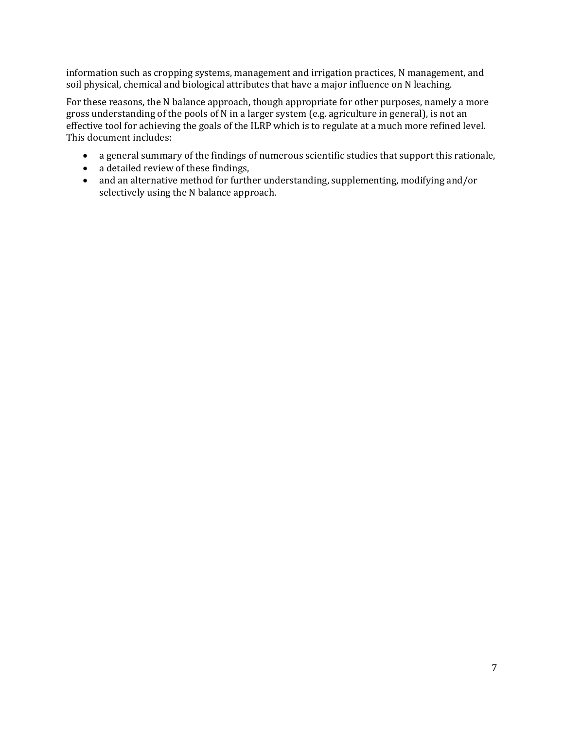information such as cropping systems, management and irrigation practices, N management, and soil physical, chemical and biological attributes that have a major influence on N leaching.

For these reasons, the N balance approach, though appropriate for other purposes, namely a more gross understanding of the pools of N in a larger system (e.g. agriculture in general), is not an effective tool for achieving the goals of the ILRP which is to regulate at a much more refined level. This document includes:

- a general summary of the findings of numerous scientific studies that support this rationale,
- a detailed review of these findings,
- and an alternative method for further understanding, supplementing, modifying and/or selectively using the N balance approach.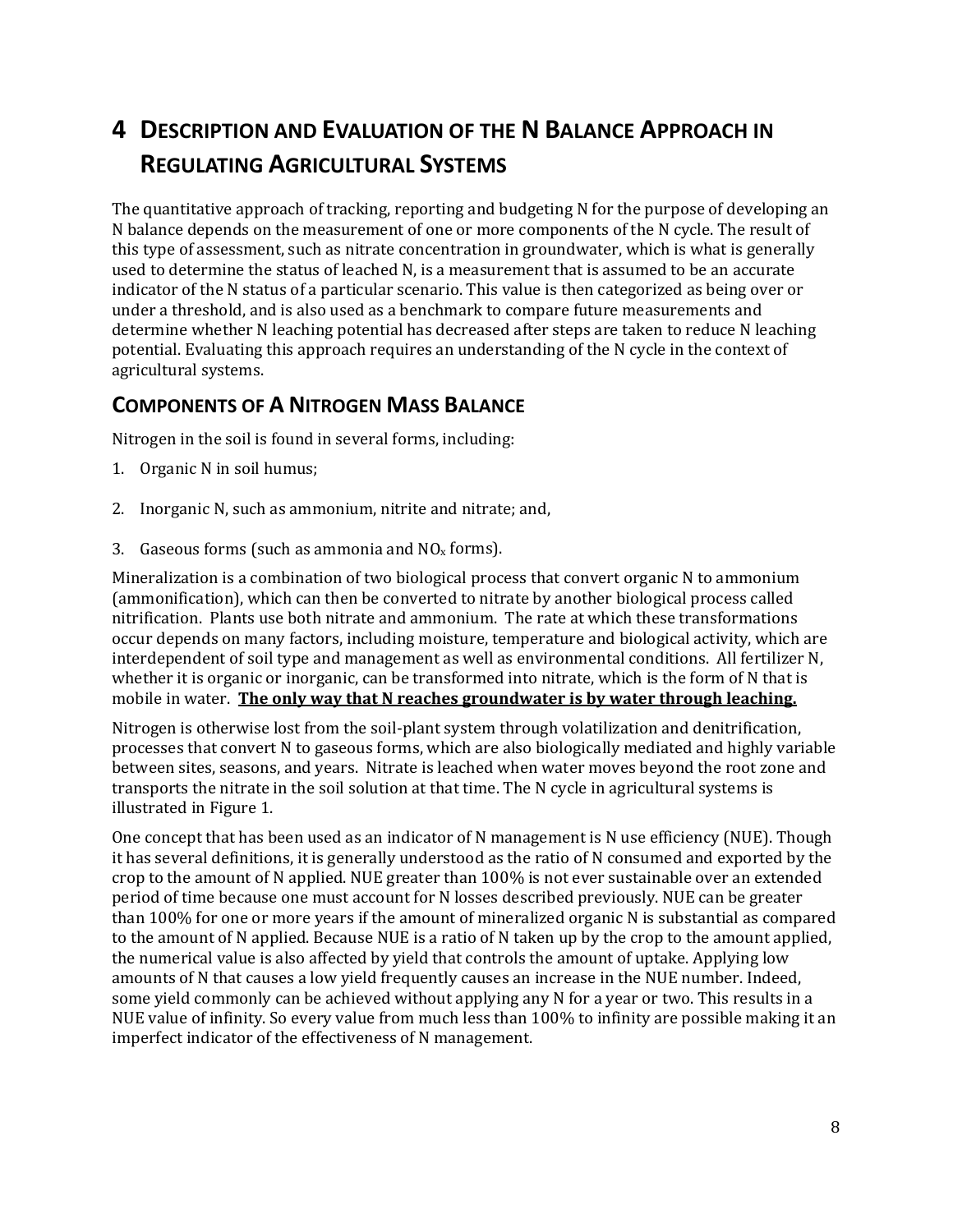# 4 Description and Evaluation of the N Balance Approach in Regulating Agricultural Systems

The quantitative approach of tracking, reporting and budgeting N for the purpose of developing an N balance depends on the measurement of one or more components of the N cycle. The result of this type of assessment, such as nitrate concentration in groundwater, which is what is generally used to determine the status of leached N, is a measurement that is assumed to be an accurate indicator of the N status of a particular scenario. This value is then categorized as being over or under a threshold, and is also used as a benchmark to compare future measurements and determine whether N leaching potential has decreased after steps are taken to reduce N leaching potential. Evaluating this approach requires an understanding of the N cycle in the context of agricultural systems.

## Components of a Nitrogen Mass Balance

Nitrogen in the soil is found in several forms, including:

1. Organic N in soil humus;
2. Inorganic N, such as ammonium, nitrite and nitrate; and,
3. Gaseous forms (such as ammonia and $NO_x$ forms).

Mineralization is a combination of two biological process that convert organic N to ammonium (ammonification), which can then be converted to nitrate by another biological process called nitrification. Plants use both nitrate and ammonium. The rate at which these transformations occur depends on many factors, including moisture, temperature and biological activity, which are interdependent of soil type and management as well as environmental conditions. All fertilizer N, whether it is organic or inorganic, can be transformed into nitrate, which is the form of N that is mobile in water. **<u>The only way that N reaches groundwater is by water through leaching.</u>**

Nitrogen is otherwise lost from the soil-plant system through volatilization and denitrification, processes that convert N to gaseous forms, which are also biologically mediated and highly variable between sites, seasons, and years. Nitrate is leached when water moves beyond the root zone and transports the nitrate in the soil solution at that time. The N cycle in agricultural systems is illustrated in Figure 1.

One concept that has been used as an indicator of N management is N use efficiency (NUE). Though it has several definitions, it is generally understood as the ratio of N consumed and exported by the crop to the amount of N applied. NUE greater than 100% is not ever sustainable over an extended period of time because one must account for N losses described previously. NUE can be greater than 100% for one or more years if the amount of mineralized organic N is substantial as compared to the amount of N applied. Because NUE is a ratio of N taken up by the crop to the amount applied, the numerical value is also affected by yield that controls the amount of uptake. Applying low amounts of N that causes a low yield frequently causes an increase in the NUE number. Indeed, some yield commonly can be achieved without applying any N for a year or two. This results in a NUE value of infinity. So every value from much less than 100% to infinity are possible making it an imperfect indicator of the effectiveness of N management.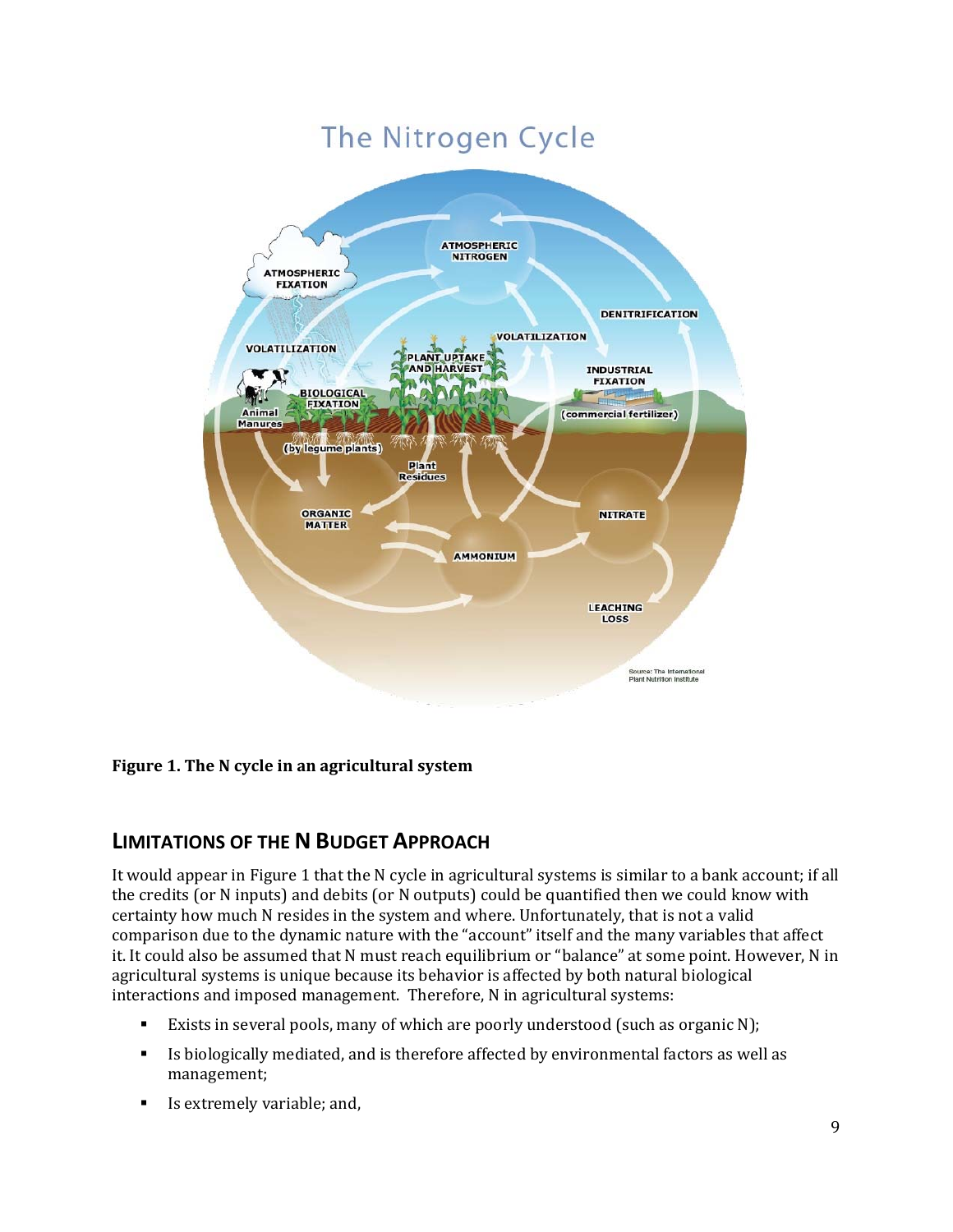**Figure 1. The N cycle in an agricultural system**

## LIMITATIONS OF THE N BUDGET APPROACH

It would appear in Figure 1 that the N cycle in agricultural systems is similar to a bank account; if all the credits (or N inputs) and debits (or N outputs) could be quantified then we could know with certainty how much N resides in the system and where. Unfortunately, that is not a valid comparison due to the dynamic nature with the "account" itself and the many variables that affect it. It could also be assumed that N must reach equilibrium or "balance" at some point. However, N in agricultural systems is unique because its behavior is affected by both natural biological interactions and imposed management. Therefore, N in agricultural systems:

- Exists in several pools, many of which are poorly understood (such as organic N);
- Is biologically mediated, and is therefore affected by environmental factors as well as management;
- Is extremely variable; and,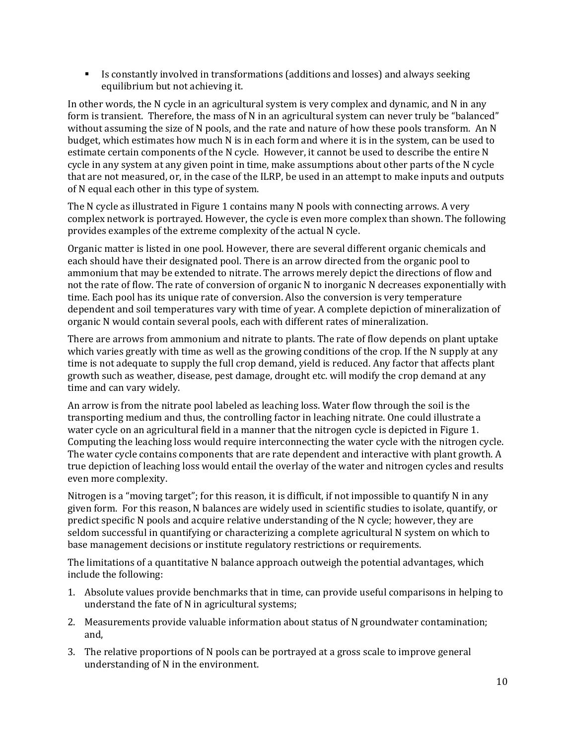- Is constantly involved in transformations (additions and losses) and always seeking equilibrium but not achieving it.

In other words, the N cycle in an agricultural system is very complex and dynamic, and N in any form is transient. Therefore, the mass of N in an agricultural system can never truly be "balanced" without assuming the size of N pools, and the rate and nature of how these pools transform. An N budget, which estimates how much N is in each form and where it is in the system, can be used to estimate certain components of the N cycle. However, it cannot be used to describe the entire N cycle in any system at any given point in time, make assumptions about other parts of the N cycle that are not measured, or, in the case of the ILRP, be used in an attempt to make inputs and outputs of N equal each other in this type of system.

The N cycle as illustrated in Figure 1 contains many N pools with connecting arrows. A very complex network is portrayed. However, the cycle is even more complex than shown. The following provides examples of the extreme complexity of the actual N cycle.

Organic matter is listed in one pool. However, there are several different organic chemicals and each should have their designated pool. There is an arrow directed from the organic pool to ammonium that may be extended to nitrate. The arrows merely depict the directions of flow and not the rate of flow. The rate of conversion of organic N to inorganic N decreases exponentially with time. Each pool has its unique rate of conversion. Also the conversion is very temperature dependent and soil temperatures vary with time of year. A complete depiction of mineralization of organic N would contain several pools, each with different rates of mineralization.

There are arrows from ammonium and nitrate to plants. The rate of flow depends on plant uptake which varies greatly with time as well as the growing conditions of the crop. If the N supply at any time is not adequate to supply the full crop demand, yield is reduced. Any factor that affects plant growth such as weather, disease, pest damage, drought etc. will modify the crop demand at any time and can vary widely.

An arrow is from the nitrate pool labeled as leaching loss. Water flow through the soil is the transporting medium and thus, the controlling factor in leaching nitrate. One could illustrate a water cycle on an agricultural field in a manner that the nitrogen cycle is depicted in Figure 1. Computing the leaching loss would require interconnecting the water cycle with the nitrogen cycle. The water cycle contains components that are rate dependent and interactive with plant growth. A true depiction of leaching loss would entail the overlay of the water and nitrogen cycles and results even more complexity.

Nitrogen is a "moving target"; for this reason, it is difficult, if not impossible to quantify N in any given form. For this reason, N balances are widely used in scientific studies to isolate, quantify, or predict specific N pools and acquire relative understanding of the N cycle; however, they are seldom successful in quantifying or characterizing a complete agricultural N system on which to base management decisions or institute regulatory restrictions or requirements.

The limitations of a quantitative N balance approach outweigh the potential advantages, which include the following:

1. Absolute values provide benchmarks that in time, can provide useful comparisons in helping to understand the fate of N in agricultural systems;
2. Measurements provide valuable information about status of N groundwater contamination; and,
3. The relative proportions of N pools can be portrayed at a gross scale to improve general understanding of N in the environment.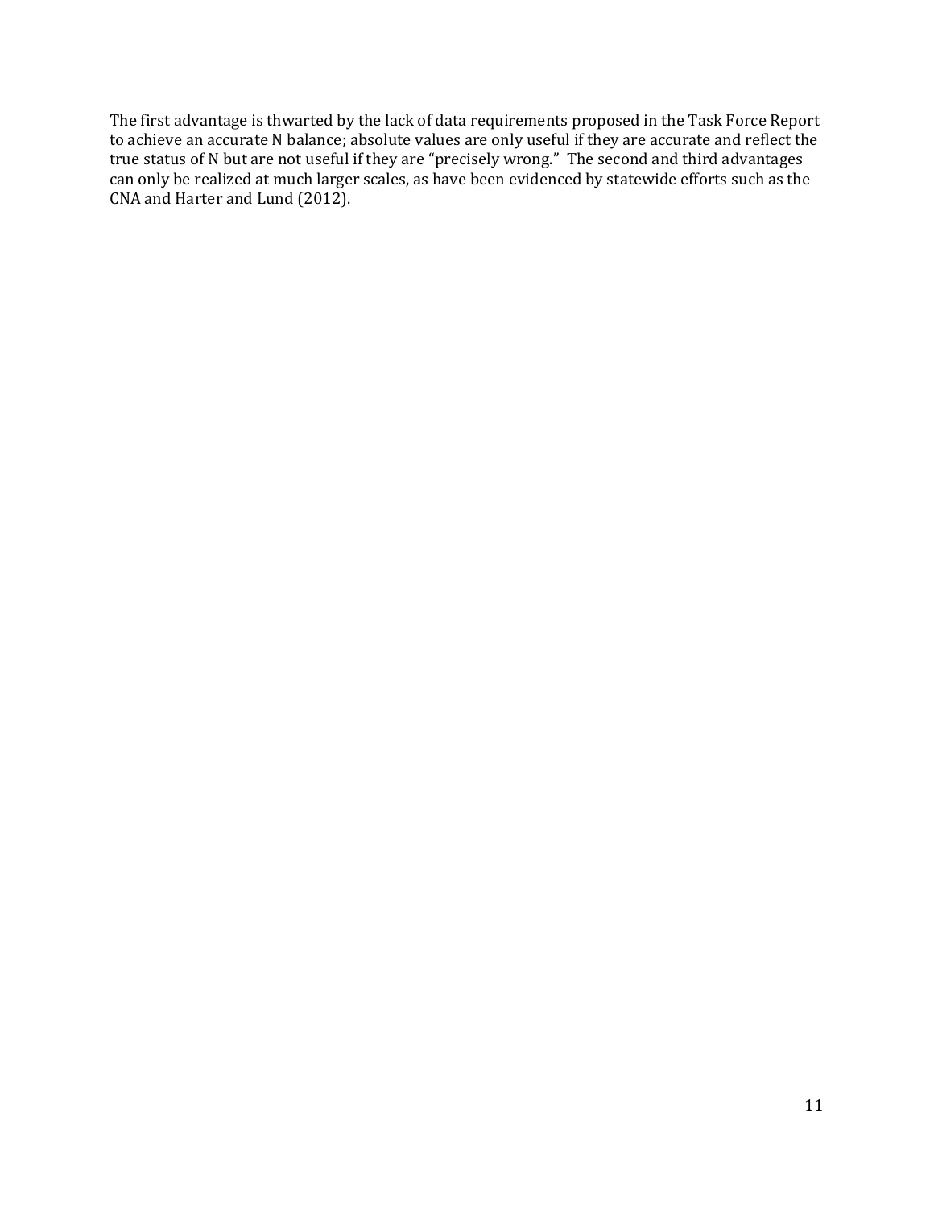The first advantage is thwarted by the lack of data requirements proposed in the Task Force Report to achieve an accurate N balance; absolute values are only useful if they are accurate and reflect the true status of N but are not useful if they are "precisely wrong." The second and third advantages can only be realized at much larger scales, as have been evidenced by statewide efforts such as the CNA and Harter and Lund (2012).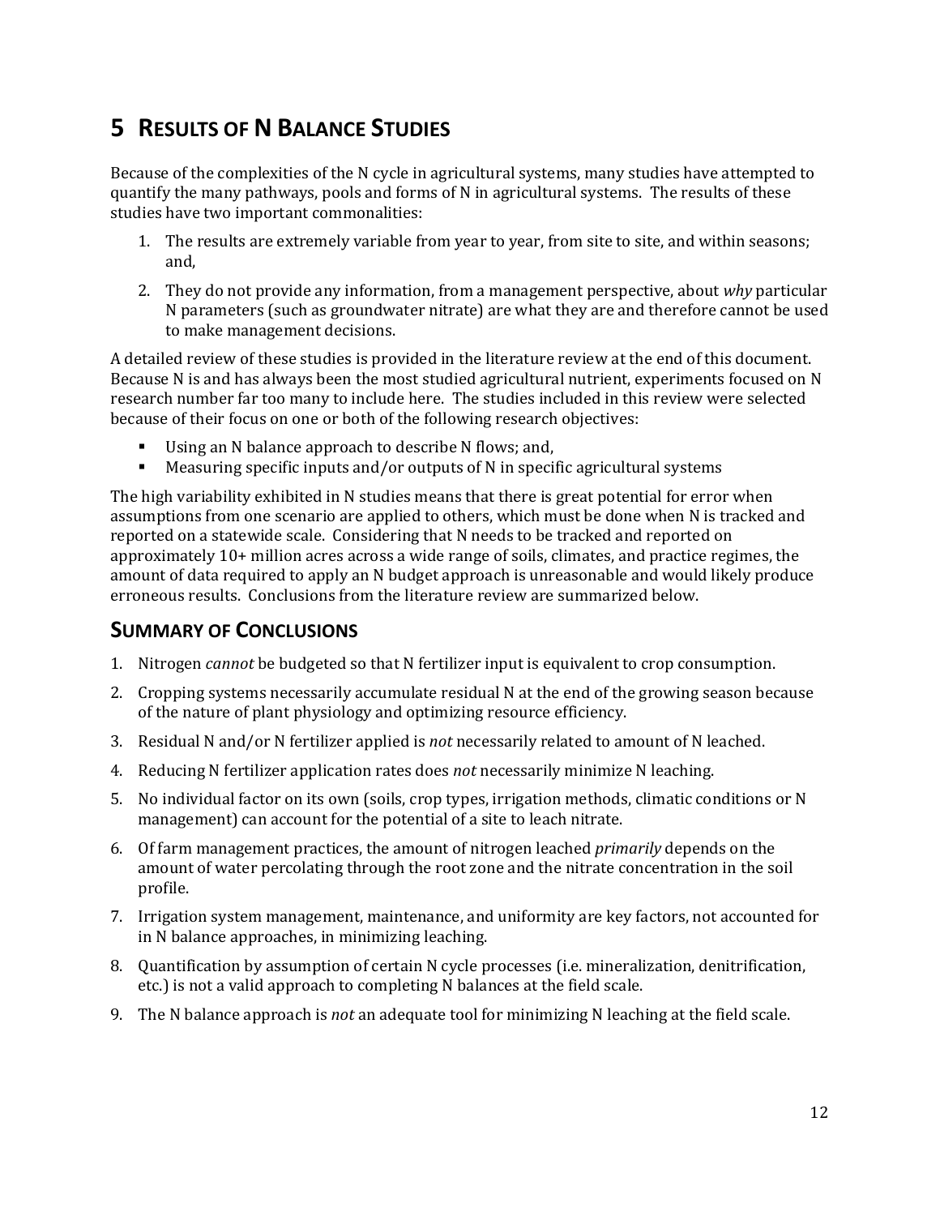# 5 RESULTS OF N BALANCE STUDIES

Because of the complexities of the N cycle in agricultural systems, many studies have attempted to quantify the many pathways, pools and forms of N in agricultural systems. The results of these studies have two important commonalities:

1. The results are extremely variable from year to year, from site to site, and within seasons; and,
2. They do not provide any information, from a management perspective, about *why* particular N parameters (such as groundwater nitrate) are what they are and therefore cannot be used to make management decisions.

A detailed review of these studies is provided in the literature review at the end of this document. Because N is and has always been the most studied agricultural nutrient, experiments focused on N research number far too many to include here. The studies included in this review were selected because of their focus on one or both of the following research objectives:

- Using an N balance approach to describe N flows; and,
- Measuring specific inputs and/or outputs of N in specific agricultural systems

The high variability exhibited in N studies means that there is great potential for error when assumptions from one scenario are applied to others, which must be done when N is tracked and reported on a statewide scale. Considering that N needs to be tracked and reported on approximately 10+ million acres across a wide range of soils, climates, and practice regimes, the amount of data required to apply an N budget approach is unreasonable and would likely produce erroneous results. Conclusions from the literature review are summarized below.

## SUMMARY OF CONCLUSIONS

1. Nitrogen *cannot* be budgeted so that N fertilizer input is equivalent to crop consumption.
2. Cropping systems necessarily accumulate residual N at the end of the growing season because of the nature of plant physiology and optimizing resource efficiency.
3. Residual N and/or N fertilizer applied is *not* necessarily related to amount of N leached.
4. Reducing N fertilizer application rates does *not* necessarily minimize N leaching.
5. No individual factor on its own (soils, crop types, irrigation methods, climatic conditions or N management) can account for the potential of a site to leach nitrate.
6. Of farm management practices, the amount of nitrogen leached *primarily* depends on the amount of water percolating through the root zone and the nitrate concentration in the soil profile.
7. Irrigation system management, maintenance, and uniformity are key factors, not accounted for in N balance approaches, in minimizing leaching.
8. Quantification by assumption of certain N cycle processes (i.e. mineralization, denitrification, etc.) is not a valid approach to completing N balances at the field scale.
9. The N balance approach is *not* an adequate tool for minimizing N leaching at the field scale.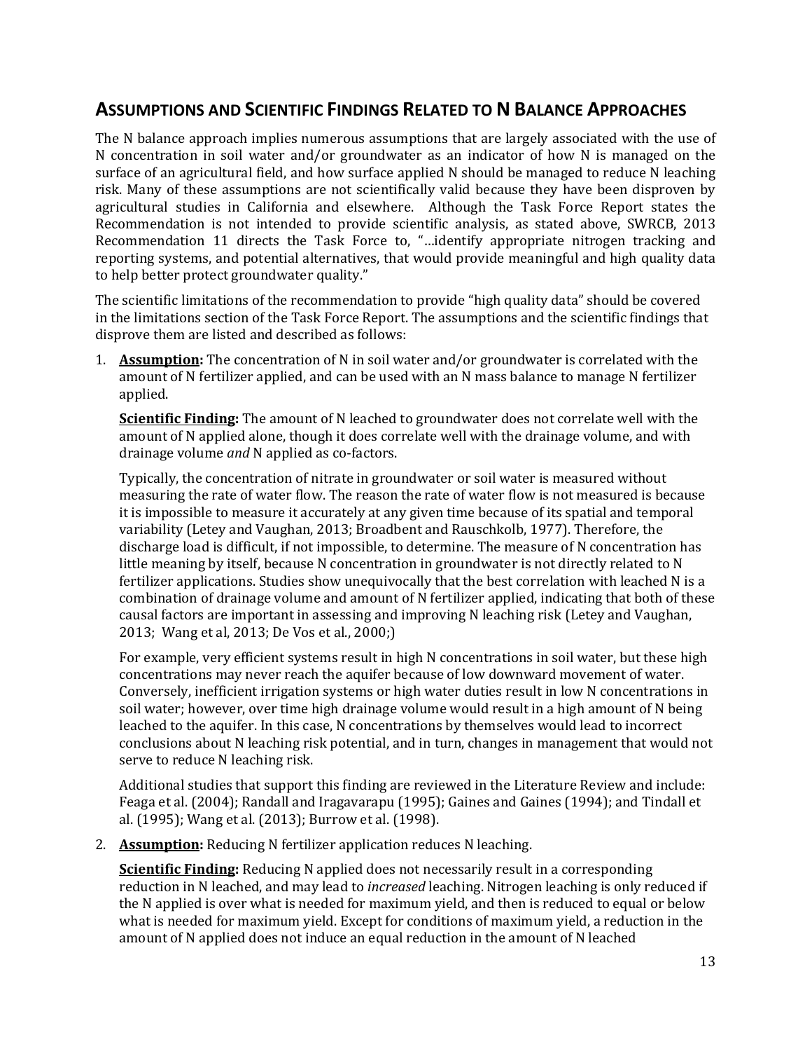## ASSUMPTIONS AND SCIENTIFIC FINDINGS RELATED TO N BALANCE APPROACHES

The N balance approach implies numerous assumptions that are largely associated with the use of N concentration in soil water and/or groundwater as an indicator of how N is managed on the surface of an agricultural field, and how surface applied N should be managed to reduce N leaching risk. Many of these assumptions are not scientifically valid because they have been disproven by agricultural studies in California and elsewhere. Although the Task Force Report states the Recommendation is not intended to provide scientific analysis, as stated above, SWRCB, 2013 Recommendation 11 directs the Task Force to, "…identify appropriate nitrogen tracking and reporting systems, and potential alternatives, that would provide meaningful and high quality data to help better protect groundwater quality."

The scientific limitations of the recommendation to provide "high quality data" should be covered in the limitations section of the Task Force Report. The assumptions and the scientific findings that disprove them are listed and described as follows:

1. **Assumption:** The concentration of N in soil water and/or groundwater is correlated with the amount of N fertilizer applied, and can be used with an N mass balance to manage N fertilizer applied.

   **Scientific Finding:** The amount of N leached to groundwater does not correlate well with the amount of N applied alone, though it does correlate well with the drainage volume, and with drainage volume *and* N applied as co-factors.

   Typically, the concentration of nitrate in groundwater or soil water is measured without measuring the rate of water flow. The reason the rate of water flow is not measured is because it is impossible to measure it accurately at any given time because of its spatial and temporal variability (Letey and Vaughan, 2013; Broadbent and Rauschkolb, 1977). Therefore, the discharge load is difficult, if not impossible, to determine. The measure of N concentration has little meaning by itself, because N concentration in groundwater is not directly related to N fertilizer applications. Studies show unequivocally that the best correlation with leached N is a combination of drainage volume and amount of N fertilizer applied, indicating that both of these causal factors are important in assessing and improving N leaching risk (Letey and Vaughan, 2013; Wang et al, 2013; De Vos et al., 2000;)

   For example, very efficient systems result in high N concentrations in soil water, but these high concentrations may never reach the aquifer because of low downward movement of water. Conversely, inefficient irrigation systems or high water duties result in low N concentrations in soil water; however, over time high drainage volume would result in a high amount of N being leached to the aquifer. In this case, N concentrations by themselves would lead to incorrect conclusions about N leaching risk potential, and in turn, changes in management that would not serve to reduce N leaching risk.

   Additional studies that support this finding are reviewed in the Literature Review and include: Feaga et al. (2004); Randall and Iragavarapu (1995); Gaines and Gaines (1994); and Tindall et al. (1995); Wang et al. (2013); Burrow et al. (1998).

2. **Assumption:** Reducing N fertilizer application reduces N leaching.

   **Scientific Finding:** Reducing N applied does not necessarily result in a corresponding reduction in N leached, and may lead to *increased* leaching. Nitrogen leaching is only reduced if the N applied is over what is needed for maximum yield, and then is reduced to equal or below what is needed for maximum yield. Except for conditions of maximum yield, a reduction in the amount of N applied does not induce an equal reduction in the amount of N leached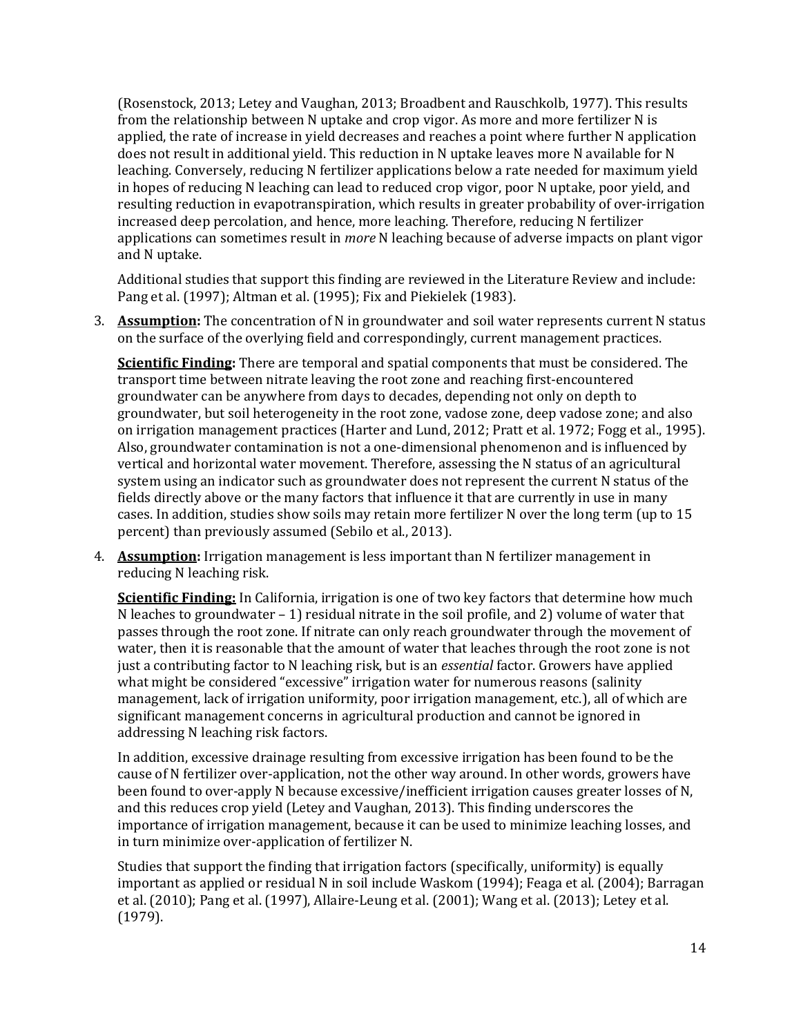(Rosenstock, 2013; Letey and Vaughan, 2013; Broadbent and Rauschkolb, 1977). This results from the relationship between N uptake and crop vigor. As more and more fertilizer N is applied, the rate of increase in yield decreases and reaches a point where further N application does not result in additional yield. This reduction in N uptake leaves more N available for N leaching. Conversely, reducing N fertilizer applications below a rate needed for maximum yield in hopes of reducing N leaching can lead to reduced crop vigor, poor N uptake, poor yield, and resulting reduction in evapotranspiration, which results in greater probability of over-irrigation increased deep percolation, and hence, more leaching. Therefore, reducing N fertilizer applications can sometimes result in *more* N leaching because of adverse impacts on plant vigor and N uptake.

Additional studies that support this finding are reviewed in the Literature Review and include: Pang et al. (1997); Altman et al. (1995); Fix and Piekielek (1983).

3. **Assumption:** The concentration of N in groundwater and soil water represents current N status on the surface of the overlying field and correspondingly, current management practices.

   **Scientific Finding:** There are temporal and spatial components that must be considered. The transport time between nitrate leaving the root zone and reaching first-encountered groundwater can be anywhere from days to decades, depending not only on depth to groundwater, but soil heterogeneity in the root zone, vadose zone, deep vadose zone; and also on irrigation management practices (Harter and Lund, 2012; Pratt et al. 1972; Fogg et al., 1995). Also, groundwater contamination is not a one-dimensional phenomenon and is influenced by vertical and horizontal water movement. Therefore, assessing the N status of an agricultural system using an indicator such as groundwater does not represent the current N status of the fields directly above or the many factors that influence it that are currently in use in many cases. In addition, studies show soils may retain more fertilizer N over the long term (up to 15 percent) than previously assumed (Sebilo et al., 2013).

4. **Assumption:** Irrigation management is less important than N fertilizer management in reducing N leaching risk.

   **Scientific Finding:** In California, irrigation is one of two key factors that determine how much N leaches to groundwater – 1) residual nitrate in the soil profile, and 2) volume of water that passes through the root zone. If nitrate can only reach groundwater through the movement of water, then it is reasonable that the amount of water that leaches through the root zone is not just a contributing factor to N leaching risk, but is an *essential* factor. Growers have applied what might be considered "excessive" irrigation water for numerous reasons (salinity management, lack of irrigation uniformity, poor irrigation management, etc.), all of which are significant management concerns in agricultural production and cannot be ignored in addressing N leaching risk factors.

   In addition, excessive drainage resulting from excessive irrigation has been found to be the cause of N fertilizer over-application, not the other way around. In other words, growers have been found to over-apply N because excessive/inefficient irrigation causes greater losses of N, and this reduces crop yield (Letey and Vaughan, 2013). This finding underscores the importance of irrigation management, because it can be used to minimize leaching losses, and in turn minimize over-application of fertilizer N.

   Studies that support the finding that irrigation factors (specifically, uniformity) is equally important as applied or residual N in soil include Waskom (1994); Feaga et al. (2004); Barragan et al. (2010); Pang et al. (1997), Allaire-Leung et al. (2001); Wang et al. (2013); Letey et al. (1979).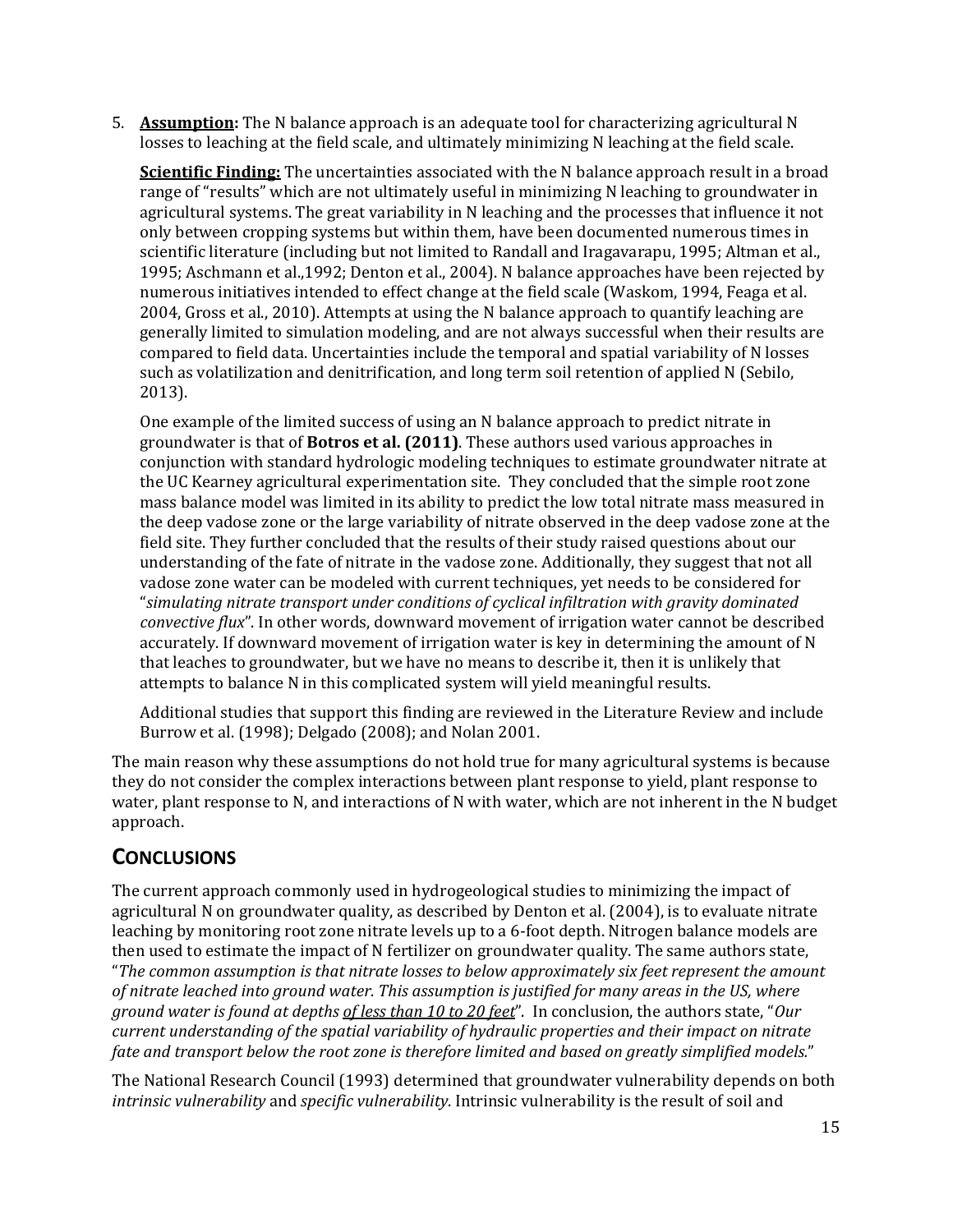5. **Assumption:** The N balance approach is an adequate tool for characterizing agricultural N losses to leaching at the field scale, and ultimately minimizing N leaching at the field scale.

   **Scientific Finding:** The uncertainties associated with the N balance approach result in a broad range of "results" which are not ultimately useful in minimizing N leaching to groundwater in agricultural systems. The great variability in N leaching and the processes that influence it not only between cropping systems but within them, have been documented numerous times in scientific literature (including but not limited to Randall and Iragavarapu, 1995; Altman et al., 1995; Aschmann et al.,1992; Denton et al., 2004). N balance approaches have been rejected by numerous initiatives intended to effect change at the field scale (Waskom, 1994, Feaga et al. 2004, Gross et al., 2010). Attempts at using the N balance approach to quantify leaching are generally limited to simulation modeling, and are not always successful when their results are compared to field data. Uncertainties include the temporal and spatial variability of N losses such as volatilization and denitrification, and long term soil retention of applied N (Sebilo, 2013).

   One example of the limited success of using an N balance approach to predict nitrate in groundwater is that of **Botros et al. (2011)**. These authors used various approaches in conjunction with standard hydrologic modeling techniques to estimate groundwater nitrate at the UC Kearney agricultural experimentation site. They concluded that the simple root zone mass balance model was limited in its ability to predict the low total nitrate mass measured in the deep vadose zone or the large variability of nitrate observed in the deep vadose zone at the field site. They further concluded that the results of their study raised questions about our understanding of the fate of nitrate in the vadose zone. Additionally, they suggest that not all vadose zone water can be modeled with current techniques, yet needs to be considered for "*simulating nitrate transport under conditions of cyclical infiltration with gravity dominated convective flux*". In other words, downward movement of irrigation water cannot be described accurately. If downward movement of irrigation water is key in determining the amount of N that leaches to groundwater, but we have no means to describe it, then it is unlikely that attempts to balance N in this complicated system will yield meaningful results.

   Additional studies that support this finding are reviewed in the Literature Review and include Burrow et al. (1998); Delgado (2008); and Nolan 2001.

The main reason why these assumptions do not hold true for many agricultural systems is because they do not consider the complex interactions between plant response to yield, plant response to water, plant response to N, and interactions of N with water, which are not inherent in the N budget approach.

## CONCLUSIONS

The current approach commonly used in hydrogeological studies to minimizing the impact of agricultural N on groundwater quality, as described by Denton et al. (2004), is to evaluate nitrate leaching by monitoring root zone nitrate levels up to a 6-foot depth. Nitrogen balance models are then used to estimate the impact of N fertilizer on groundwater quality. The same authors state, "*The common assumption is that nitrate losses to below approximately six feet represent the amount of nitrate leached into ground water. This assumption is justified for many areas in the US, where ground water is found at depths <u>of less than 10 to 20 feet</u>*". In conclusion, the authors state, "*Our current understanding of the spatial variability of hydraulic properties and their impact on nitrate fate and transport below the root zone is therefore limited and based on greatly simplified models.*"

The National Research Council (1993) determined that groundwater vulnerability depends on both *intrinsic vulnerability* and *specific vulnerability*. Intrinsic vulnerability is the result of soil and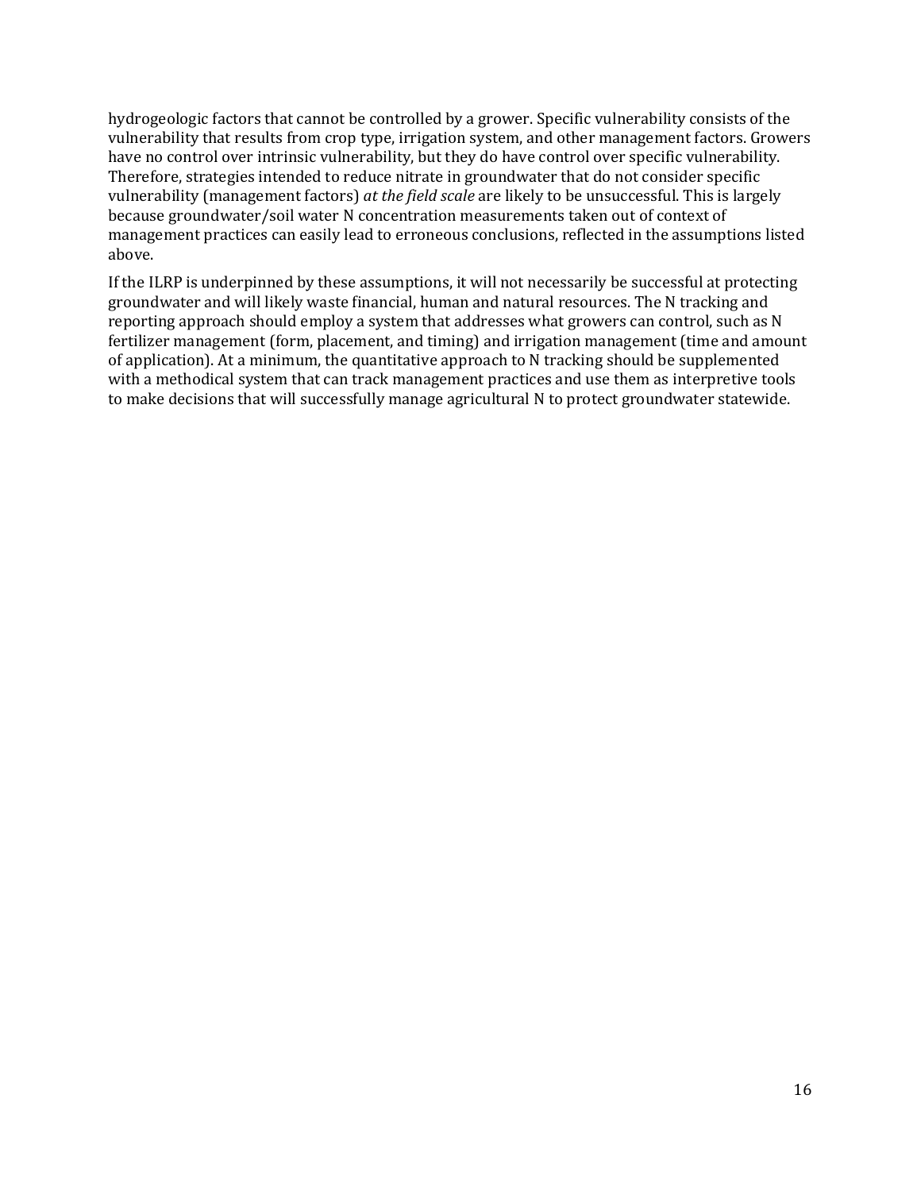hydrogeologic factors that cannot be controlled by a grower. Specific vulnerability consists of the vulnerability that results from crop type, irrigation system, and other management factors. Growers have no control over intrinsic vulnerability, but they do have control over specific vulnerability. Therefore, strategies intended to reduce nitrate in groundwater that do not consider specific vulnerability (management factors) *at the field scale* are likely to be unsuccessful. This is largely because groundwater/soil water N concentration measurements taken out of context of management practices can easily lead to erroneous conclusions, reflected in the assumptions listed above.

If the ILRP is underpinned by these assumptions, it will not necessarily be successful at protecting groundwater and will likely waste financial, human and natural resources. The N tracking and reporting approach should employ a system that addresses what growers can control, such as N fertilizer management (form, placement, and timing) and irrigation management (time and amount of application). At a minimum, the quantitative approach to N tracking should be supplemented with a methodical system that can track management practices and use them as interpretive tools to make decisions that will successfully manage agricultural N to protect groundwater statewide.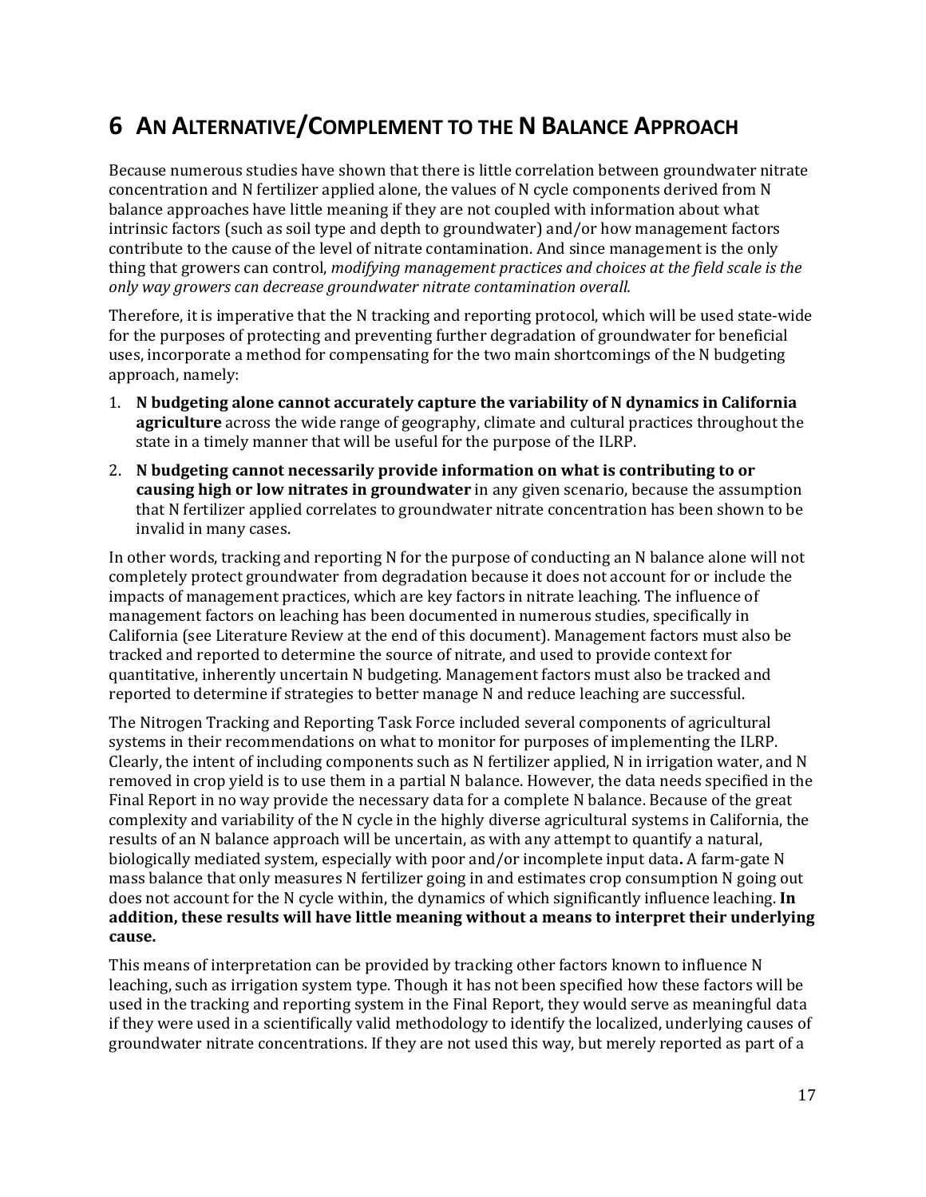# 6 AN ALTERNATIVE/COMPLEMENT TO THE N BALANCE APPROACH

Because numerous studies have shown that there is little correlation between groundwater nitrate concentration and N fertilizer applied alone, the values of N cycle components derived from N balance approaches have little meaning if they are not coupled with information about what intrinsic factors (such as soil type and depth to groundwater) and/or how management factors contribute to the cause of the level of nitrate contamination. And since management is the only thing that growers can control, *modifying management practices and choices at the field scale is the only way growers can decrease groundwater nitrate contamination overall.*

Therefore, it is imperative that the N tracking and reporting protocol, which will be used state-wide for the purposes of protecting and preventing further degradation of groundwater for beneficial uses, incorporate a method for compensating for the two main shortcomings of the N budgeting approach, namely:

1. **N budgeting alone cannot accurately capture the variability of N dynamics in California agriculture** across the wide range of geography, climate and cultural practices throughout the state in a timely manner that will be useful for the purpose of the ILRP.
2. **N budgeting cannot necessarily provide information on what is contributing to or causing high or low nitrates in groundwater** in any given scenario, because the assumption that N fertilizer applied correlates to groundwater nitrate concentration has been shown to be invalid in many cases.

In other words, tracking and reporting N for the purpose of conducting an N balance alone will not completely protect groundwater from degradation because it does not account for or include the impacts of management practices, which are key factors in nitrate leaching. The influence of management factors on leaching has been documented in numerous studies, specifically in California (see Literature Review at the end of this document). Management factors must also be tracked and reported to determine the source of nitrate, and used to provide context for quantitative, inherently uncertain N budgeting. Management factors must also be tracked and reported to determine if strategies to better manage N and reduce leaching are successful.

The Nitrogen Tracking and Reporting Task Force included several components of agricultural systems in their recommendations on what to monitor for purposes of implementing the ILRP. Clearly, the intent of including components such as N fertilizer applied, N in irrigation water, and N removed in crop yield is to use them in a partial N balance. However, the data needs specified in the Final Report in no way provide the necessary data for a complete N balance. Because of the great complexity and variability of the N cycle in the highly diverse agricultural systems in California, the results of an N balance approach will be uncertain, as with any attempt to quantify a natural, biologically mediated system, especially with poor and/or incomplete input data**.** A farm-gate N mass balance that only measures N fertilizer going in and estimates crop consumption N going out does not account for the N cycle within, the dynamics of which significantly influence leaching. **In addition, these results will have little meaning without a means to interpret their underlying cause.**

This means of interpretation can be provided by tracking other factors known to influence N leaching, such as irrigation system type. Though it has not been specified how these factors will be used in the tracking and reporting system in the Final Report, they would serve as meaningful data if they were used in a scientifically valid methodology to identify the localized, underlying causes of groundwater nitrate concentrations. If they are not used this way, but merely reported as part of a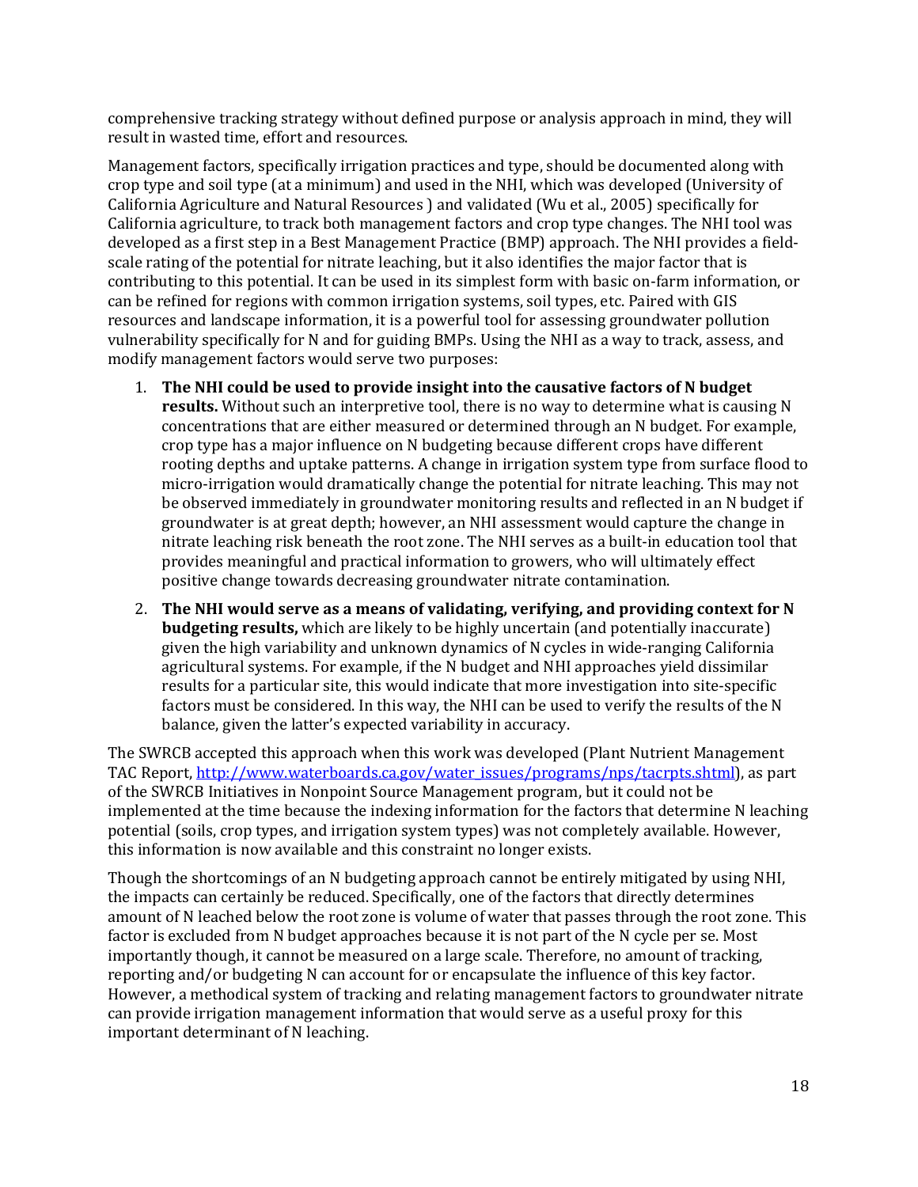comprehensive tracking strategy without defined purpose or analysis approach in mind, they will result in wasted time, effort and resources.

Management factors, specifically irrigation practices and type, should be documented along with crop type and soil type (at a minimum) and used in the NHI, which was developed (University of California Agriculture and Natural Resources ) and validated (Wu et al., 2005) specifically for California agriculture, to track both management factors and crop type changes. The NHI tool was developed as a first step in a Best Management Practice (BMP) approach. The NHI provides a field-scale rating of the potential for nitrate leaching, but it also identifies the major factor that is contributing to this potential. It can be used in its simplest form with basic on-farm information, or can be refined for regions with common irrigation systems, soil types, etc. Paired with GIS resources and landscape information, it is a powerful tool for assessing groundwater pollution vulnerability specifically for N and for guiding BMPs. Using the NHI as a way to track, assess, and modify management factors would serve two purposes:

1. **The NHI could be used to provide insight into the causative factors of N budget results.** Without such an interpretive tool, there is no way to determine what is causing N concentrations that are either measured or determined through an N budget. For example, crop type has a major influence on N budgeting because different crops have different rooting depths and uptake patterns. A change in irrigation system type from surface flood to micro-irrigation would dramatically change the potential for nitrate leaching. This may not be observed immediately in groundwater monitoring results and reflected in an N budget if groundwater is at great depth; however, an NHI assessment would capture the change in nitrate leaching risk beneath the root zone. The NHI serves as a built-in education tool that provides meaningful and practical information to growers, who will ultimately effect positive change towards decreasing groundwater nitrate contamination.
2. **The NHI would serve as a means of validating, verifying, and providing context for N budgeting results,** which are likely to be highly uncertain (and potentially inaccurate) given the high variability and unknown dynamics of N cycles in wide-ranging California agricultural systems. For example, if the N budget and NHI approaches yield dissimilar results for a particular site, this would indicate that more investigation into site-specific factors must be considered. In this way, the NHI can be used to verify the results of the N balance, given the latter's expected variability in accuracy.

The SWRCB accepted this approach when this work was developed (Plant Nutrient Management TAC Report, [http://www.waterboards.ca.gov/water_issues/programs/nps/tacrpts.shtml](http://www.waterboards.ca.gov/water_issues/programs/nps/tacrpts.shtml)), as part of the SWRCB Initiatives in Nonpoint Source Management program, but it could not be implemented at the time because the indexing information for the factors that determine N leaching potential (soils, crop types, and irrigation system types) was not completely available. However, this information is now available and this constraint no longer exists.

Though the shortcomings of an N budgeting approach cannot be entirely mitigated by using NHI, the impacts can certainly be reduced. Specifically, one of the factors that directly determines amount of N leached below the root zone is volume of water that passes through the root zone. This factor is excluded from N budget approaches because it is not part of the N cycle per se. Most importantly though, it cannot be measured on a large scale. Therefore, no amount of tracking, reporting and/or budgeting N can account for or encapsulate the influence of this key factor. However, a methodical system of tracking and relating management factors to groundwater nitrate can provide irrigation management information that would serve as a useful proxy for this important determinant of N leaching.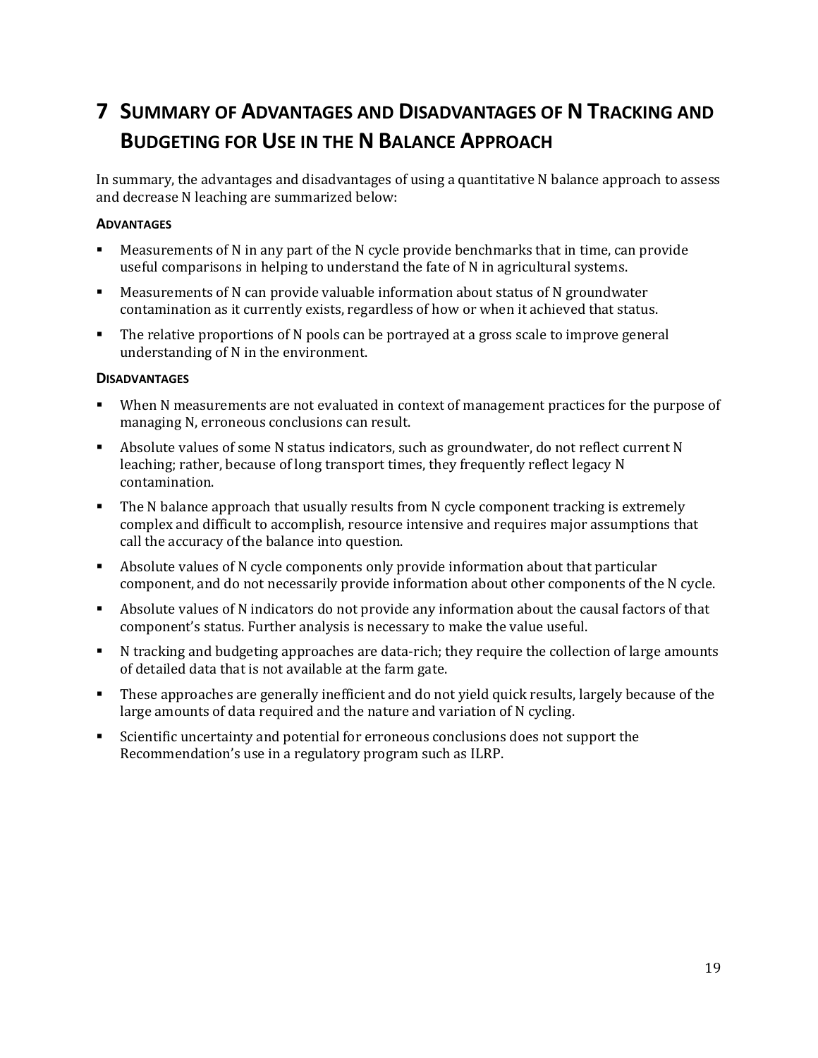# 7 Summary of Advantages and Disadvantages of N Tracking and Budgeting for Use in the N Balance Approach

In summary, the advantages and disadvantages of using a quantitative N balance approach to assess and decrease N leaching are summarized below:

#### Advantages

- Measurements of N in any part of the N cycle provide benchmarks that in time, can provide useful comparisons in helping to understand the fate of N in agricultural systems.
- Measurements of N can provide valuable information about status of N groundwater contamination as it currently exists, regardless of how or when it achieved that status.
- The relative proportions of N pools can be portrayed at a gross scale to improve general understanding of N in the environment.

#### Disadvantages

- When N measurements are not evaluated in context of management practices for the purpose of managing N, erroneous conclusions can result.
- Absolute values of some N status indicators, such as groundwater, do not reflect current N leaching; rather, because of long transport times, they frequently reflect legacy N contamination.
- The N balance approach that usually results from N cycle component tracking is extremely complex and difficult to accomplish, resource intensive and requires major assumptions that call the accuracy of the balance into question.
- Absolute values of N cycle components only provide information about that particular component, and do not necessarily provide information about other components of the N cycle.
- Absolute values of N indicators do not provide any information about the causal factors of that component's status. Further analysis is necessary to make the value useful.
- N tracking and budgeting approaches are data-rich; they require the collection of large amounts of detailed data that is not available at the farm gate.
- These approaches are generally inefficient and do not yield quick results, largely because of the large amounts of data required and the nature and variation of N cycling.
- Scientific uncertainty and potential for erroneous conclusions does not support the Recommendation's use in a regulatory program such as ILRP.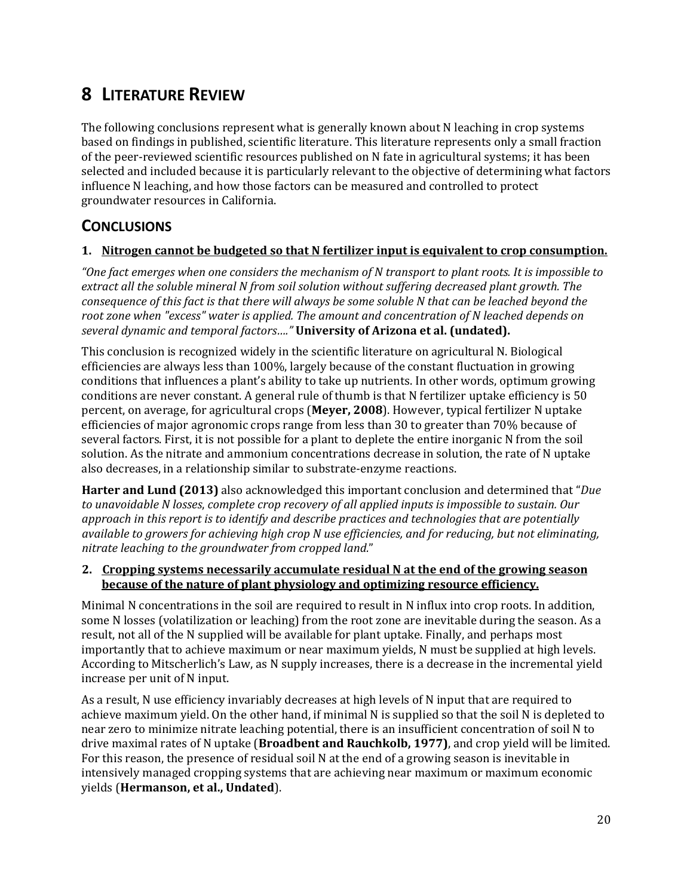# 8 LITERATURE REVIEW

The following conclusions represent what is generally known about N leaching in crop systems based on findings in published, scientific literature. This literature represents only a small fraction of the peer-reviewed scientific resources published on N fate in agricultural systems; it has been selected and included because it is particularly relevant to the objective of determining what factors influence N leaching, and how those factors can be measured and controlled to protect groundwater resources in California.

## CONCLUSIONS

### 1. Nitrogen cannot be budgeted so that N fertilizer input is equivalent to crop consumption.

*"One fact emerges when one considers the mechanism of N transport to plant roots. It is impossible to extract all the soluble mineral N from soil solution without suffering decreased plant growth. The consequence of this fact is that there will always be some soluble N that can be leached beyond the root zone when "excess" water is applied. The amount and concentration of N leached depends on several dynamic and temporal factors…."* **University of Arizona et al. (undated).**

This conclusion is recognized widely in the scientific literature on agricultural N. Biological efficiencies are always less than 100%, largely because of the constant fluctuation in growing conditions that influences a plant's ability to take up nutrients. In other words, optimum growing conditions are never constant. A general rule of thumb is that N fertilizer uptake efficiency is 50 percent, on average, for agricultural crops (**Meyer, 2008**). However, typical fertilizer N uptake efficiencies of major agronomic crops range from less than 30 to greater than 70% because of several factors. First, it is not possible for a plant to deplete the entire inorganic N from the soil solution. As the nitrate and ammonium concentrations decrease in solution, the rate of N uptake also decreases, in a relationship similar to substrate-enzyme reactions.

**Harter and Lund (2013)** also acknowledged this important conclusion and determined that "*Due to unavoidable N losses, complete crop recovery of all applied inputs is impossible to sustain. Our approach in this report is to identify and describe practices and technologies that are potentially available to growers for achieving high crop N use efficiencies, and for reducing, but not eliminating, nitrate leaching to the groundwater from cropped land.*"

### 2. Cropping systems necessarily accumulate residual N at the end of the growing season because of the nature of plant physiology and optimizing resource efficiency.

Minimal N concentrations in the soil are required to result in N influx into crop roots. In addition, some N losses (volatilization or leaching) from the root zone are inevitable during the season. As a result, not all of the N supplied will be available for plant uptake. Finally, and perhaps most importantly that to achieve maximum or near maximum yields, N must be supplied at high levels. According to Mitscherlich's Law, as N supply increases, there is a decrease in the incremental yield increase per unit of N input.

As a result, N use efficiency invariably decreases at high levels of N input that are required to achieve maximum yield. On the other hand, if minimal N is supplied so that the soil N is depleted to near zero to minimize nitrate leaching potential, there is an insufficient concentration of soil N to drive maximal rates of N uptake (**Broadbent and Rauchkolb, 1977)**, and crop yield will be limited. For this reason, the presence of residual soil N at the end of a growing season is inevitable in intensively managed cropping systems that are achieving near maximum or maximum economic yields (**Hermanson, et al., Undated**).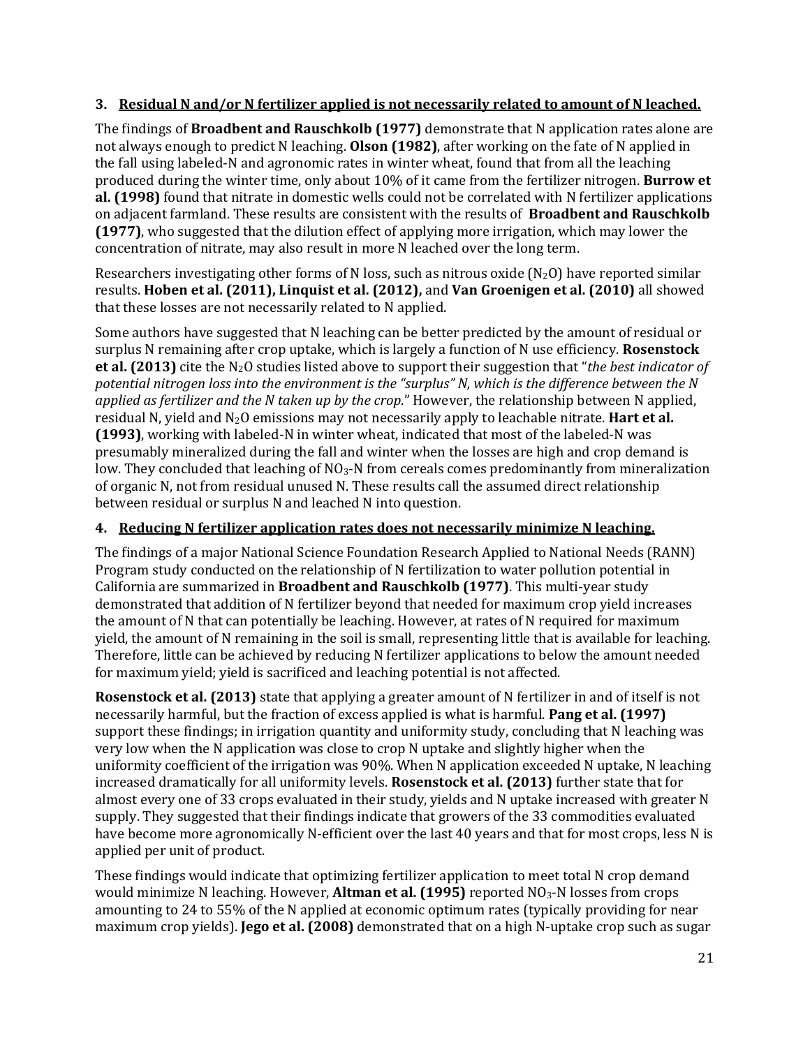### 3. **Residual N and/or N fertilizer applied is not necessarily related to amount of N leached.**

The findings of **Broadbent and Rauschkolb (1977)** demonstrate that N application rates alone are not always enough to predict N leaching. **Olson (1982)**, after working on the fate of N applied in the fall using labeled-N and agronomic rates in winter wheat, found that from all the leaching produced during the winter time, only about 10% of it came from the fertilizer nitrogen. **Burrow et al. (1998)** found that nitrate in domestic wells could not be correlated with N fertilizer applications on adjacent farmland. These results are consistent with the results of **Broadbent and Rauschkolb (1977)**, who suggested that the dilution effect of applying more irrigation, which may lower the concentration of nitrate, may also result in more N leached over the long term.

Researchers investigating other forms of N loss, such as nitrous oxide ($N_2O$) have reported similar results. **Hoben et al. (2011), Linquist et al. (2012),** and **Van Groenigen et al. (2010)** all showed that these losses are not necessarily related to N applied.

Some authors have suggested that N leaching can be better predicted by the amount of residual or surplus N remaining after crop uptake, which is largely a function of N use efficiency. **Rosenstock et al. (2013)** cite the $N_2O$ studies listed above to support their suggestion that "*the best indicator of potential nitrogen loss into the environment is the "surplus" N, which is the difference between the N applied as fertilizer and the N taken up by the crop*." However, the relationship between N applied, residual N, yield and $N_2O$ emissions may not necessarily apply to leachable nitrate. **Hart et al. (1993)**, working with labeled-N in winter wheat, indicated that most of the labeled-N was presumably mineralized during the fall and winter when the losses are high and crop demand is low. They concluded that leaching of $NO_3$-N from cereals comes predominantly from mineralization of organic N, not from residual unused N. These results call the assumed direct relationship between residual or surplus N and leached N into question.

### 4. **Reducing N fertilizer application rates does not necessarily minimize N leaching.**

The findings of a major National Science Foundation Research Applied to National Needs (RANN) Program study conducted on the relationship of N fertilization to water pollution potential in California are summarized in **Broadbent and Rauschkolb (1977)**. This multi-year study demonstrated that addition of N fertilizer beyond that needed for maximum crop yield increases the amount of N that can potentially be leaching. However, at rates of N required for maximum yield, the amount of N remaining in the soil is small, representing little that is available for leaching. Therefore, little can be achieved by reducing N fertilizer applications to below the amount needed for maximum yield; yield is sacrificed and leaching potential is not affected.

**Rosenstock et al. (2013)** state that applying a greater amount of N fertilizer in and of itself is not necessarily harmful, but the fraction of excess applied is what is harmful. **Pang et al. (1997)** support these findings; in irrigation quantity and uniformity study, concluding that N leaching was very low when the N application was close to crop N uptake and slightly higher when the uniformity coefficient of the irrigation was 90%. When N application exceeded N uptake, N leaching increased dramatically for all uniformity levels. **Rosenstock et al. (2013)** further state that for almost every one of 33 crops evaluated in their study, yields and N uptake increased with greater N supply. They suggested that their findings indicate that growers of the 33 commodities evaluated have become more agronomically N-efficient over the last 40 years and that for most crops, less N is applied per unit of product.

These findings would indicate that optimizing fertilizer application to meet total N crop demand would minimize N leaching. However, **Altman et al. (1995)** reported $NO_3$-N losses from crops amounting to 24 to 55% of the N applied at economic optimum rates (typically providing for near maximum crop yields). **Jego et al. (2008)** demonstrated that on a high N-uptake crop such as sugar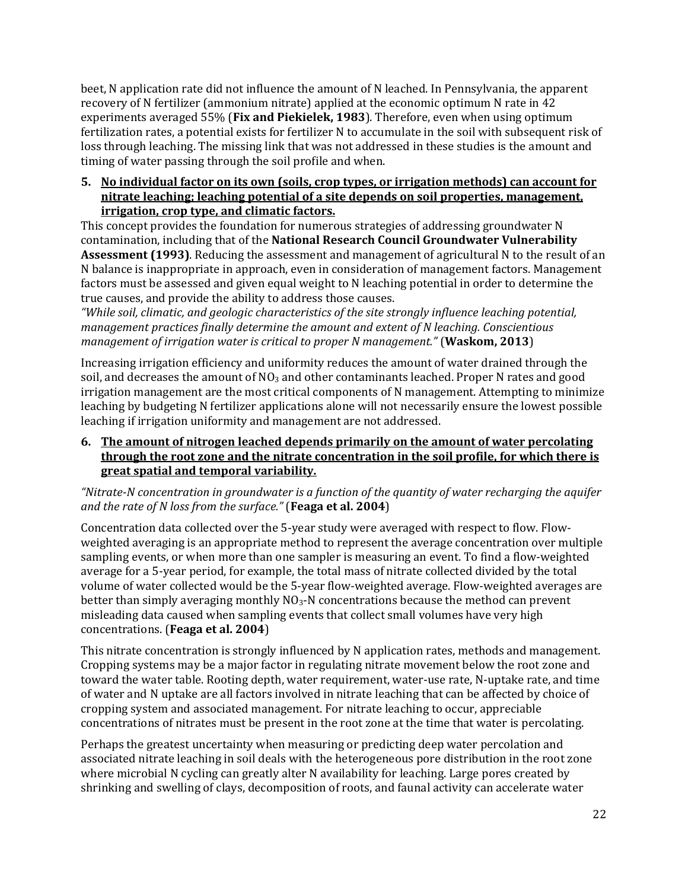beet, N application rate did not influence the amount of N leached. In Pennsylvania, the apparent recovery of N fertilizer (ammonium nitrate) applied at the economic optimum N rate in 42 experiments averaged 55% (**Fix and Piekielek, 1983**). Therefore, even when using optimum fertilization rates, a potential exists for fertilizer N to accumulate in the soil with subsequent risk of loss through leaching. The missing link that was not addressed in these studies is the amount and timing of water passing through the soil profile and when.

5. **<u>No individual factor on its own (soils, crop types, or irrigation methods) can account for nitrate leaching; leaching potential of a site depends on soil properties, management, irrigation, crop type, and climatic factors.</u>**

This concept provides the foundation for numerous strategies of addressing groundwater N contamination, including that of the **National Research Council Groundwater Vulnerability Assessment (1993)**. Reducing the assessment and management of agricultural N to the result of an N balance is inappropriate in approach, even in consideration of management factors. Management factors must be assessed and given equal weight to N leaching potential in order to determine the true causes, and provide the ability to address those causes.

*"While soil, climatic, and geologic characteristics of the site strongly influence leaching potential, management practices finally determine the amount and extent of N leaching. Conscientious management of irrigation water is critical to proper N management."* (**Waskom, 2013**)

Increasing irrigation efficiency and uniformity reduces the amount of water drained through the soil, and decreases the amount of $NO_3$ and other contaminants leached. Proper N rates and good irrigation management are the most critical components of N management. Attempting to minimize leaching by budgeting N fertilizer applications alone will not necessarily ensure the lowest possible leaching if irrigation uniformity and management are not addressed.

6. **<u>The amount of nitrogen leached depends primarily on the amount of water percolating through the root zone and the nitrate concentration in the soil profile, for which there is great spatial and temporal variability.</u>**

*"Nitrate-N concentration in groundwater is a function of the quantity of water recharging the aquifer and the rate of N loss from the surface."* (**Feaga et al. 2004**)

Concentration data collected over the 5-year study were averaged with respect to flow. Flow-weighted averaging is an appropriate method to represent the average concentration over multiple sampling events, or when more than one sampler is measuring an event. To find a flow-weighted average for a 5-year period, for example, the total mass of nitrate collected divided by the total volume of water collected would be the 5-year flow-weighted average. Flow-weighted averages are better than simply averaging monthly $NO_3$-N concentrations because the method can prevent misleading data caused when sampling events that collect small volumes have very high concentrations. (**Feaga et al. 2004**)

This nitrate concentration is strongly influenced by N application rates, methods and management. Cropping systems may be a major factor in regulating nitrate movement below the root zone and toward the water table. Rooting depth, water requirement, water-use rate, N-uptake rate, and time of water and N uptake are all factors involved in nitrate leaching that can be affected by choice of cropping system and associated management. For nitrate leaching to occur, appreciable concentrations of nitrates must be present in the root zone at the time that water is percolating.

Perhaps the greatest uncertainty when measuring or predicting deep water percolation and associated nitrate leaching in soil deals with the heterogeneous pore distribution in the root zone where microbial N cycling can greatly alter N availability for leaching. Large pores created by shrinking and swelling of clays, decomposition of roots, and faunal activity can accelerate water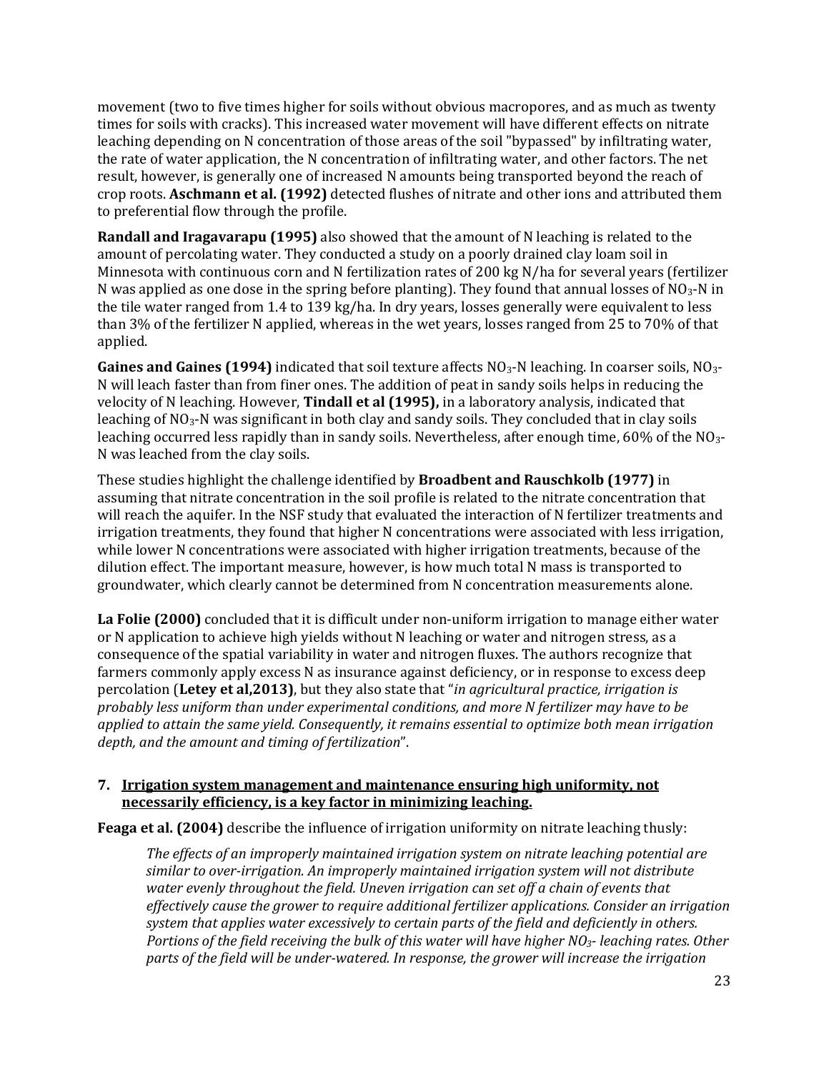movement (two to five times higher for soils without obvious macropores, and as much as twenty times for soils with cracks). This increased water movement will have different effects on nitrate leaching depending on N concentration of those areas of the soil "bypassed" by infiltrating water, the rate of water application, the N concentration of infiltrating water, and other factors. The net result, however, is generally one of increased N amounts being transported beyond the reach of crop roots. **Aschmann et al. (1992)** detected flushes of nitrate and other ions and attributed them to preferential flow through the profile.

**Randall and Iragavarapu (1995)** also showed that the amount of N leaching is related to the amount of percolating water. They conducted a study on a poorly drained clay loam soil in Minnesota with continuous corn and N fertilization rates of 200 kg N/ha for several years (fertilizer N was applied as one dose in the spring before planting). They found that annual losses of $NO_3$-N in the tile water ranged from 1.4 to 139 kg/ha. In dry years, losses generally were equivalent to less than 3% of the fertilizer N applied, whereas in the wet years, losses ranged from 25 to 70% of that applied.

**Gaines and Gaines (1994)** indicated that soil texture affects $NO_3$-N leaching. In coarser soils, $NO_3$-N will leach faster than from finer ones. The addition of peat in sandy soils helps in reducing the velocity of N leaching. However, **Tindall et al (1995),** in a laboratory analysis, indicated that leaching of $NO_3$-N was significant in both clay and sandy soils. They concluded that in clay soils leaching occurred less rapidly than in sandy soils. Nevertheless, after enough time, 60% of the $NO_3$-N was leached from the clay soils.

These studies highlight the challenge identified by **Broadbent and Rauschkolb (1977)** in assuming that nitrate concentration in the soil profile is related to the nitrate concentration that will reach the aquifer. In the NSF study that evaluated the interaction of N fertilizer treatments and irrigation treatments, they found that higher N concentrations were associated with less irrigation, while lower N concentrations were associated with higher irrigation treatments, because of the dilution effect. The important measure, however, is how much total N mass is transported to groundwater, which clearly cannot be determined from N concentration measurements alone.

**La Folie (2000)** concluded that it is difficult under non-uniform irrigation to manage either water or N application to achieve high yields without N leaching or water and nitrogen stress, as a consequence of the spatial variability in water and nitrogen fluxes. The authors recognize that farmers commonly apply excess N as insurance against deficiency, or in response to excess deep percolation (**Letey et al,2013**), but they also state that "*in agricultural practice, irrigation is probably less uniform than under experimental conditions, and more N fertilizer may have to be applied to attain the same yield. Consequently, it remains essential to optimize both mean irrigation depth, and the amount and timing of fertilization*".

### 7. Irrigation system management and maintenance ensuring high uniformity, not necessarily efficiency, is a key factor in minimizing leaching.

**Feaga et al. (2004)** describe the influence of irrigation uniformity on nitrate leaching thusly:

> *The effects of an improperly maintained irrigation system on nitrate leaching potential are similar to over-irrigation. An improperly maintained irrigation system will not distribute water evenly throughout the field. Uneven irrigation can set off a chain of events that effectively cause the grower to require additional fertilizer applications. Consider an irrigation system that applies water excessively to certain parts of the field and deficiently in others. Portions of the field receiving the bulk of this water will have higher $NO_3$- leaching rates. Other parts of the field will be under-watered. In response, the grower will increase the irrigation*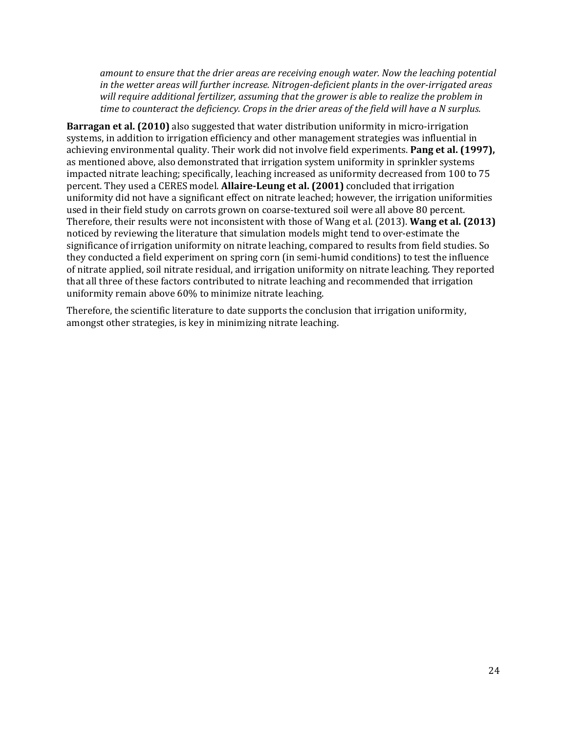*amount to ensure that the drier areas are receiving enough water. Now the leaching potential in the wetter areas will further increase. Nitrogen-deficient plants in the over-irrigated areas will require additional fertilizer, assuming that the grower is able to realize the problem in time to counteract the deficiency. Crops in the drier areas of the field will have a N surplus.*

**Barragan et al. (2010)** also suggested that water distribution uniformity in micro-irrigation systems, in addition to irrigation efficiency and other management strategies was influential in achieving environmental quality. Their work did not involve field experiments. **Pang et al. (1997),** as mentioned above, also demonstrated that irrigation system uniformity in sprinkler systems impacted nitrate leaching; specifically, leaching increased as uniformity decreased from 100 to 75 percent. They used a CERES model. **Allaire-Leung et al. (2001)** concluded that irrigation uniformity did not have a significant effect on nitrate leached; however, the irrigation uniformities used in their field study on carrots grown on coarse-textured soil were all above 80 percent. Therefore, their results were not inconsistent with those of Wang et al. (2013). **Wang et al. (2013)** noticed by reviewing the literature that simulation models might tend to over-estimate the significance of irrigation uniformity on nitrate leaching, compared to results from field studies. So they conducted a field experiment on spring corn (in semi-humid conditions) to test the influence of nitrate applied, soil nitrate residual, and irrigation uniformity on nitrate leaching. They reported that all three of these factors contributed to nitrate leaching and recommended that irrigation uniformity remain above 60% to minimize nitrate leaching.

Therefore, the scientific literature to date supports the conclusion that irrigation uniformity, amongst other strategies, is key in minimizing nitrate leaching.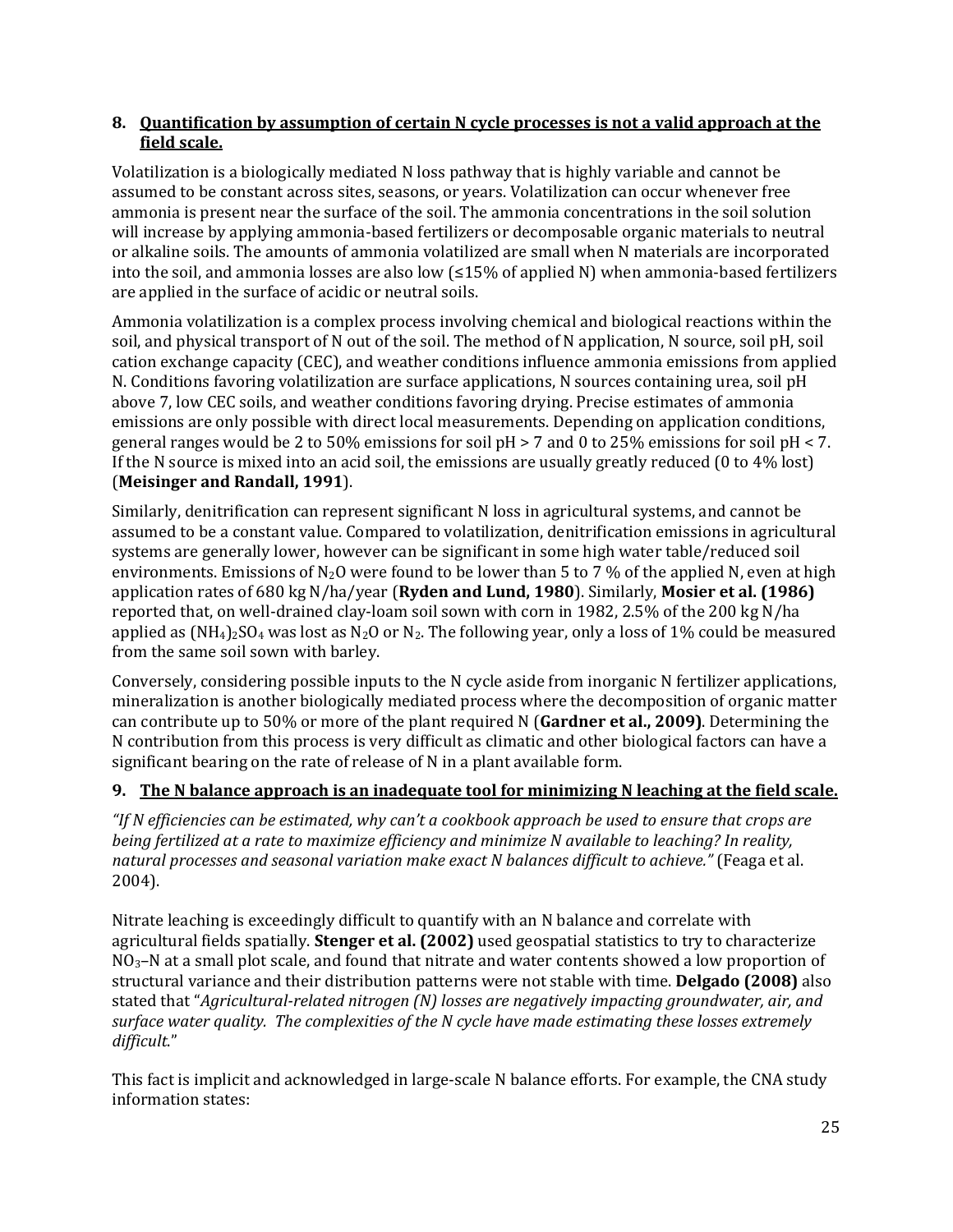### 8. <u>Quantification by assumption of certain N cycle processes is not a valid approach at the field scale.</u>

Volatilization is a biologically mediated N loss pathway that is highly variable and cannot be assumed to be constant across sites, seasons, or years. Volatilization can occur whenever free ammonia is present near the surface of the soil. The ammonia concentrations in the soil solution will increase by applying ammonia-based fertilizers or decomposable organic materials to neutral or alkaline soils. The amounts of ammonia volatilized are small when N materials are incorporated into the soil, and ammonia losses are also low (≤15% of applied N) when ammonia-based fertilizers are applied in the surface of acidic or neutral soils.

Ammonia volatilization is a complex process involving chemical and biological reactions within the soil, and physical transport of N out of the soil. The method of N application, N source, soil pH, soil cation exchange capacity (CEC), and weather conditions influence ammonia emissions from applied N. Conditions favoring volatilization are surface applications, N sources containing urea, soil pH above 7, low CEC soils, and weather conditions favoring drying. Precise estimates of ammonia emissions are only possible with direct local measurements. Depending on application conditions, general ranges would be 2 to 50% emissions for soil pH > 7 and 0 to 25% emissions for soil pH < 7. If the N source is mixed into an acid soil, the emissions are usually greatly reduced (0 to 4% lost) (**Meisinger and Randall, 1991**).

Similarly, denitrification can represent significant N loss in agricultural systems, and cannot be assumed to be a constant value. Compared to volatilization, denitrification emissions in agricultural systems are generally lower, however can be significant in some high water table/reduced soil environments. Emissions of $N_2O$ were found to be lower than 5 to 7 % of the applied N, even at high application rates of 680 kg N/ha/year (**Ryden and Lund, 1980**). Similarly, **Mosier et al. (1986)** reported that, on well-drained clay-loam soil sown with corn in 1982, 2.5% of the 200 kg N/ha applied as $(NH_4)_2SO_4$ was lost as $N_2O$ or $N_2$. The following year, only a loss of 1% could be measured from the same soil sown with barley.

Conversely, considering possible inputs to the N cycle aside from inorganic N fertilizer applications, mineralization is another biologically mediated process where the decomposition of organic matter can contribute up to 50% or more of the plant required N (**Gardner et al., 2009)**. Determining the N contribution from this process is very difficult as climatic and other biological factors can have a significant bearing on the rate of release of N in a plant available form.

### 9. <u>The N balance approach is an inadequate tool for minimizing N leaching at the field scale.</u>

*"If N efficiencies can be estimated, why can't a cookbook approach be used to ensure that crops are being fertilized at a rate to maximize efficiency and minimize N available to leaching? In reality, natural processes and seasonal variation make exact N balances difficult to achieve."* (Feaga et al. 2004).

Nitrate leaching is exceedingly difficult to quantify with an N balance and correlate with agricultural fields spatially. **Stenger et al. (2002)** used geospatial statistics to try to characterize $NO_3$–N at a small plot scale, and found that nitrate and water contents showed a low proportion of structural variance and their distribution patterns were not stable with time. **Delgado (2008)** also stated that "*Agricultural-related nitrogen (N) losses are negatively impacting groundwater, air, and surface water quality. The complexities of the N cycle have made estimating these losses extremely difficult.*"

This fact is implicit and acknowledged in large-scale N balance efforts. For example, the CNA study information states: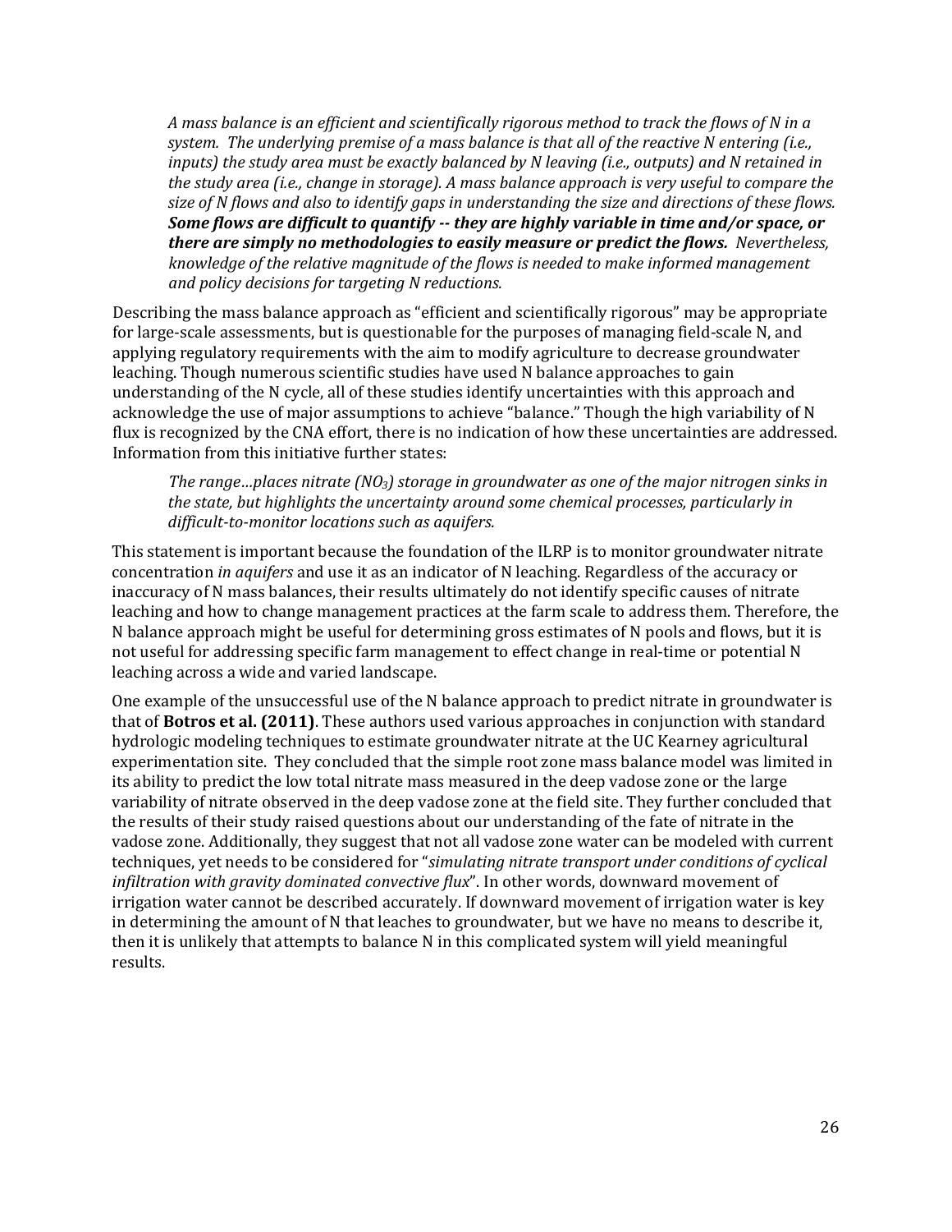> *A mass balance is an efficient and scientifically rigorous method to track the flows of N in a system. The underlying premise of a mass balance is that all of the reactive N entering (i.e., inputs) the study area must be exactly balanced by N leaving (i.e., outputs) and N retained in the study area (i.e., change in storage). A mass balance approach is very useful to compare the size of N flows and also to identify gaps in understanding the size and directions of these flows.* ***Some flows are difficult to quantify -- they are highly variable in time and/or space, or there are simply no methodologies to easily measure or predict the flows.*** *Nevertheless, knowledge of the relative magnitude of the flows is needed to make informed management and policy decisions for targeting N reductions.*

Describing the mass balance approach as "efficient and scientifically rigorous" may be appropriate for large-scale assessments, but is questionable for the purposes of managing field-scale N, and applying regulatory requirements with the aim to modify agriculture to decrease groundwater leaching. Though numerous scientific studies have used N balance approaches to gain understanding of the N cycle, all of these studies identify uncertainties with this approach and acknowledge the use of major assumptions to achieve "balance." Though the high variability of N flux is recognized by the CNA effort, there is no indication of how these uncertainties are addressed. Information from this initiative further states:

> *The range…places nitrate ($NO_3$) storage in groundwater as one of the major nitrogen sinks in the state, but highlights the uncertainty around some chemical processes, particularly in difficult-to-monitor locations such as aquifers.*

This statement is important because the foundation of the ILRP is to monitor groundwater nitrate concentration *in aquifers* and use it as an indicator of N leaching. Regardless of the accuracy or inaccuracy of N mass balances, their results ultimately do not identify specific causes of nitrate leaching and how to change management practices at the farm scale to address them. Therefore, the N balance approach might be useful for determining gross estimates of N pools and flows, but it is not useful for addressing specific farm management to effect change in real-time or potential N leaching across a wide and varied landscape.

One example of the unsuccessful use of the N balance approach to predict nitrate in groundwater is that of **Botros et al. (2011)**. These authors used various approaches in conjunction with standard hydrologic modeling techniques to estimate groundwater nitrate at the UC Kearney agricultural experimentation site. They concluded that the simple root zone mass balance model was limited in its ability to predict the low total nitrate mass measured in the deep vadose zone or the large variability of nitrate observed in the deep vadose zone at the field site. They further concluded that the results of their study raised questions about our understanding of the fate of nitrate in the vadose zone. Additionally, they suggest that not all vadose zone water can be modeled with current techniques, yet needs to be considered for "*simulating nitrate transport under conditions of cyclical infiltration with gravity dominated convective flux*". In other words, downward movement of irrigation water cannot be described accurately. If downward movement of irrigation water is key in determining the amount of N that leaches to groundwater, but we have no means to describe it, then it is unlikely that attempts to balance N in this complicated system will yield meaningful results.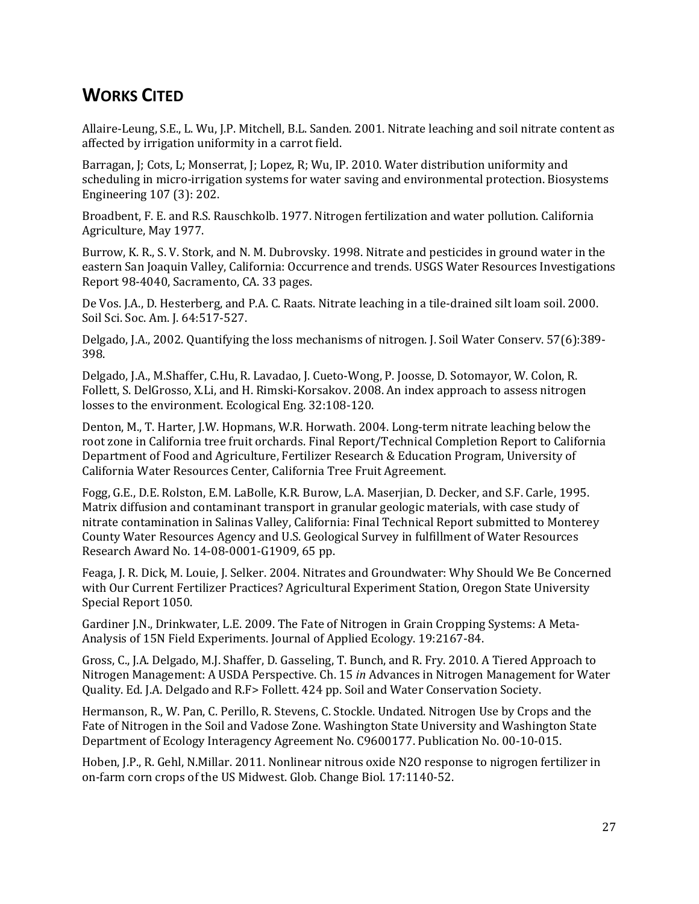## WORKS CITED

Allaire-Leung, S.E., L. Wu, J.P. Mitchell, B.L. Sanden. 2001. Nitrate leaching and soil nitrate content as affected by irrigation uniformity in a carrot field.

Barragan, J; Cots, L; Monserrat, J; Lopez, R; Wu, IP. 2010. Water distribution uniformity and scheduling in micro-irrigation systems for water saving and environmental protection. Biosystems Engineering 107 (3): 202.

Broadbent, F. E. and R.S. Rauschkolb. 1977. Nitrogen fertilization and water pollution. California Agriculture, May 1977.

Burrow, K. R., S. V. Stork, and N. M. Dubrovsky. 1998. Nitrate and pesticides in ground water in the eastern San Joaquin Valley, California: Occurrence and trends. USGS Water Resources Investigations Report 98-4040, Sacramento, CA. 33 pages.

De Vos. J.A., D. Hesterberg, and P.A. C. Raats. Nitrate leaching in a tile-drained silt loam soil. 2000. Soil Sci. Soc. Am. J. 64:517-527.

Delgado, J.A., 2002. Quantifying the loss mechanisms of nitrogen. J. Soil Water Conserv. 57(6):389-398.

Delgado, J.A., M.Shaffer, C.Hu, R. Lavadao, J. Cueto-Wong, P. Joosse, D. Sotomayor, W. Colon, R. Follett, S. DelGrosso, X.Li, and H. Rimski-Korsakov. 2008. An index approach to assess nitrogen losses to the environment. Ecological Eng. 32:108-120.

Denton, M., T. Harter, J.W. Hopmans, W.R. Horwath. 2004. Long-term nitrate leaching below the root zone in California tree fruit orchards. Final Report/Technical Completion Report to California Department of Food and Agriculture, Fertilizer Research & Education Program, University of California Water Resources Center, California Tree Fruit Agreement.

Fogg, G.E., D.E. Rolston, E.M. LaBolle, K.R. Burow, L.A. Maserjian, D. Decker, and S.F. Carle, 1995. Matrix diffusion and contaminant transport in granular geologic materials, with case study of nitrate contamination in Salinas Valley, California: Final Technical Report submitted to Monterey County Water Resources Agency and U.S. Geological Survey in fulfillment of Water Resources Research Award No. 14-08-0001-G1909, 65 pp.

Feaga, J. R. Dick, M. Louie, J. Selker. 2004. Nitrates and Groundwater: Why Should We Be Concerned with Our Current Fertilizer Practices? Agricultural Experiment Station, Oregon State University Special Report 1050.

Gardiner J.N., Drinkwater, L.E. 2009. The Fate of Nitrogen in Grain Cropping Systems: A Meta-Analysis of 15N Field Experiments. Journal of Applied Ecology. 19:2167-84.

Gross, C., J.A. Delgado, M.J. Shaffer, D. Gasseling, T. Bunch, and R. Fry. 2010. A Tiered Approach to Nitrogen Management: A USDA Perspective. Ch. 15 *in* Advances in Nitrogen Management for Water Quality. Ed. J.A. Delgado and R.F> Follett. 424 pp. Soil and Water Conservation Society.

Hermanson, R., W. Pan, C. Perillo, R. Stevens, C. Stockle. Undated. Nitrogen Use by Crops and the Fate of Nitrogen in the Soil and Vadose Zone. Washington State University and Washington State Department of Ecology Interagency Agreement No. C9600177. Publication No. 00-10-015.

Hoben, J.P., R. Gehl, N.Millar. 2011. Nonlinear nitrous oxide N2O response to nigrogen fertilizer in on-farm corn crops of the US Midwest. Glob. Change Biol. 17:1140-52.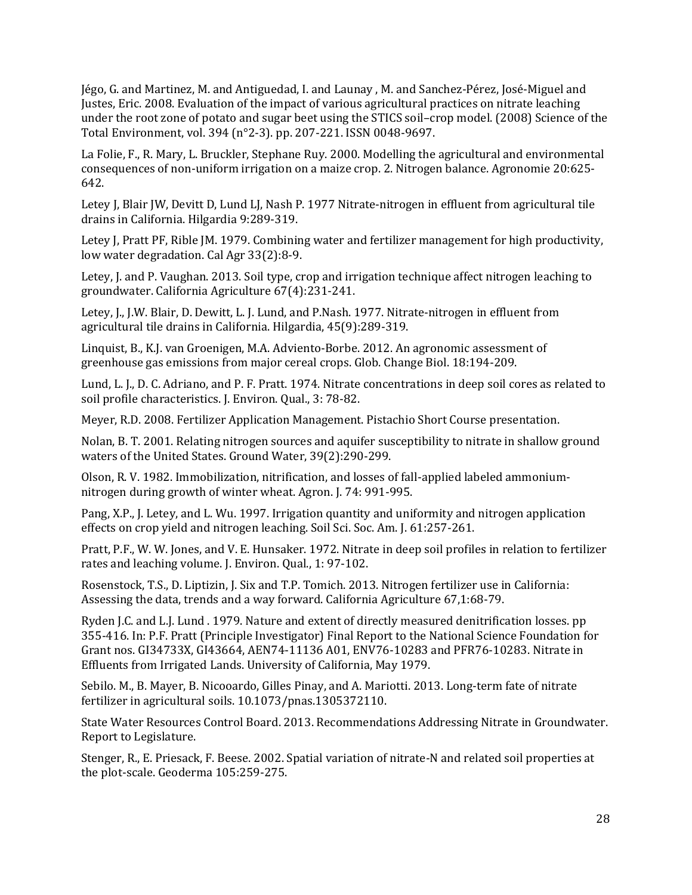Jégo, G. and Martinez, M. and Antiguedad, I. and Launay , M. and Sanchez-Pérez, José-Miguel and Justes, Eric. 2008. Evaluation of the impact of various agricultural practices on nitrate leaching under the root zone of potato and sugar beet using the STICS soil–crop model. (2008) Science of the Total Environment, vol. 394 (n°2-3). pp. 207-221. ISSN 0048-9697.

La Folie, F., R. Mary, L. Bruckler, Stephane Ruy. 2000. Modelling the agricultural and environmental consequences of non-uniform irrigation on a maize crop. 2. Nitrogen balance. Agronomie 20:625-642.

Letey J, Blair JW, Devitt D, Lund LJ, Nash P. 1977 Nitrate-nitrogen in effluent from agricultural tile drains in California. Hilgardia 9:289-319.

Letey J, Pratt PF, Rible JM. 1979. Combining water and fertilizer management for high productivity, low water degradation. Cal Agr 33(2):8-9.

Letey, J. and P. Vaughan. 2013. Soil type, crop and irrigation technique affect nitrogen leaching to groundwater. California Agriculture 67(4):231-241.

Letey, J., J.W. Blair, D. Dewitt, L. J. Lund, and P.Nash. 1977. Nitrate-nitrogen in effluent from agricultural tile drains in California. Hilgardia, 45(9):289-319.

Linquist, B., K.J. van Groenigen, M.A. Adviento-Borbe. 2012. An agronomic assessment of greenhouse gas emissions from major cereal crops. Glob. Change Biol. 18:194-209.

Lund, L. J., D. C. Adriano, and P. F. Pratt. 1974. Nitrate concentrations in deep soil cores as related to soil profile characteristics. J. Environ. Qual., 3: 78-82.

Meyer, R.D. 2008. Fertilizer Application Management. Pistachio Short Course presentation.

Nolan, B. T. 2001. Relating nitrogen sources and aquifer susceptibility to nitrate in shallow ground waters of the United States. Ground Water, 39(2):290-299.

Olson, R. V. 1982. Immobilization, nitrification, and losses of fall-applied labeled ammonium-nitrogen during growth of winter wheat. Agron. J. 74: 991-995.

Pang, X.P., J. Letey, and L. Wu. 1997. Irrigation quantity and uniformity and nitrogen application effects on crop yield and nitrogen leaching. Soil Sci. Soc. Am. J. 61:257-261.

Pratt, P.F., W. W. Jones, and V. E. Hunsaker. 1972. Nitrate in deep soil profiles in relation to fertilizer rates and leaching volume. J. Environ. Qual., 1: 97-102.

Rosenstock, T.S., D. Liptizin, J. Six and T.P. Tomich. 2013. Nitrogen fertilizer use in California: Assessing the data, trends and a way forward. California Agriculture 67,1:68-79.

Ryden J.C. and L.J. Lund . 1979. Nature and extent of directly measured denitrification losses. pp 355-416. In: P.F. Pratt (Principle Investigator) Final Report to the National Science Foundation for Grant nos. GI34733X, GI43664, AEN74-11136 A01, ENV76-10283 and PFR76-10283. Nitrate in Effluents from Irrigated Lands. University of California, May 1979.

Sebilo. M., B. Mayer, B. Nicooardo, Gilles Pinay, and A. Mariotti. 2013. Long-term fate of nitrate fertilizer in agricultural soils. 10.1073/pnas.1305372110.

State Water Resources Control Board. 2013. Recommendations Addressing Nitrate in Groundwater. Report to Legislature.

Stenger, R., E. Priesack, F. Beese. 2002. Spatial variation of nitrate-N and related soil properties at the plot-scale. Geoderma 105:259-275.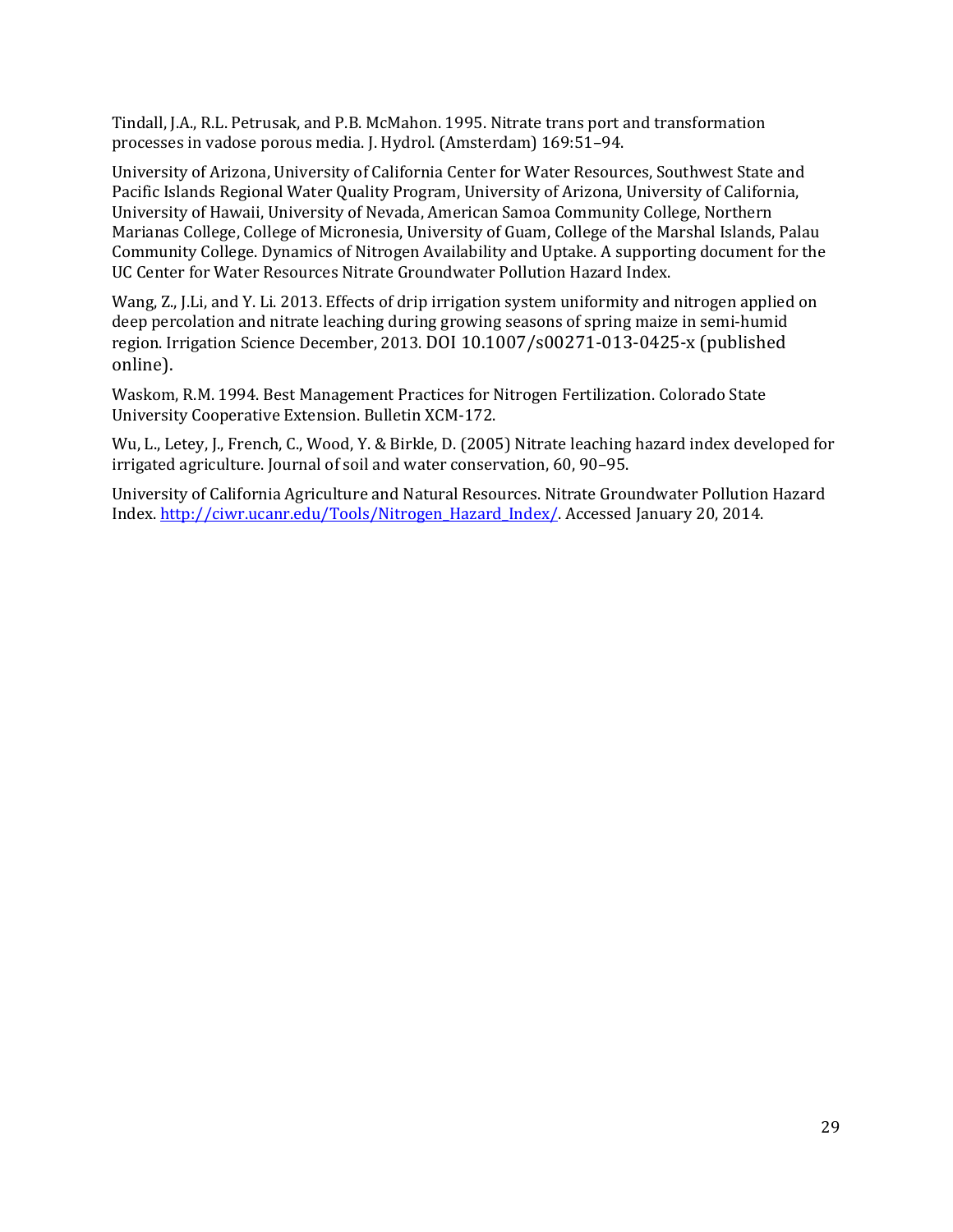Tindall, J.A., R.L. Petrusak, and P.B. McMahon. 1995. Nitrate trans port and transformation processes in vadose porous media. J. Hydrol. (Amsterdam) 169:51–94.

University of Arizona, University of California Center for Water Resources, Southwest State and Pacific Islands Regional Water Quality Program, University of Arizona, University of California, University of Hawaii, University of Nevada, American Samoa Community College, Northern Marianas College, College of Micronesia, University of Guam, College of the Marshal Islands, Palau Community College. Dynamics of Nitrogen Availability and Uptake. A supporting document for the UC Center for Water Resources Nitrate Groundwater Pollution Hazard Index.

Wang, Z., J.Li, and Y. Li. 2013. Effects of drip irrigation system uniformity and nitrogen applied on deep percolation and nitrate leaching during growing seasons of spring maize in semi-humid region. Irrigation Science December, 2013. DOI 10.1007/s00271-013-0425-x (published online).

Waskom, R.M. 1994. Best Management Practices for Nitrogen Fertilization. Colorado State University Cooperative Extension. Bulletin XCM-172.

Wu, L., Letey, J., French, C., Wood, Y. & Birkle, D. (2005) Nitrate leaching hazard index developed for irrigated agriculture. Journal of soil and water conservation, 60, 90–95.

University of California Agriculture and Natural Resources. Nitrate Groundwater Pollution Hazard Index. [http://ciwr.ucanr.edu/Tools/Nitrogen_Hazard_Index/](http://ciwr.ucanr.edu/Tools/Nitrogen_Hazard_Index/). Accessed January 20, 2014.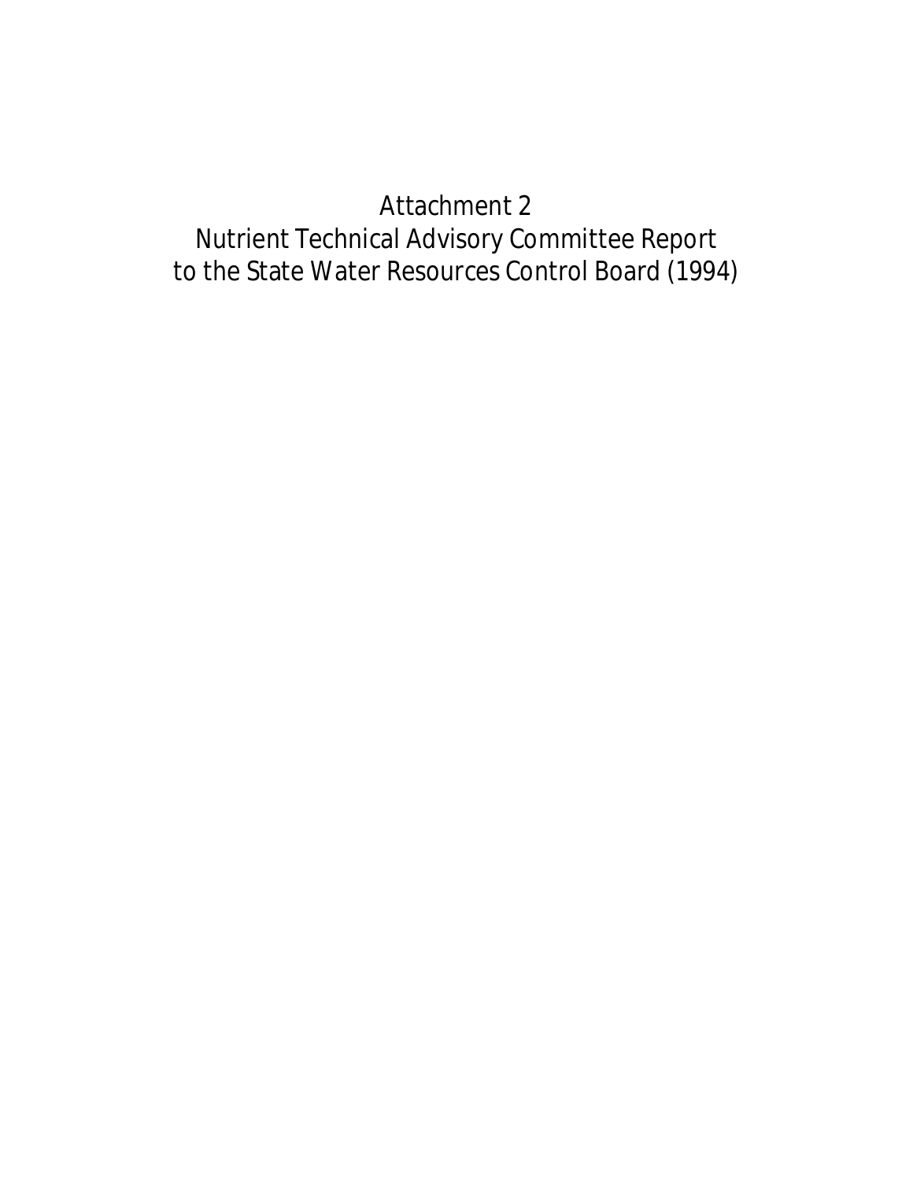# Attachment 2

# Nutrient Technical Advisory Committee Report to the State Water Resources Control Board (1994)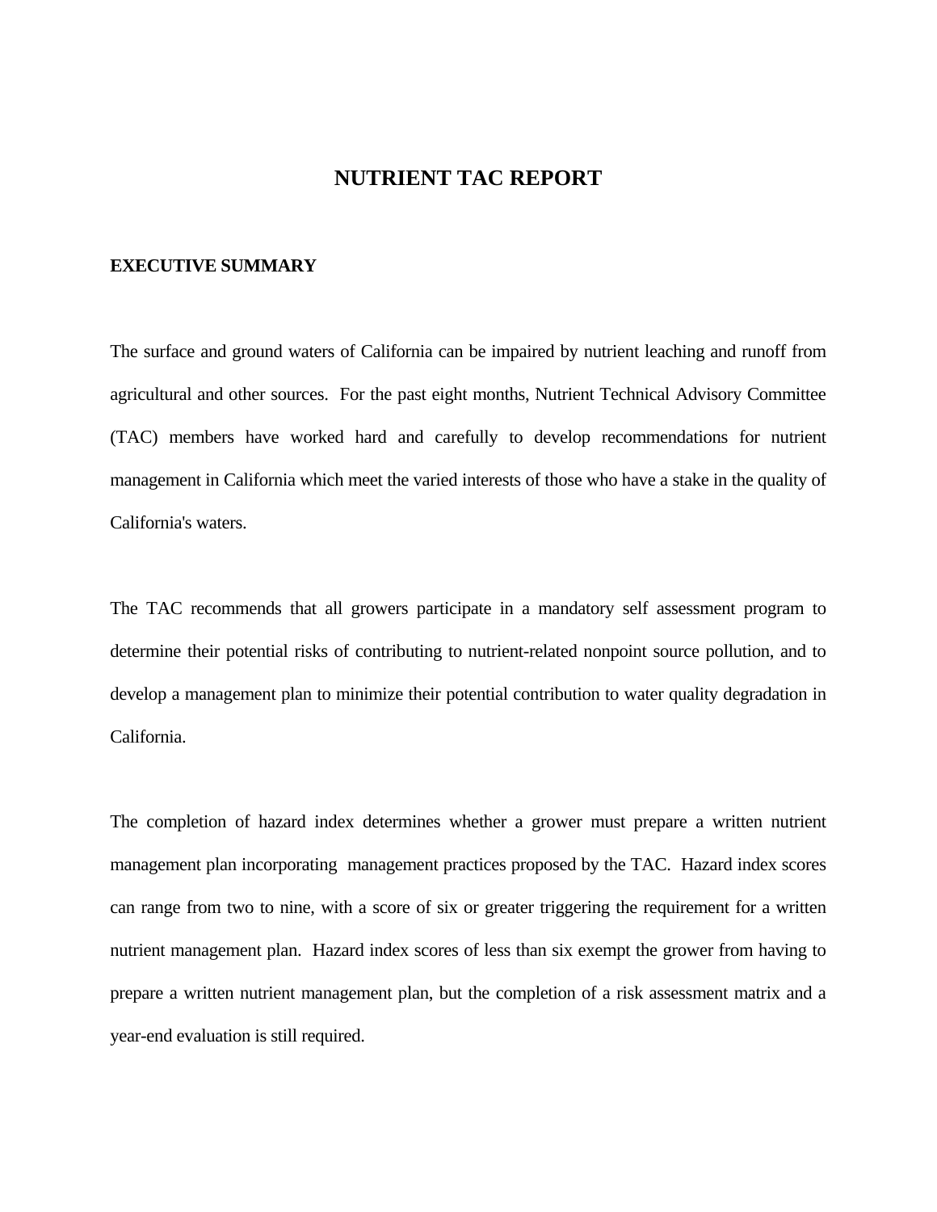# NUTRIENT TAC REPORT

## EXECUTIVE SUMMARY

The surface and ground waters of California can be impaired by nutrient leaching and runoff from agricultural and other sources. For the past eight months, Nutrient Technical Advisory Committee (TAC) members have worked hard and carefully to develop recommendations for nutrient management in California which meet the varied interests of those who have a stake in the quality of California's waters.

The TAC recommends that all growers participate in a mandatory self assessment program to determine their potential risks of contributing to nutrient-related nonpoint source pollution, and to develop a management plan to minimize their potential contribution to water quality degradation in California.

The completion of hazard index determines whether a grower must prepare a written nutrient management plan incorporating management practices proposed by the TAC. Hazard index scores can range from two to nine, with a score of six or greater triggering the requirement for a written nutrient management plan. Hazard index scores of less than six exempt the grower from having to prepare a written nutrient management plan, but the completion of a risk assessment matrix and a year-end evaluation is still required.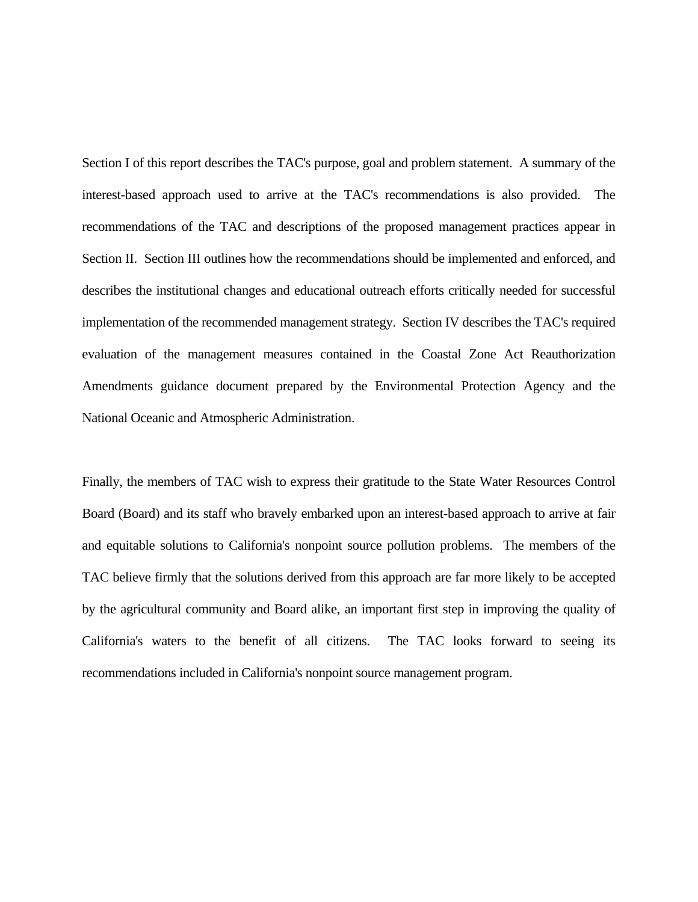Section I of this report describes the TAC's purpose, goal and problem statement. A summary of the interest-based approach used to arrive at the TAC's recommendations is also provided. The recommendations of the TAC and descriptions of the proposed management practices appear in Section II. Section III outlines how the recommendations should be implemented and enforced, and describes the institutional changes and educational outreach efforts critically needed for successful implementation of the recommended management strategy. Section IV describes the TAC's required evaluation of the management measures contained in the Coastal Zone Act Reauthorization Amendments guidance document prepared by the Environmental Protection Agency and the National Oceanic and Atmospheric Administration.

Finally, the members of TAC wish to express their gratitude to the State Water Resources Control Board (Board) and its staff who bravely embarked upon an interest-based approach to arrive at fair and equitable solutions to California's nonpoint source pollution problems. The members of the TAC believe firmly that the solutions derived from this approach are far more likely to be accepted by the agricultural community and Board alike, an important first step in improving the quality of California's waters to the benefit of all citizens. The TAC looks forward to seeing its recommendations included in California's nonpoint source management program.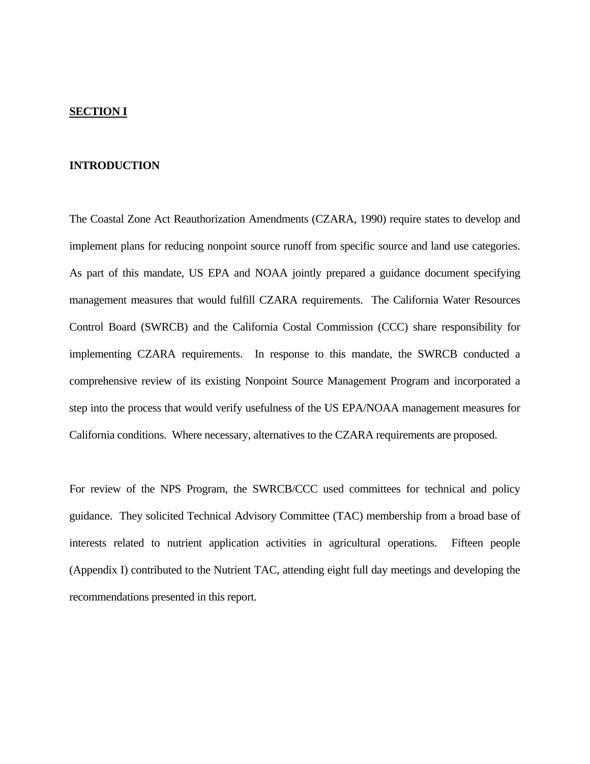## **SECTION I**

### INTRODUCTION

The Coastal Zone Act Reauthorization Amendments (CZARA, 1990) require states to develop and implement plans for reducing nonpoint source runoff from specific source and land use categories. As part of this mandate, US EPA and NOAA jointly prepared a guidance document specifying management measures that would fulfill CZARA requirements. The California Water Resources Control Board (SWRCB) and the California Costal Commission (CCC) share responsibility for implementing CZARA requirements. In response to this mandate, the SWRCB conducted a comprehensive review of its existing Nonpoint Source Management Program and incorporated a step into the process that would verify usefulness of the US EPA/NOAA management measures for California conditions. Where necessary, alternatives to the CZARA requirements are proposed.

For review of the NPS Program, the SWRCB/CCC used committees for technical and policy guidance. They solicited Technical Advisory Committee (TAC) membership from a broad base of interests related to nutrient application activities in agricultural operations. Fifteen people (Appendix I) contributed to the Nutrient TAC, attending eight full day meetings and developing the recommendations presented in this report.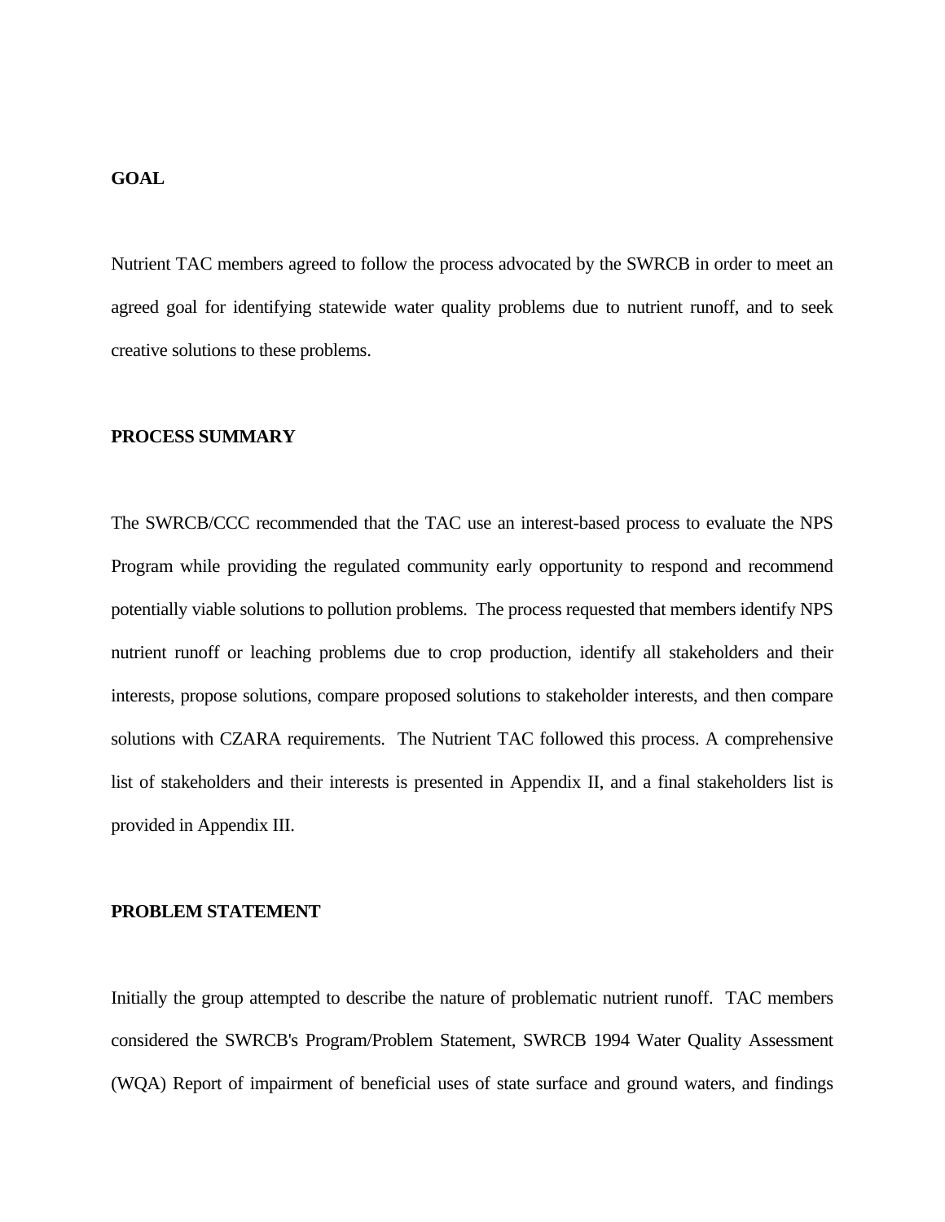## GOAL

Nutrient TAC members agreed to follow the process advocated by the SWRCB in order to meet an agreed goal for identifying statewide water quality problems due to nutrient runoff, and to seek creative solutions to these problems.

## PROCESS SUMMARY

The SWRCB/CCC recommended that the TAC use an interest-based process to evaluate the NPS Program while providing the regulated community early opportunity to respond and recommend potentially viable solutions to pollution problems. The process requested that members identify NPS nutrient runoff or leaching problems due to crop production, identify all stakeholders and their interests, propose solutions, compare proposed solutions to stakeholder interests, and then compare solutions with CZARA requirements. The Nutrient TAC followed this process. A comprehensive list of stakeholders and their interests is presented in Appendix II, and a final stakeholders list is provided in Appendix III.

## PROBLEM STATEMENT

Initially the group attempted to describe the nature of problematic nutrient runoff. TAC members considered the SWRCB's Program/Problem Statement, SWRCB 1994 Water Quality Assessment (WQA) Report of impairment of beneficial uses of state surface and ground waters, and findings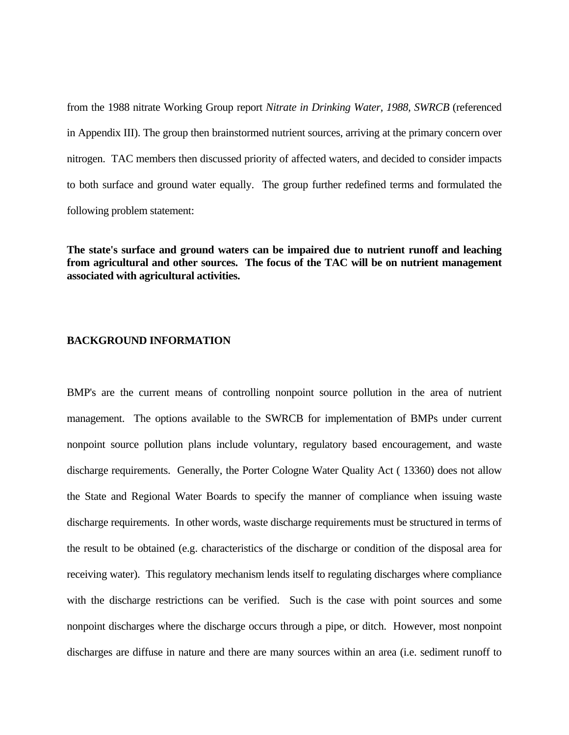from the 1988 nitrate Working Group report *Nitrate in Drinking Water, 1988, SWRCB* (referenced in Appendix III). The group then brainstormed nutrient sources, arriving at the primary concern over nitrogen. TAC members then discussed priority of affected waters, and decided to consider impacts to both surface and ground water equally. The group further redefined terms and formulated the following problem statement:

**The state's surface and ground waters can be impaired due to nutrient runoff and leaching from agricultural and other sources. The focus of the TAC will be on nutrient management associated with agricultural activities.**

## BACKGROUND INFORMATION

BMP's are the current means of controlling nonpoint source pollution in the area of nutrient management. The options available to the SWRCB for implementation of BMPs under current nonpoint source pollution plans include voluntary, regulatory based encouragement, and waste discharge requirements. Generally, the Porter Cologne Water Quality Act ( 13360) does not allow the State and Regional Water Boards to specify the manner of compliance when issuing waste discharge requirements. In other words, waste discharge requirements must be structured in terms of the result to be obtained (e.g. characteristics of the discharge or condition of the disposal area for receiving water). This regulatory mechanism lends itself to regulating discharges where compliance with the discharge restrictions can be verified. Such is the case with point sources and some nonpoint discharges where the discharge occurs through a pipe, or ditch. However, most nonpoint discharges are diffuse in nature and there are many sources within an area (i.e. sediment runoff to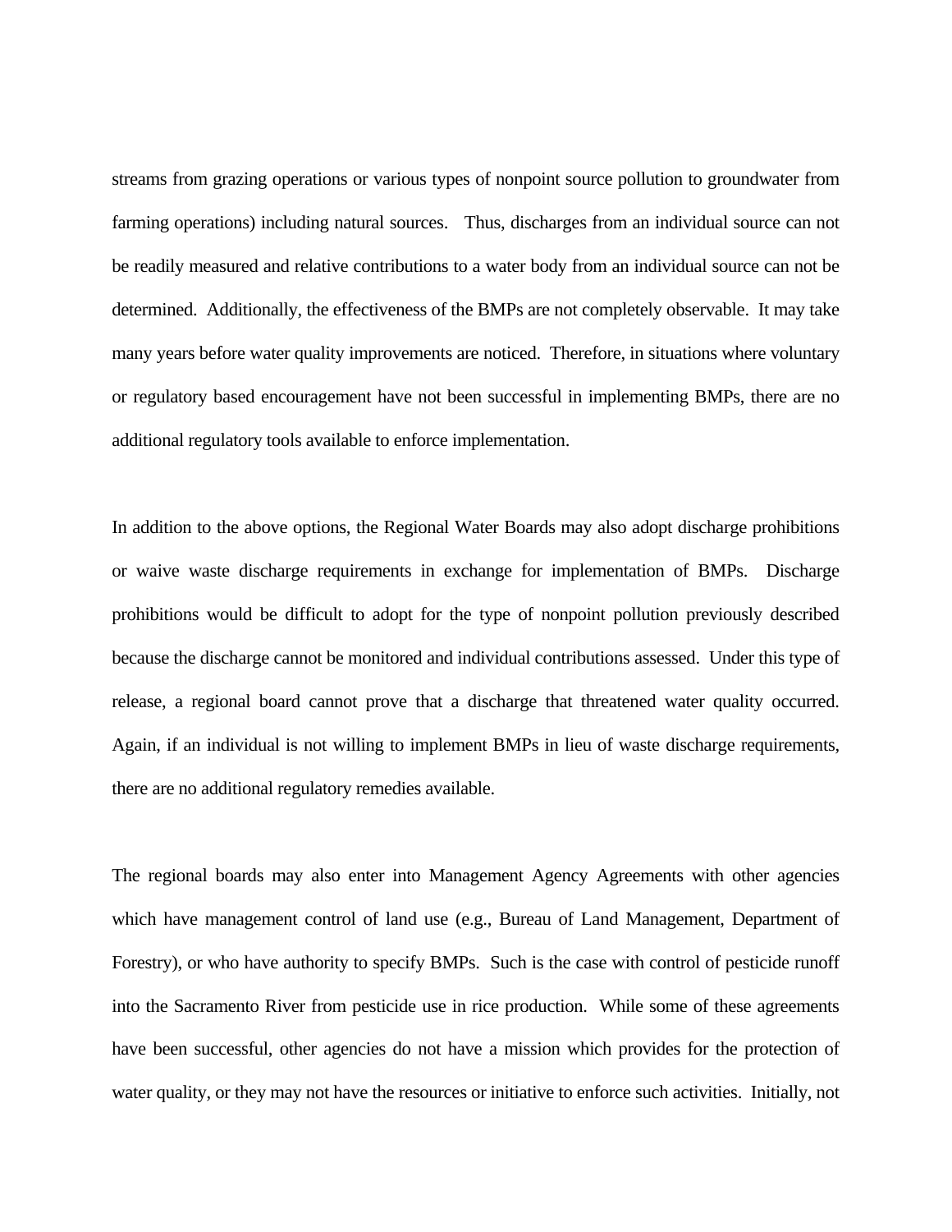streams from grazing operations or various types of nonpoint source pollution to groundwater from farming operations) including natural sources. Thus, discharges from an individual source can not be readily measured and relative contributions to a water body from an individual source can not be determined. Additionally, the effectiveness of the BMPs are not completely observable. It may take many years before water quality improvements are noticed. Therefore, in situations where voluntary or regulatory based encouragement have not been successful in implementing BMPs, there are no additional regulatory tools available to enforce implementation.

In addition to the above options, the Regional Water Boards may also adopt discharge prohibitions or waive waste discharge requirements in exchange for implementation of BMPs. Discharge prohibitions would be difficult to adopt for the type of nonpoint pollution previously described because the discharge cannot be monitored and individual contributions assessed. Under this type of release, a regional board cannot prove that a discharge that threatened water quality occurred. Again, if an individual is not willing to implement BMPs in lieu of waste discharge requirements, there are no additional regulatory remedies available.

The regional boards may also enter into Management Agency Agreements with other agencies which have management control of land use (e.g., Bureau of Land Management, Department of Forestry), or who have authority to specify BMPs. Such is the case with control of pesticide runoff into the Sacramento River from pesticide use in rice production. While some of these agreements have been successful, other agencies do not have a mission which provides for the protection of water quality, or they may not have the resources or initiative to enforce such activities. Initially, not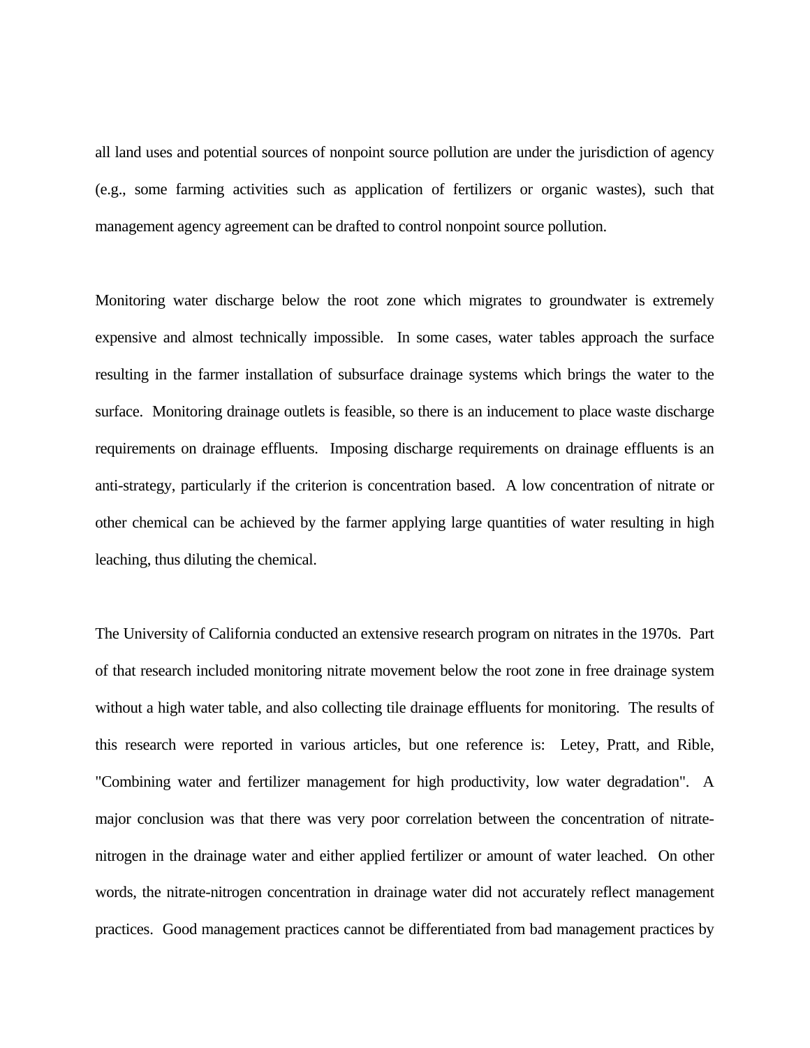all land uses and potential sources of nonpoint source pollution are under the jurisdiction of agency (e.g., some farming activities such as application of fertilizers or organic wastes), such that management agency agreement can be drafted to control nonpoint source pollution.

Monitoring water discharge below the root zone which migrates to groundwater is extremely expensive and almost technically impossible. In some cases, water tables approach the surface resulting in the farmer installation of subsurface drainage systems which brings the water to the surface. Monitoring drainage outlets is feasible, so there is an inducement to place waste discharge requirements on drainage effluents. Imposing discharge requirements on drainage effluents is an anti-strategy, particularly if the criterion is concentration based. A low concentration of nitrate or other chemical can be achieved by the farmer applying large quantities of water resulting in high leaching, thus diluting the chemical.

The University of California conducted an extensive research program on nitrates in the 1970s. Part of that research included monitoring nitrate movement below the root zone in free drainage system without a high water table, and also collecting tile drainage effluents for monitoring. The results of this research were reported in various articles, but one reference is: Letey, Pratt, and Rible, "Combining water and fertilizer management for high productivity, low water degradation". A major conclusion was that there was very poor correlation between the concentration of nitrate-nitrogen in the drainage water and either applied fertilizer or amount of water leached. On other words, the nitrate-nitrogen concentration in drainage water did not accurately reflect management practices. Good management practices cannot be differentiated from bad management practices by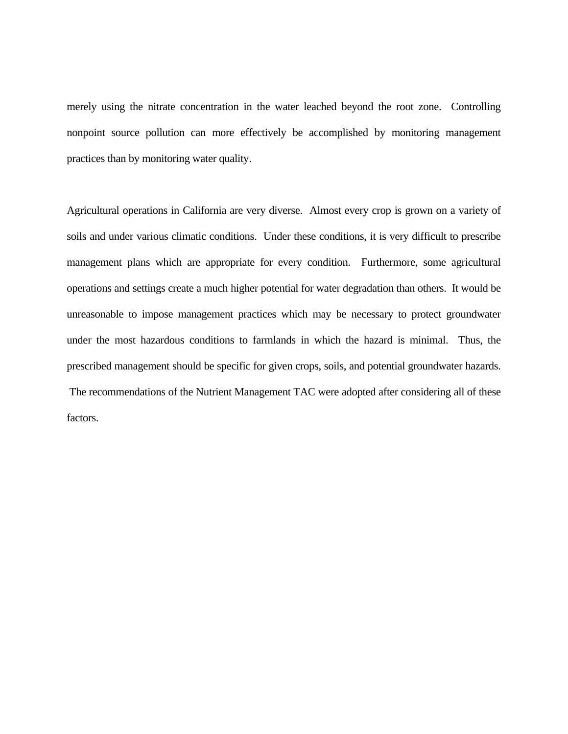merely using the nitrate concentration in the water leached beyond the root zone. Controlling nonpoint source pollution can more effectively be accomplished by monitoring management practices than by monitoring water quality.

Agricultural operations in California are very diverse. Almost every crop is grown on a variety of soils and under various climatic conditions. Under these conditions, it is very difficult to prescribe management plans which are appropriate for every condition. Furthermore, some agricultural operations and settings create a much higher potential for water degradation than others. It would be unreasonable to impose management practices which may be necessary to protect groundwater under the most hazardous conditions to farmlands in which the hazard is minimal. Thus, the prescribed management should be specific for given crops, soils, and potential groundwater hazards. The recommendations of the Nutrient Management TAC were adopted after considering all of these factors.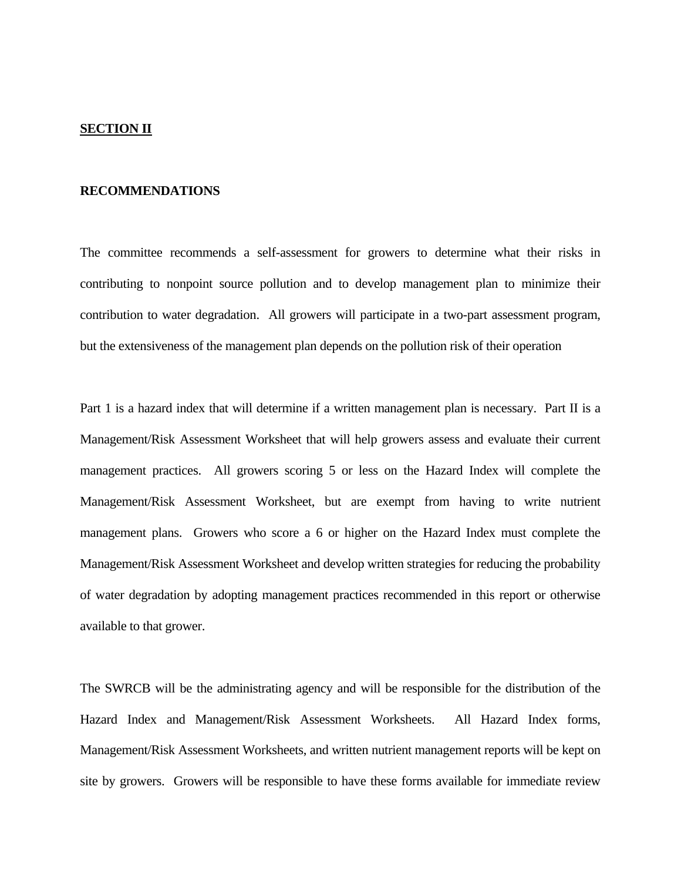## SECTION II

### RECOMMENDATIONS

The committee recommends a self-assessment for growers to determine what their risks in contributing to nonpoint source pollution and to develop management plan to minimize their contribution to water degradation. All growers will participate in a two-part assessment program, but the extensiveness of the management plan depends on the pollution risk of their operation

Part 1 is a hazard index that will determine if a written management plan is necessary. Part II is a Management/Risk Assessment Worksheet that will help growers assess and evaluate their current management practices. All growers scoring 5 or less on the Hazard Index will complete the Management/Risk Assessment Worksheet, but are exempt from having to write nutrient management plans. Growers who score a 6 or higher on the Hazard Index must complete the Management/Risk Assessment Worksheet and develop written strategies for reducing the probability of water degradation by adopting management practices recommended in this report or otherwise available to that grower.

The SWRCB will be the administrating agency and will be responsible for the distribution of the Hazard Index and Management/Risk Assessment Worksheets. All Hazard Index forms, Management/Risk Assessment Worksheets, and written nutrient management reports will be kept on site by growers. Growers will be responsible to have these forms available for immediate review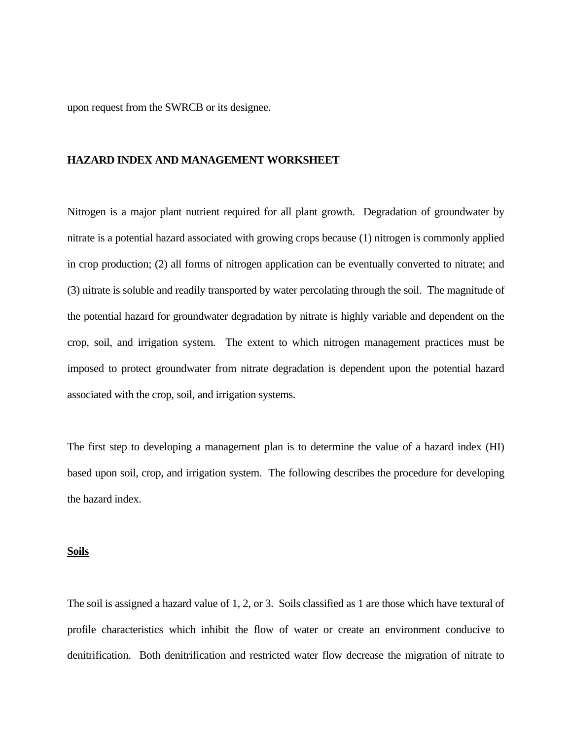upon request from the SWRCB or its designee.

## HAZARD INDEX AND MANAGEMENT WORKSHEET

Nitrogen is a major plant nutrient required for all plant growth. Degradation of groundwater by nitrate is a potential hazard associated with growing crops because (1) nitrogen is commonly applied in crop production; (2) all forms of nitrogen application can be eventually converted to nitrate; and (3) nitrate is soluble and readily transported by water percolating through the soil. The magnitude of the potential hazard for groundwater degradation by nitrate is highly variable and dependent on the crop, soil, and irrigation system. The extent to which nitrogen management practices must be imposed to protect groundwater from nitrate degradation is dependent upon the potential hazard associated with the crop, soil, and irrigation systems.

The first step to developing a management plan is to determine the value of a hazard index (HI) based upon soil, crop, and irrigation system. The following describes the procedure for developing the hazard index.

### **<u>Soils</u>**

The soil is assigned a hazard value of 1, 2, or 3. Soils classified as 1 are those which have textural of profile characteristics which inhibit the flow of water or create an environment conducive to denitrification. Both denitrification and restricted water flow decrease the migration of nitrate to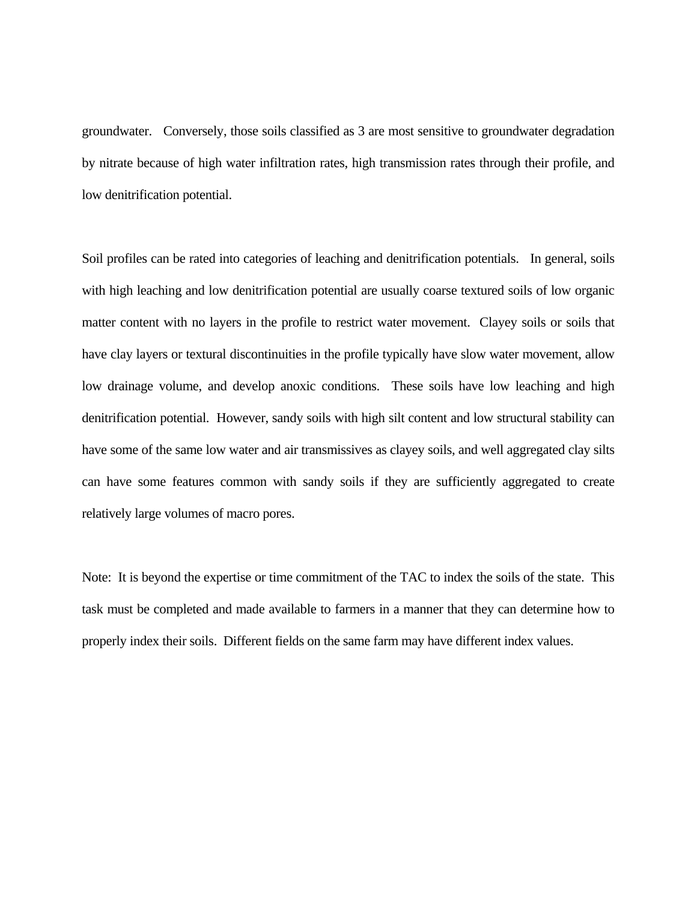groundwater. Conversely, those soils classified as 3 are most sensitive to groundwater degradation by nitrate because of high water infiltration rates, high transmission rates through their profile, and low denitrification potential.

Soil profiles can be rated into categories of leaching and denitrification potentials. In general, soils with high leaching and low denitrification potential are usually coarse textured soils of low organic matter content with no layers in the profile to restrict water movement. Clayey soils or soils that have clay layers or textural discontinuities in the profile typically have slow water movement, allow low drainage volume, and develop anoxic conditions. These soils have low leaching and high denitrification potential. However, sandy soils with high silt content and low structural stability can have some of the same low water and air transmissives as clayey soils, and well aggregated clay silts can have some features common with sandy soils if they are sufficiently aggregated to create relatively large volumes of macro pores.

Note: It is beyond the expertise or time commitment of the TAC to index the soils of the state. This task must be completed and made available to farmers in a manner that they can determine how to properly index their soils. Different fields on the same farm may have different index values.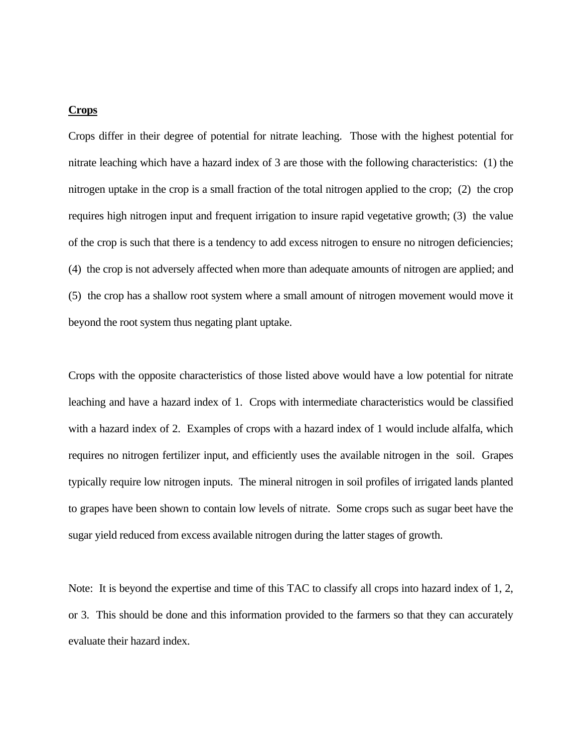**Crops**

Crops differ in their degree of potential for nitrate leaching. Those with the highest potential for nitrate leaching which have a hazard index of 3 are those with the following characteristics: (1) the nitrogen uptake in the crop is a small fraction of the total nitrogen applied to the crop; (2) the crop requires high nitrogen input and frequent irrigation to insure rapid vegetative growth; (3) the value of the crop is such that there is a tendency to add excess nitrogen to ensure no nitrogen deficiencies; (4) the crop is not adversely affected when more than adequate amounts of nitrogen are applied; and (5) the crop has a shallow root system where a small amount of nitrogen movement would move it beyond the root system thus negating plant uptake.

Crops with the opposite characteristics of those listed above would have a low potential for nitrate leaching and have a hazard index of 1. Crops with intermediate characteristics would be classified with a hazard index of 2. Examples of crops with a hazard index of 1 would include alfalfa, which requires no nitrogen fertilizer input, and efficiently uses the available nitrogen in the soil. Grapes typically require low nitrogen inputs. The mineral nitrogen in soil profiles of irrigated lands planted to grapes have been shown to contain low levels of nitrate. Some crops such as sugar beet have the sugar yield reduced from excess available nitrogen during the latter stages of growth.

Note: It is beyond the expertise and time of this TAC to classify all crops into hazard index of 1, 2, or 3. This should be done and this information provided to the farmers so that they can accurately evaluate their hazard index.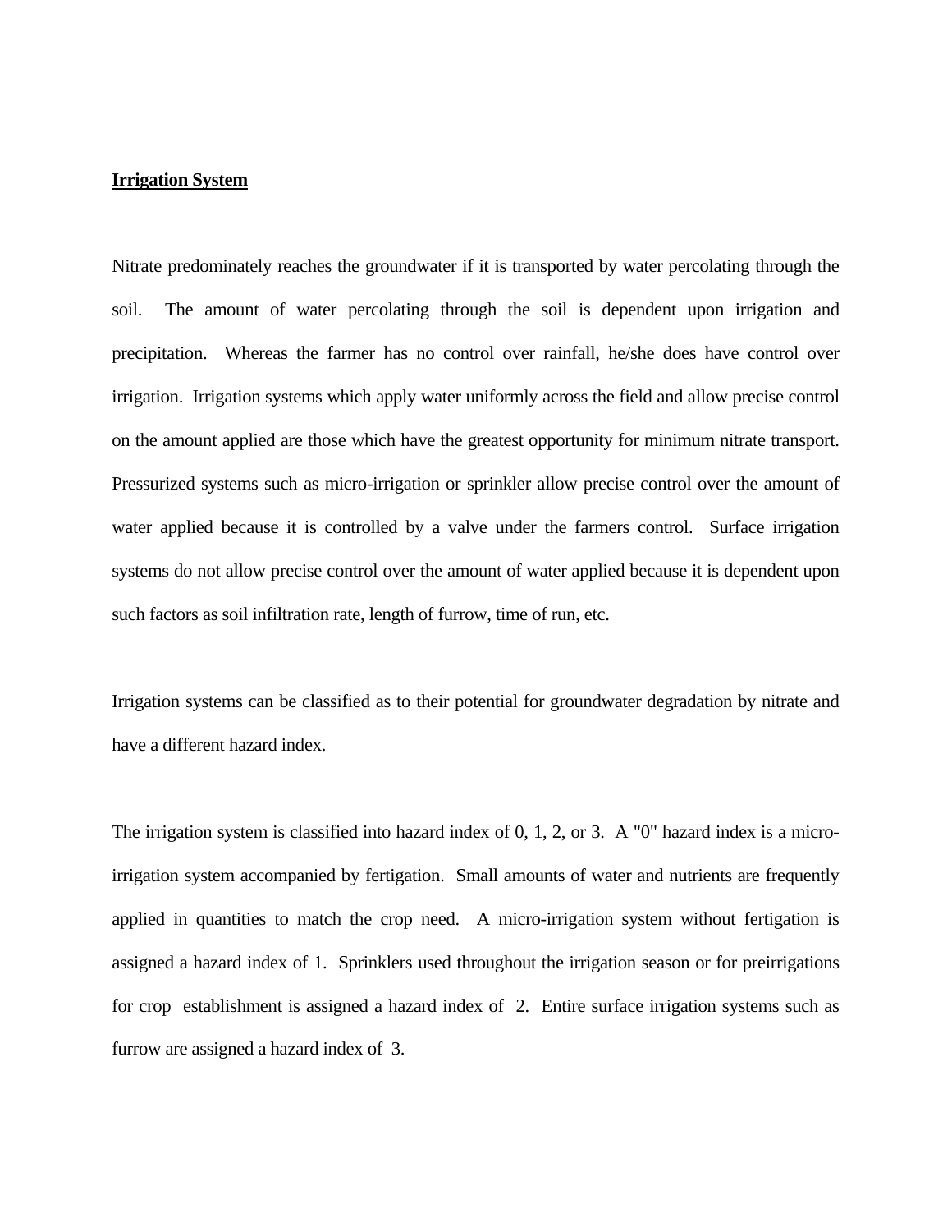**Irrigation System**

Nitrate predominately reaches the groundwater if it is transported by water percolating through the soil. The amount of water percolating through the soil is dependent upon irrigation and precipitation. Whereas the farmer has no control over rainfall, he/she does have control over irrigation. Irrigation systems which apply water uniformly across the field and allow precise control on the amount applied are those which have the greatest opportunity for minimum nitrate transport. Pressurized systems such as micro-irrigation or sprinkler allow precise control over the amount of water applied because it is controlled by a valve under the farmers control. Surface irrigation systems do not allow precise control over the amount of water applied because it is dependent upon such factors as soil infiltration rate, length of furrow, time of run, etc.

Irrigation systems can be classified as to their potential for groundwater degradation by nitrate and have a different hazard index.

The irrigation system is classified into hazard index of 0, 1, 2, or 3. A "0" hazard index is a micro-irrigation system accompanied by fertigation. Small amounts of water and nutrients are frequently applied in quantities to match the crop need. A micro-irrigation system without fertigation is assigned a hazard index of 1. Sprinklers used throughout the irrigation season or for preirrigations for crop establishment is assigned a hazard index of 2. Entire surface irrigation systems such as furrow are assigned a hazard index of 3.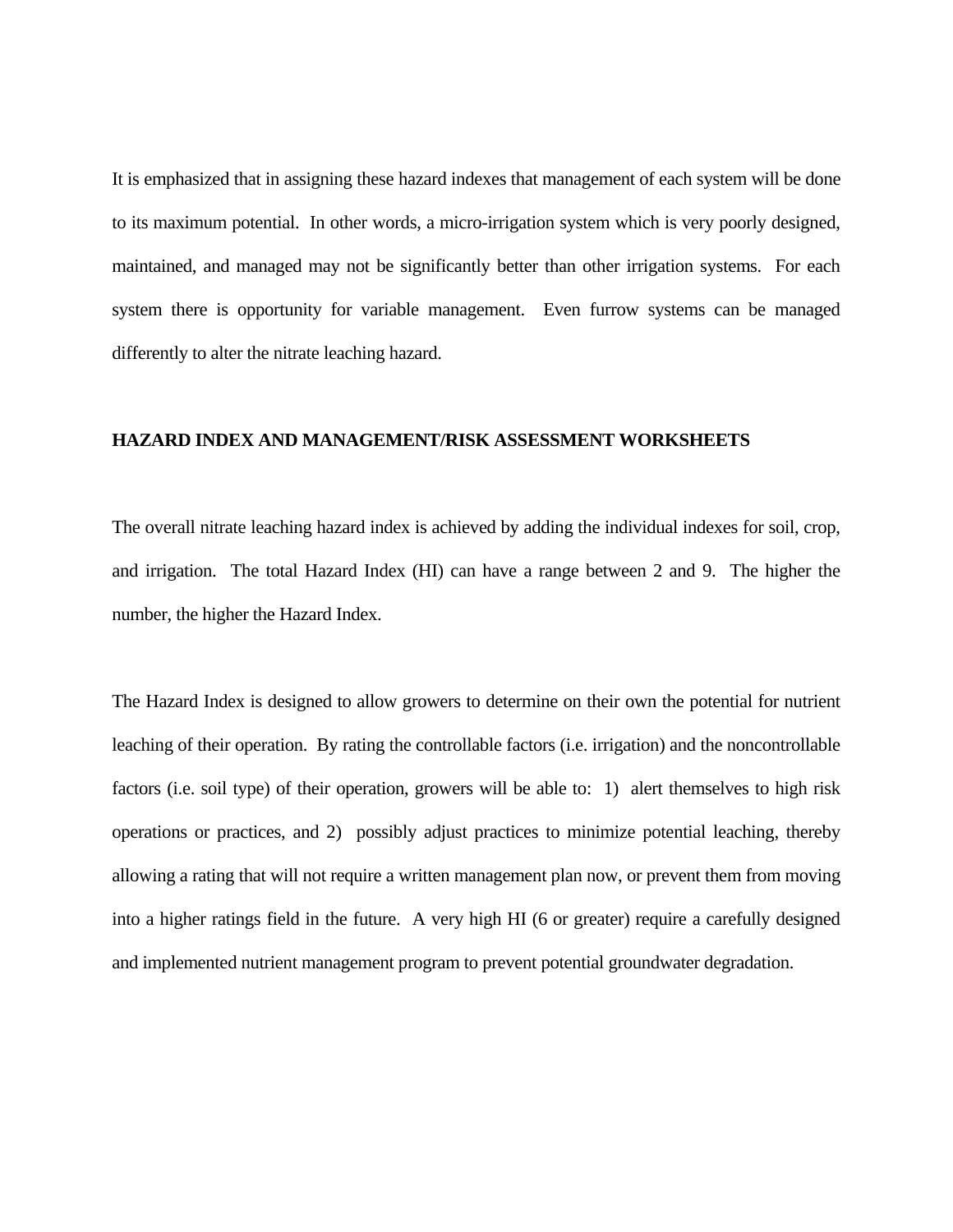It is emphasized that in assigning these hazard indexes that management of each system will be done to its maximum potential. In other words, a micro-irrigation system which is very poorly designed, maintained, and managed may not be significantly better than other irrigation systems. For each system there is opportunity for variable management. Even furrow systems can be managed differently to alter the nitrate leaching hazard.

## HAZARD INDEX AND MANAGEMENT/RISK ASSESSMENT WORKSHEETS

The overall nitrate leaching hazard index is achieved by adding the individual indexes for soil, crop, and irrigation. The total Hazard Index (HI) can have a range between 2 and 9. The higher the number, the higher the Hazard Index.

The Hazard Index is designed to allow growers to determine on their own the potential for nutrient leaching of their operation. By rating the controllable factors (i.e. irrigation) and the noncontrollable factors (i.e. soil type) of their operation, growers will be able to: 1) alert themselves to high risk operations or practices, and 2) possibly adjust practices to minimize potential leaching, thereby allowing a rating that will not require a written management plan now, or prevent them from moving into a higher ratings field in the future. A very high HI (6 or greater) require a carefully designed and implemented nutrient management program to prevent potential groundwater degradation.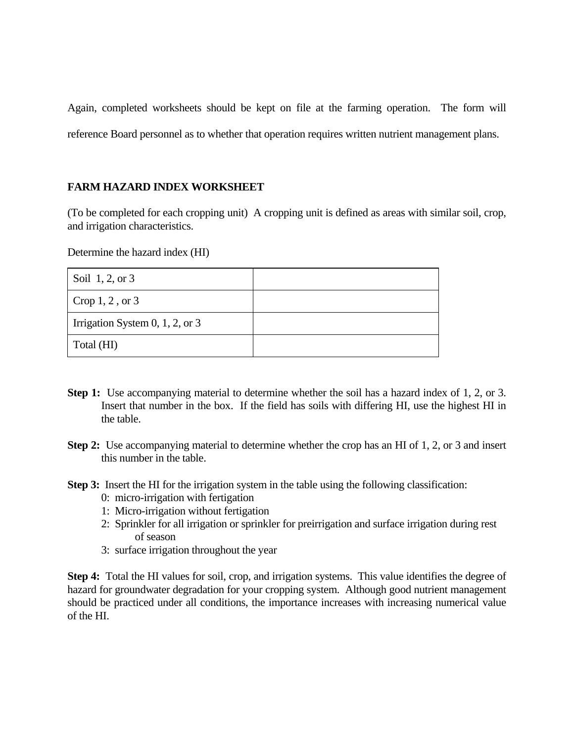Again, completed worksheets should be kept on file at the farming operation. The form will reference Board personnel as to whether that operation requires written nutrient management plans.

**FARM HAZARD INDEX WORKSHEET**

(To be completed for each cropping unit) A cropping unit is defined as areas with similar soil, crop, and irrigation characteristics.

Determine the hazard index (HI)

| | |
|---|---|
| Soil 1, 2, or 3 | |
| Crop 1, 2 , or 3 | |
| Irrigation System 0, 1, 2, or 3 | |
| Total (HI) | |

**Step 1:** Use accompanying material to determine whether the soil has a hazard index of 1, 2, or 3. Insert that number in the box. If the field has soils with differing HI, use the highest HI in the table.

**Step 2:** Use accompanying material to determine whether the crop has an HI of 1, 2, or 3 and insert this number in the table.

**Step 3:** Insert the HI for the irrigation system in the table using the following classification:

0: micro-irrigation with fertigation
1: Micro-irrigation without fertigation
2: Sprinkler for all irrigation or sprinkler for preirrigation and surface irrigation during rest of season
3: surface irrigation throughout the year

**Step 4:** Total the HI values for soil, crop, and irrigation systems. This value identifies the degree of hazard for groundwater degradation for your cropping system. Although good nutrient management should be practiced under all conditions, the importance increases with increasing numerical value of the HI.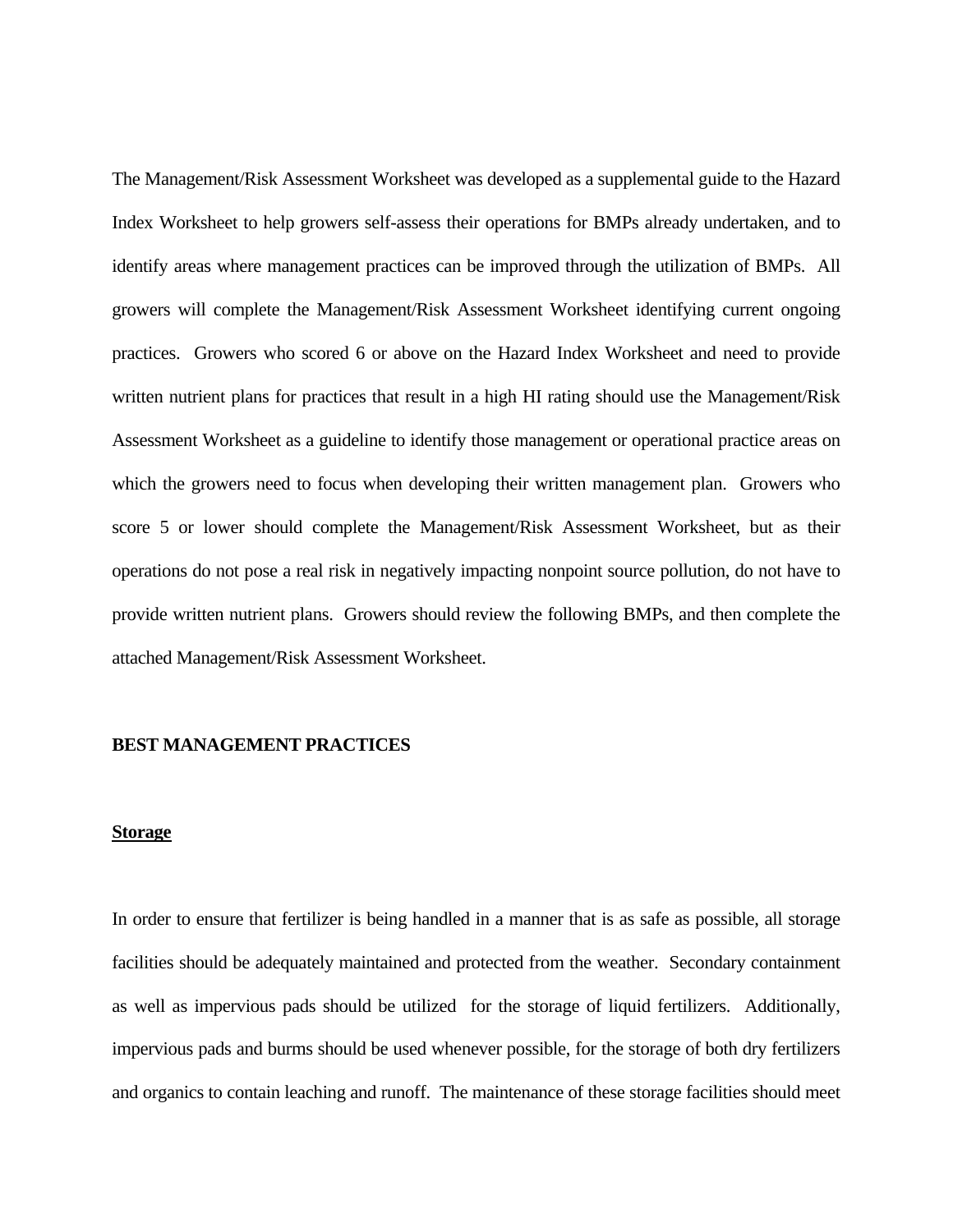The Management/Risk Assessment Worksheet was developed as a supplemental guide to the Hazard Index Worksheet to help growers self-assess their operations for BMPs already undertaken, and to identify areas where management practices can be improved through the utilization of BMPs. All growers will complete the Management/Risk Assessment Worksheet identifying current ongoing practices. Growers who scored 6 or above on the Hazard Index Worksheet and need to provide written nutrient plans for practices that result in a high HI rating should use the Management/Risk Assessment Worksheet as a guideline to identify those management or operational practice areas on which the growers need to focus when developing their written management plan. Growers who score 5 or lower should complete the Management/Risk Assessment Worksheet, but as their operations do not pose a real risk in negatively impacting nonpoint source pollution, do not have to provide written nutrient plans. Growers should review the following BMPs, and then complete the attached Management/Risk Assessment Worksheet.

**BEST MANAGEMENT PRACTICES**

**Storage**

In order to ensure that fertilizer is being handled in a manner that is as safe as possible, all storage facilities should be adequately maintained and protected from the weather. Secondary containment as well as impervious pads should be utilized for the storage of liquid fertilizers. Additionally, impervious pads and burms should be used whenever possible, for the storage of both dry fertilizers and organics to contain leaching and runoff. The maintenance of these storage facilities should meet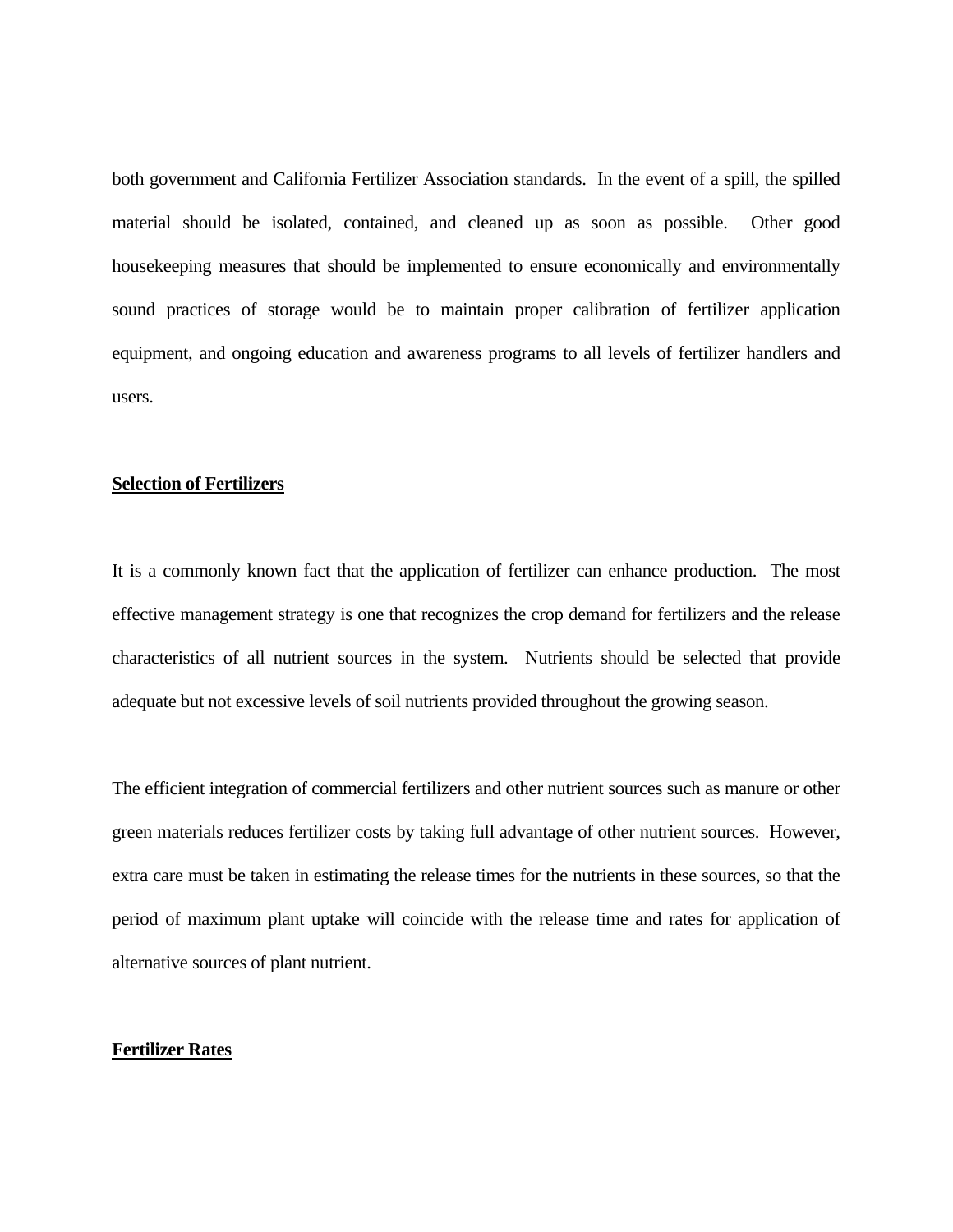both government and California Fertilizer Association standards. In the event of a spill, the spilled material should be isolated, contained, and cleaned up as soon as possible. Other good housekeeping measures that should be implemented to ensure economically and environmentally sound practices of storage would be to maintain proper calibration of fertilizer application equipment, and ongoing education and awareness programs to all levels of fertilizer handlers and users.

**Selection of Fertilizers**

It is a commonly known fact that the application of fertilizer can enhance production. The most effective management strategy is one that recognizes the crop demand for fertilizers and the release characteristics of all nutrient sources in the system. Nutrients should be selected that provide adequate but not excessive levels of soil nutrients provided throughout the growing season.

The efficient integration of commercial fertilizers and other nutrient sources such as manure or other green materials reduces fertilizer costs by taking full advantage of other nutrient sources. However, extra care must be taken in estimating the release times for the nutrients in these sources, so that the period of maximum plant uptake will coincide with the release time and rates for application of alternative sources of plant nutrient.

**Fertilizer Rates**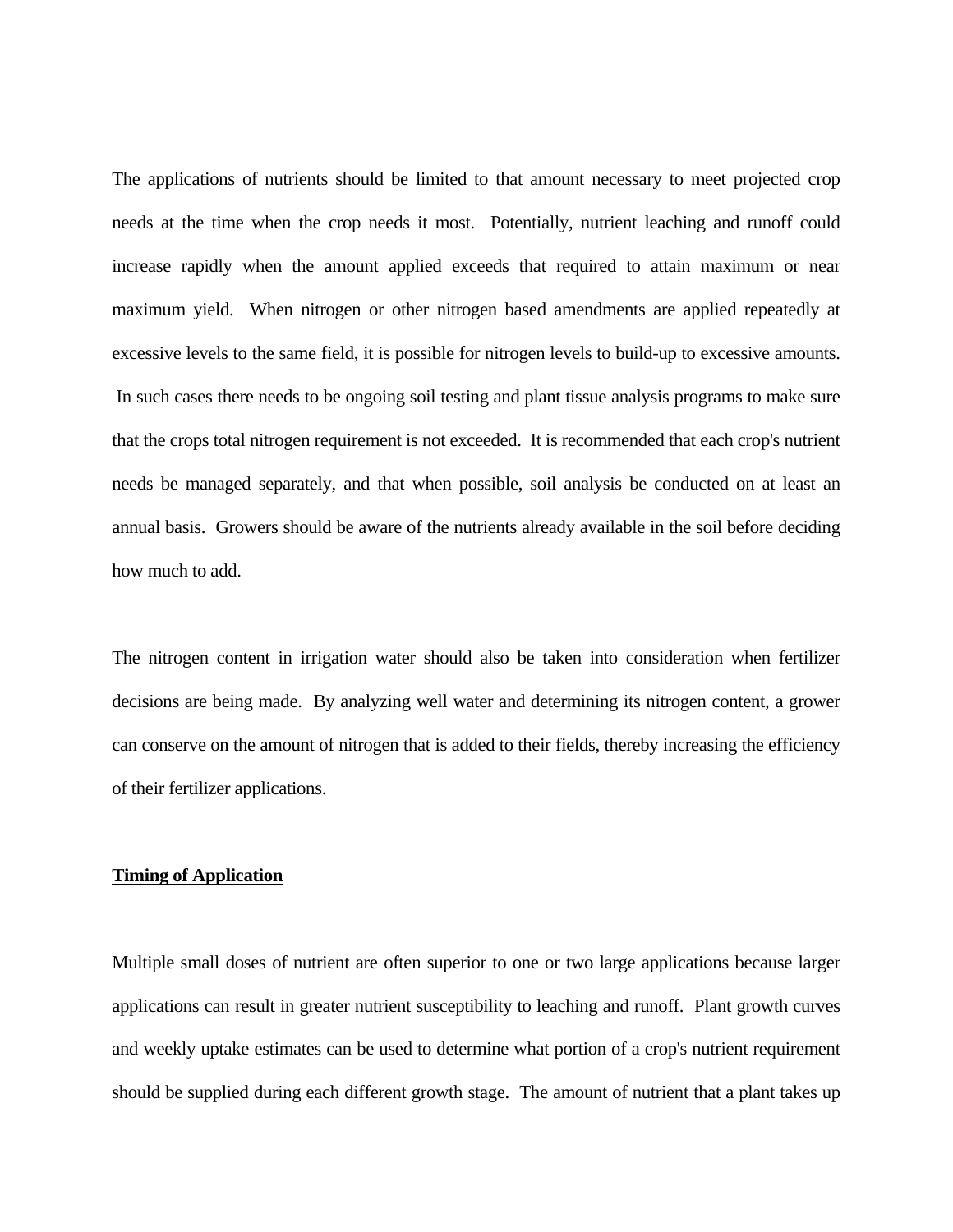The applications of nutrients should be limited to that amount necessary to meet projected crop needs at the time when the crop needs it most. Potentially, nutrient leaching and runoff could increase rapidly when the amount applied exceeds that required to attain maximum or near maximum yield. When nitrogen or other nitrogen based amendments are applied repeatedly at excessive levels to the same field, it is possible for nitrogen levels to build-up to excessive amounts. In such cases there needs to be ongoing soil testing and plant tissue analysis programs to make sure that the crops total nitrogen requirement is not exceeded. It is recommended that each crop's nutrient needs be managed separately, and that when possible, soil analysis be conducted on at least an annual basis. Growers should be aware of the nutrients already available in the soil before deciding how much to add.

The nitrogen content in irrigation water should also be taken into consideration when fertilizer decisions are being made. By analyzing well water and determining its nitrogen content, a grower can conserve on the amount of nitrogen that is added to their fields, thereby increasing the efficiency of their fertilizer applications.

**Timing of Application**

Multiple small doses of nutrient are often superior to one or two large applications because larger applications can result in greater nutrient susceptibility to leaching and runoff. Plant growth curves and weekly uptake estimates can be used to determine what portion of a crop's nutrient requirement should be supplied during each different growth stage. The amount of nutrient that a plant takes up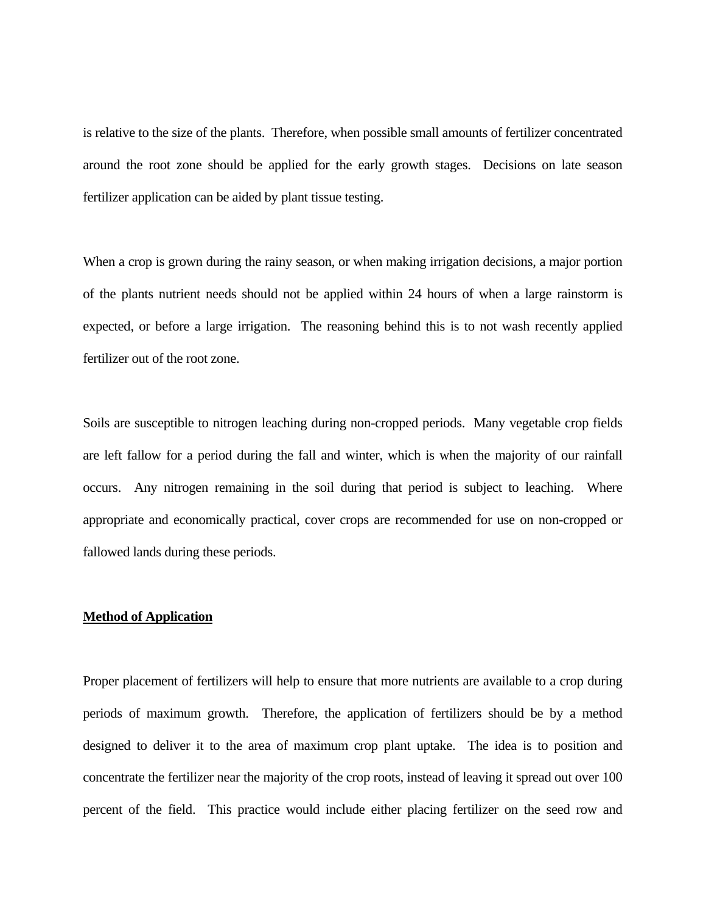is relative to the size of the plants. Therefore, when possible small amounts of fertilizer concentrated around the root zone should be applied for the early growth stages. Decisions on late season fertilizer application can be aided by plant tissue testing.

When a crop is grown during the rainy season, or when making irrigation decisions, a major portion of the plants nutrient needs should not be applied within 24 hours of when a large rainstorm is expected, or before a large irrigation. The reasoning behind this is to not wash recently applied fertilizer out of the root zone.

Soils are susceptible to nitrogen leaching during non-cropped periods. Many vegetable crop fields are left fallow for a period during the fall and winter, which is when the majority of our rainfall occurs. Any nitrogen remaining in the soil during that period is subject to leaching. Where appropriate and economically practical, cover crops are recommended for use on non-cropped or fallowed lands during these periods.

**Method of Application**

Proper placement of fertilizers will help to ensure that more nutrients are available to a crop during periods of maximum growth. Therefore, the application of fertilizers should be by a method designed to deliver it to the area of maximum crop plant uptake. The idea is to position and concentrate the fertilizer near the majority of the crop roots, instead of leaving it spread out over 100 percent of the field. This practice would include either placing fertilizer on the seed row and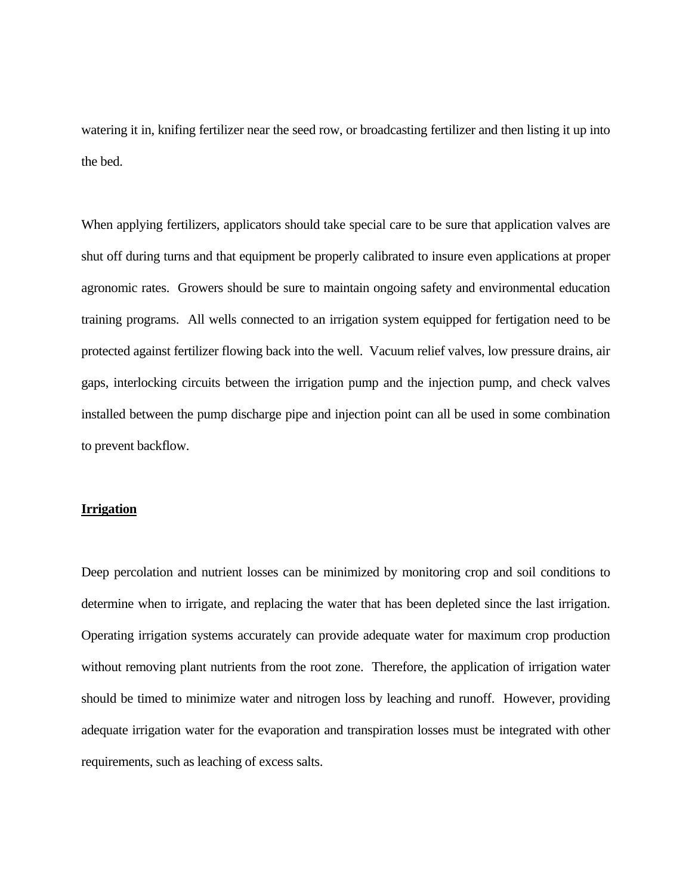watering it in, knifing fertilizer near the seed row, or broadcasting fertilizer and then listing it up into the bed.

When applying fertilizers, applicators should take special care to be sure that application valves are shut off during turns and that equipment be properly calibrated to insure even applications at proper agronomic rates. Growers should be sure to maintain ongoing safety and environmental education training programs. All wells connected to an irrigation system equipped for fertigation need to be protected against fertilizer flowing back into the well. Vacuum relief valves, low pressure drains, air gaps, interlocking circuits between the irrigation pump and the injection pump, and check valves installed between the pump discharge pipe and injection point can all be used in some combination to prevent backflow.

## Irrigation

Deep percolation and nutrient losses can be minimized by monitoring crop and soil conditions to determine when to irrigate, and replacing the water that has been depleted since the last irrigation. Operating irrigation systems accurately can provide adequate water for maximum crop production without removing plant nutrients from the root zone. Therefore, the application of irrigation water should be timed to minimize water and nitrogen loss by leaching and runoff. However, providing adequate irrigation water for the evaporation and transpiration losses must be integrated with other requirements, such as leaching of excess salts.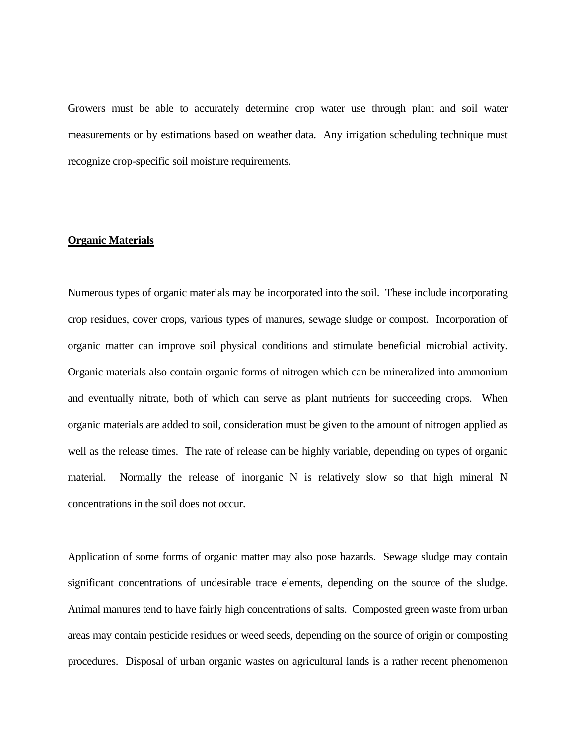Growers must be able to accurately determine crop water use through plant and soil water measurements or by estimations based on weather data. Any irrigation scheduling technique must recognize crop-specific soil moisture requirements.

**Organic Materials**

Numerous types of organic materials may be incorporated into the soil. These include incorporating crop residues, cover crops, various types of manures, sewage sludge or compost. Incorporation of organic matter can improve soil physical conditions and stimulate beneficial microbial activity. Organic materials also contain organic forms of nitrogen which can be mineralized into ammonium and eventually nitrate, both of which can serve as plant nutrients for succeeding crops. When organic materials are added to soil, consideration must be given to the amount of nitrogen applied as well as the release times. The rate of release can be highly variable, depending on types of organic material. Normally the release of inorganic N is relatively slow so that high mineral N concentrations in the soil does not occur.

Application of some forms of organic matter may also pose hazards. Sewage sludge may contain significant concentrations of undesirable trace elements, depending on the source of the sludge. Animal manures tend to have fairly high concentrations of salts. Composted green waste from urban areas may contain pesticide residues or weed seeds, depending on the source of origin or composting procedures. Disposal of urban organic wastes on agricultural lands is a rather recent phenomenon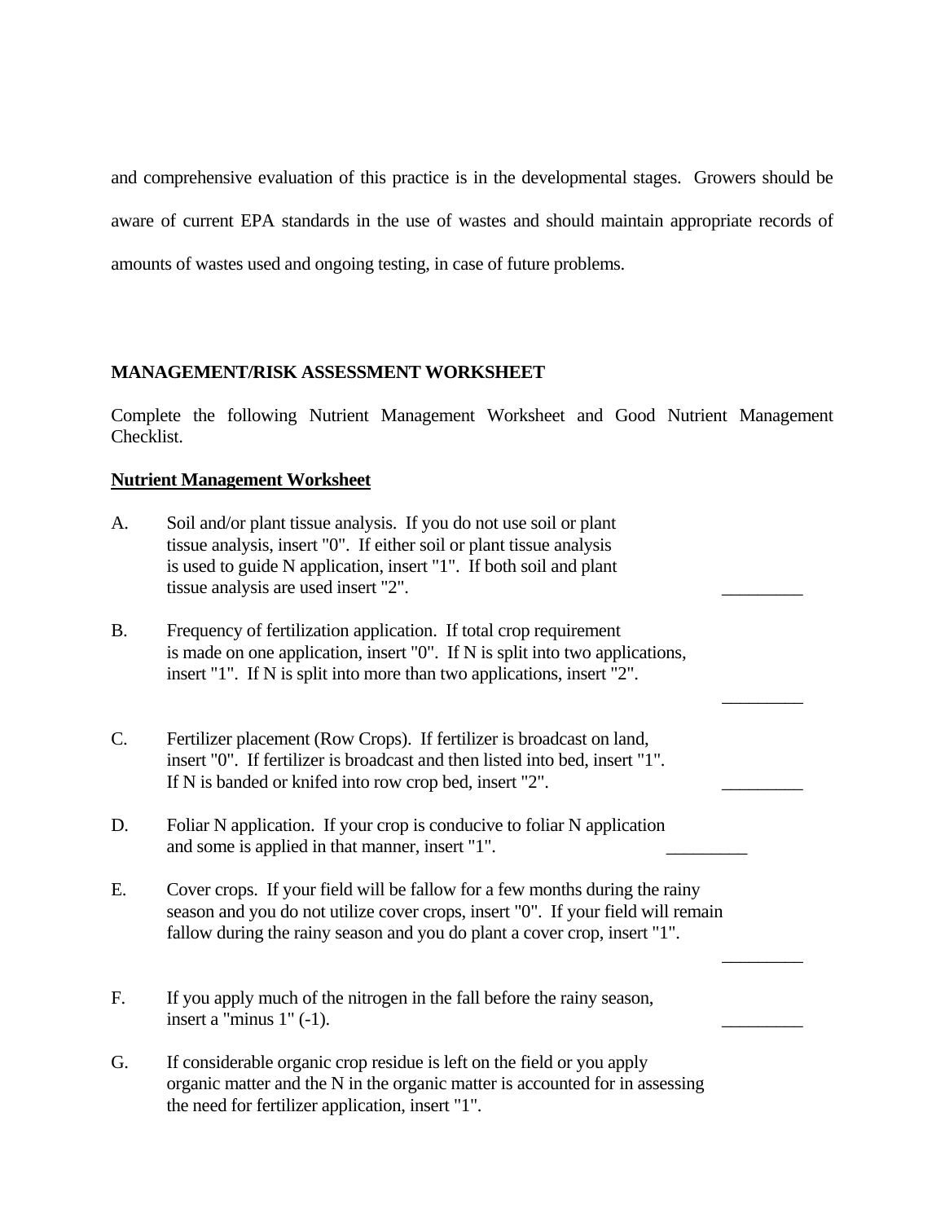and comprehensive evaluation of this practice is in the developmental stages. Growers should be aware of current EPA standards in the use of wastes and should maintain appropriate records of amounts of wastes used and ongoing testing, in case of future problems.

**MANAGEMENT/RISK ASSESSMENT WORKSHEET**

Complete the following Nutrient Management Worksheet and Good Nutrient Management Checklist.

**<u>Nutrient Management Worksheet</u>**

A. Soil and/or plant tissue analysis. If you do not use soil or plant tissue analysis, insert "0". If either soil or plant tissue analysis is used to guide N application, insert "1". If both soil and plant tissue analysis are used insert "2". _________

B. Frequency of fertilization application. If total crop requirement is made on one application, insert "0". If N is split into two applications, insert "1". If N is split into more than two applications, insert "2". _________

C. Fertilizer placement (Row Crops). If fertilizer is broadcast on land, insert "0". If fertilizer is broadcast and then listed into bed, insert "1". If N is banded or knifed into row crop bed, insert "2". _________

D. Foliar N application. If your crop is conducive to foliar N application and some is applied in that manner, insert "1". _________

E. Cover crops. If your field will be fallow for a few months during the rainy season and you do not utilize cover crops, insert "0". If your field will remain fallow during the rainy season and you do plant a cover crop, insert "1". _________

F. If you apply much of the nitrogen in the fall before the rainy season, insert a "minus 1" (-1). _________

G. If considerable organic crop residue is left on the field or you apply organic matter and the N in the organic matter is accounted for in assessing the need for fertilizer application, insert "1".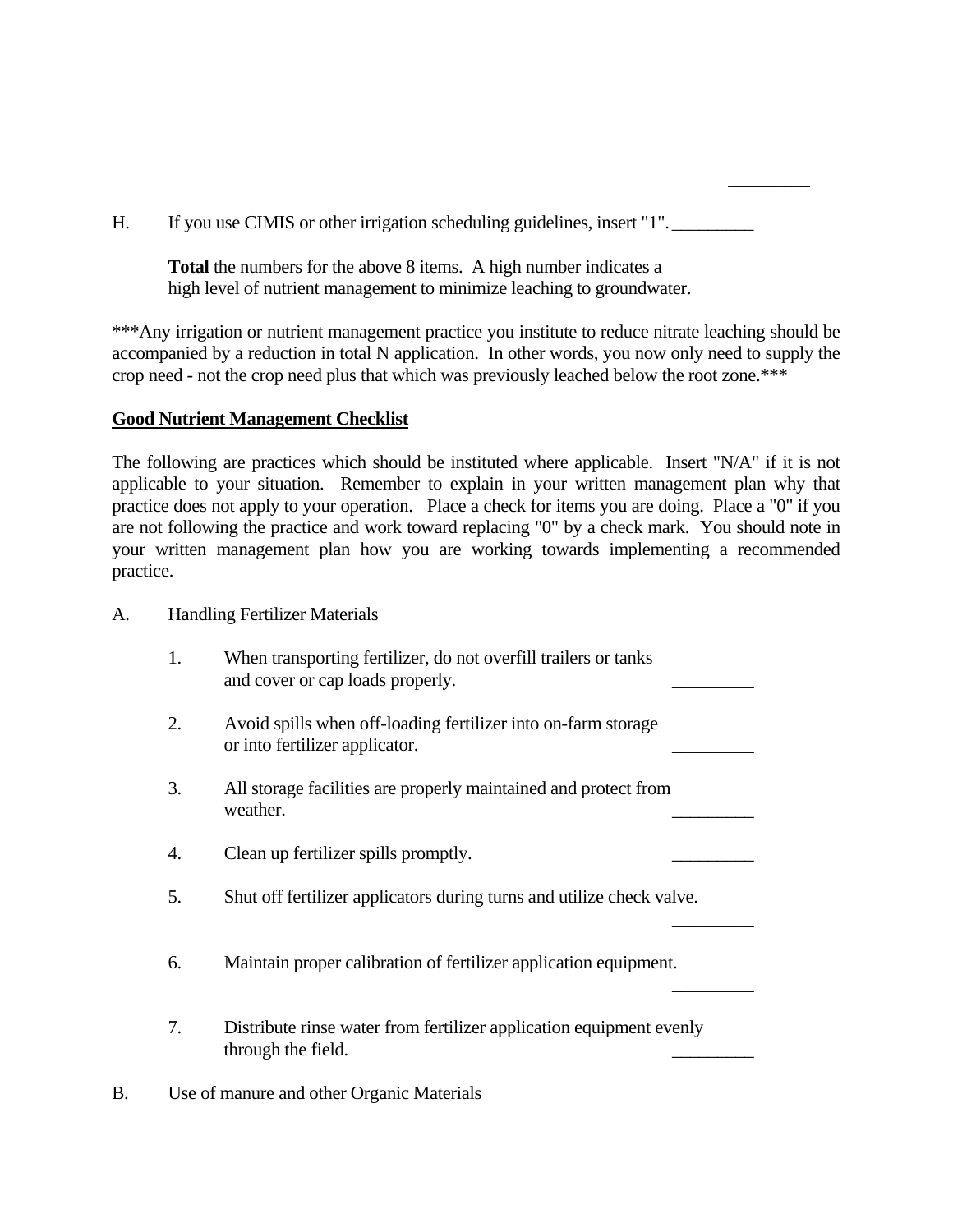_________

H. If you use CIMIS or other irrigation scheduling guidelines, insert "1". _________

**Total** the numbers for the above 8 items. A high number indicates a high level of nutrient management to minimize leaching to groundwater.

***Any irrigation or nutrient management practice you institute to reduce nitrate leaching should be accompanied by a reduction in total N application. In other words, you now only need to supply the crop need - not the crop need plus that which was previously leached below the root zone.***

**Good Nutrient Management Checklist**

The following are practices which should be instituted where applicable. Insert "N/A" if it is not applicable to your situation. Remember to explain in your written management plan why that practice does not apply to your operation. Place a check for items you are doing. Place a "0" if you are not following the practice and work toward replacing "0" by a check mark. You should note in your written management plan how you are working towards implementing a recommended practice.

A. Handling Fertilizer Materials

1. When transporting fertilizer, do not overfill trailers or tanks and cover or cap loads properly. _________

2. Avoid spills when off-loading fertilizer into on-farm storage or into fertilizer applicator. _________

3. All storage facilities are properly maintained and protect from weather. _________

4. Clean up fertilizer spills promptly. _________

5. Shut off fertilizer applicators during turns and utilize check valve. _________

6. Maintain proper calibration of fertilizer application equipment. _________

7. Distribute rinse water from fertilizer application equipment evenly through the field. _________

B. Use of manure and other Organic Materials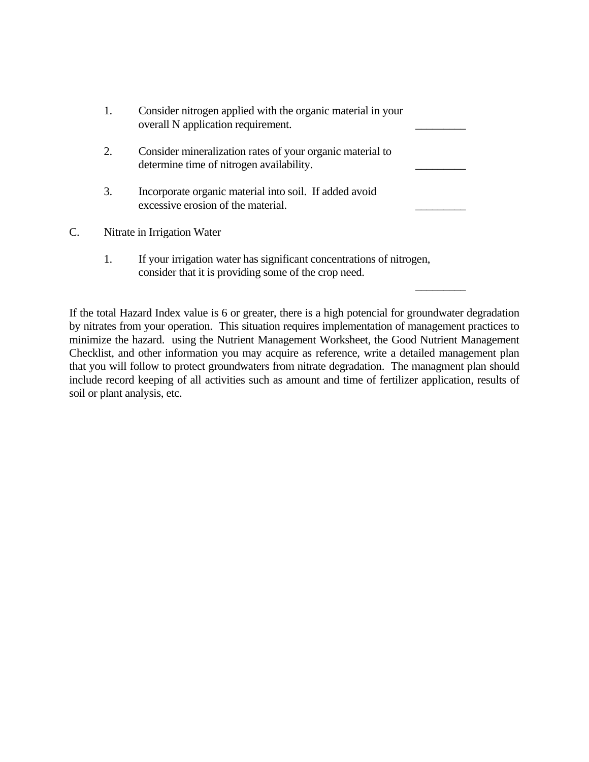1. Consider nitrogen applied with the organic material in your overall N application requirement. _________

2. Consider mineralization rates of your organic material to determine time of nitrogen availability. _________

3. Incorporate organic material into soil. If added avoid excessive erosion of the material. _________

C. Nitrate in Irrigation Water

1. If your irrigation water has significant concentrations of nitrogen, consider that it is providing some of the crop need. _________

If the total Hazard Index value is 6 or greater, there is a high potencial for groundwater degradation by nitrates from your operation. This situation requires implementation of management practices to minimize the hazard. using the Nutrient Management Worksheet, the Good Nutrient Management Checklist, and other information you may acquire as reference, write a detailed management plan that you will follow to protect groundwaters from nitrate degradation. The managment plan should include record keeping of all activities such as amount and time of fertilizer application, results of soil or plant analysis, etc.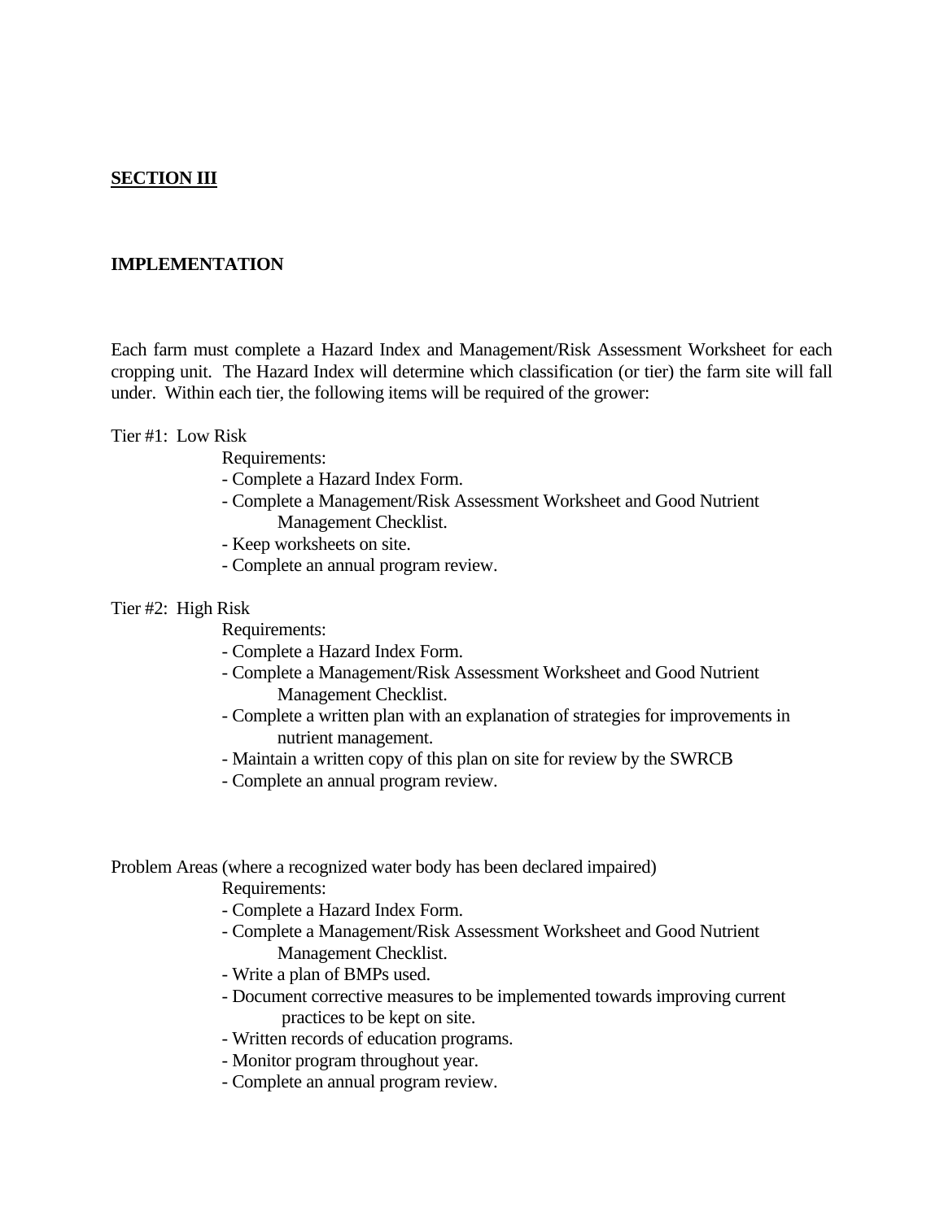## SECTION III

### IMPLEMENTATION

Each farm must complete a Hazard Index and Management/Risk Assessment Worksheet for each cropping unit. The Hazard Index will determine which classification (or tier) the farm site will fall under. Within each tier, the following items will be required of the grower:

Tier #1: Low Risk

Requirements:

- Complete a Hazard Index Form.
- Complete a Management/Risk Assessment Worksheet and Good Nutrient Management Checklist.
- Keep worksheets on site.
- Complete an annual program review.

Tier #2: High Risk

Requirements:

- Complete a Hazard Index Form.
- Complete a Management/Risk Assessment Worksheet and Good Nutrient Management Checklist.
- Complete a written plan with an explanation of strategies for improvements in nutrient management.
- Maintain a written copy of this plan on site for review by the SWRCB
- Complete an annual program review.

Problem Areas (where a recognized water body has been declared impaired)

Requirements:

- Complete a Hazard Index Form.
- Complete a Management/Risk Assessment Worksheet and Good Nutrient Management Checklist.
- Write a plan of BMPs used.
- Document corrective measures to be implemented towards improving current practices to be kept on site.
- Written records of education programs.
- Monitor program throughout year.
- Complete an annual program review.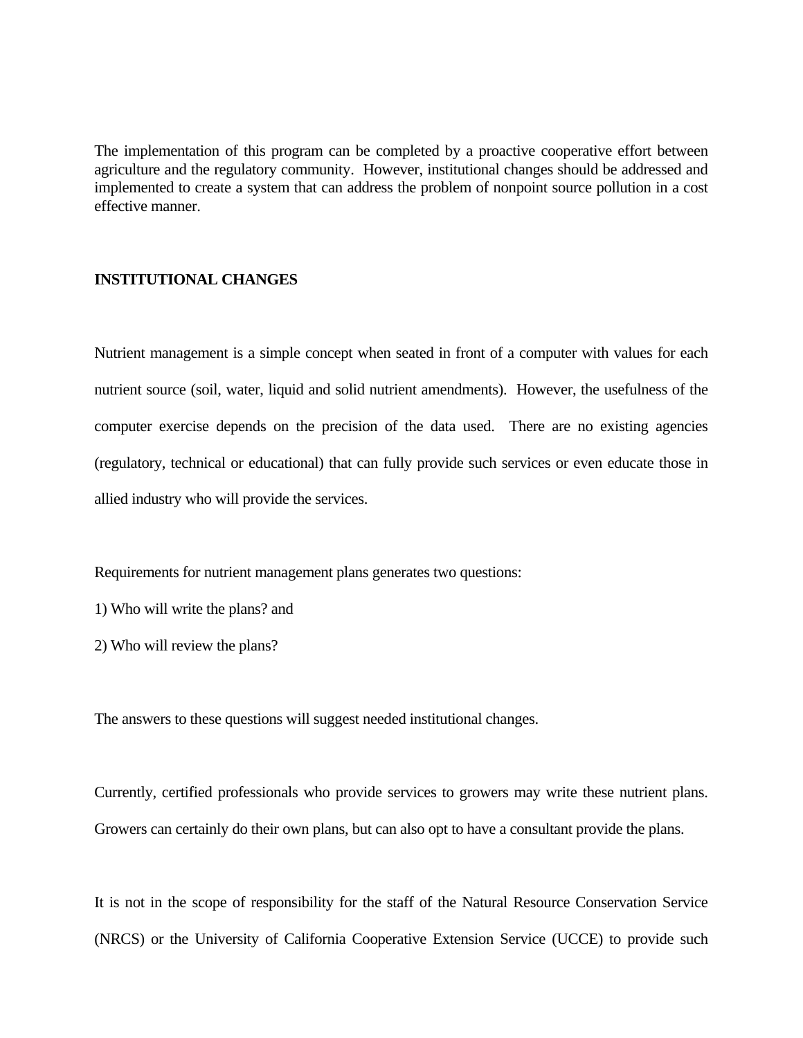The implementation of this program can be completed by a proactive cooperative effort between agriculture and the regulatory community. However, institutional changes should be addressed and implemented to create a system that can address the problem of nonpoint source pollution in a cost effective manner.

## INSTITUTIONAL CHANGES

Nutrient management is a simple concept when seated in front of a computer with values for each nutrient source (soil, water, liquid and solid nutrient amendments). However, the usefulness of the computer exercise depends on the precision of the data used. There are no existing agencies (regulatory, technical or educational) that can fully provide such services or even educate those in allied industry who will provide the services.

Requirements for nutrient management plans generates two questions:

1) Who will write the plans? and

2) Who will review the plans?

The answers to these questions will suggest needed institutional changes.

Currently, certified professionals who provide services to growers may write these nutrient plans. Growers can certainly do their own plans, but can also opt to have a consultant provide the plans.

It is not in the scope of responsibility for the staff of the Natural Resource Conservation Service (NRCS) or the University of California Cooperative Extension Service (UCCE) to provide such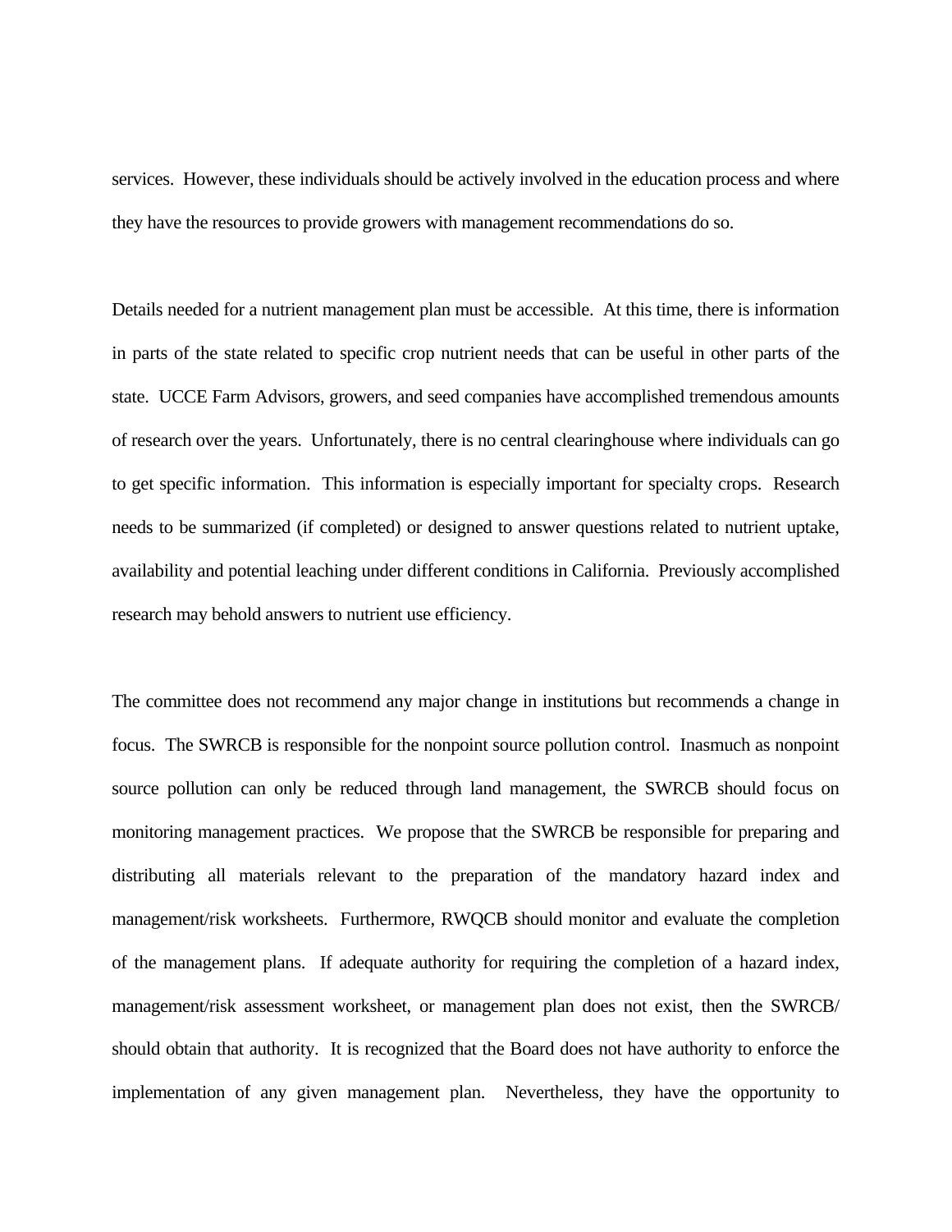services. However, these individuals should be actively involved in the education process and where they have the resources to provide growers with management recommendations do so.

Details needed for a nutrient management plan must be accessible. At this time, there is information in parts of the state related to specific crop nutrient needs that can be useful in other parts of the state. UCCE Farm Advisors, growers, and seed companies have accomplished tremendous amounts of research over the years. Unfortunately, there is no central clearinghouse where individuals can go to get specific information. This information is especially important for specialty crops. Research needs to be summarized (if completed) or designed to answer questions related to nutrient uptake, availability and potential leaching under different conditions in California. Previously accomplished research may behold answers to nutrient use efficiency.

The committee does not recommend any major change in institutions but recommends a change in focus. The SWRCB is responsible for the nonpoint source pollution control. Inasmuch as nonpoint source pollution can only be reduced through land management, the SWRCB should focus on monitoring management practices. We propose that the SWRCB be responsible for preparing and distributing all materials relevant to the preparation of the mandatory hazard index and management/risk worksheets. Furthermore, RWQCB should monitor and evaluate the completion of the management plans. If adequate authority for requiring the completion of a hazard index, management/risk assessment worksheet, or management plan does not exist, then the SWRCB/ should obtain that authority. It is recognized that the Board does not have authority to enforce the implementation of any given management plan. Nevertheless, they have the opportunity to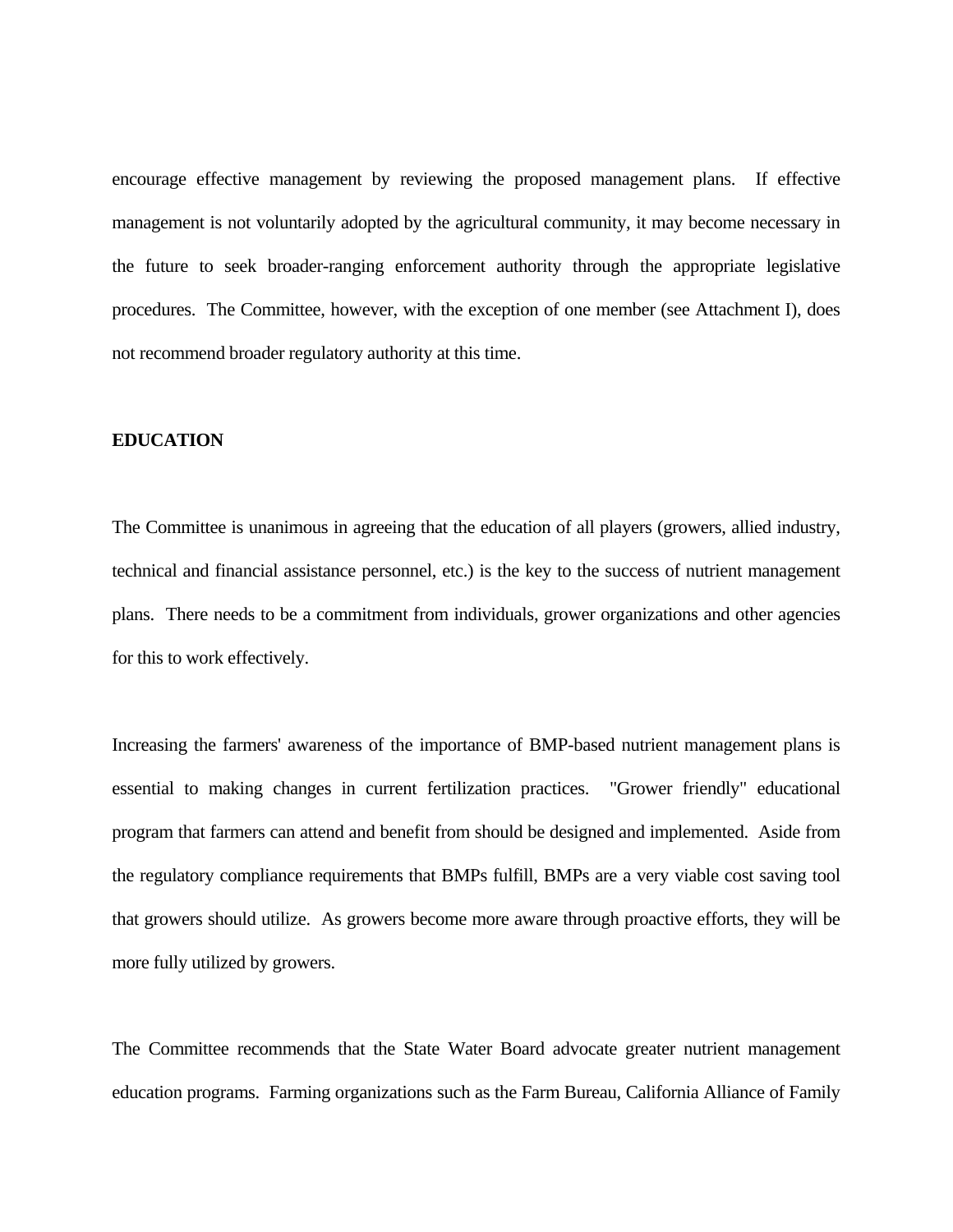encourage effective management by reviewing the proposed management plans. If effective management is not voluntarily adopted by the agricultural community, it may become necessary in the future to seek broader-ranging enforcement authority through the appropriate legislative procedures. The Committee, however, with the exception of one member (see Attachment I), does not recommend broader regulatory authority at this time.

**EDUCATION**

The Committee is unanimous in agreeing that the education of all players (growers, allied industry, technical and financial assistance personnel, etc.) is the key to the success of nutrient management plans. There needs to be a commitment from individuals, grower organizations and other agencies for this to work effectively.

Increasing the farmers' awareness of the importance of BMP-based nutrient management plans is essential to making changes in current fertilization practices. "Grower friendly" educational program that farmers can attend and benefit from should be designed and implemented. Aside from the regulatory compliance requirements that BMPs fulfill, BMPs are a very viable cost saving tool that growers should utilize. As growers become more aware through proactive efforts, they will be more fully utilized by growers.

The Committee recommends that the State Water Board advocate greater nutrient management education programs. Farming organizations such as the Farm Bureau, California Alliance of Family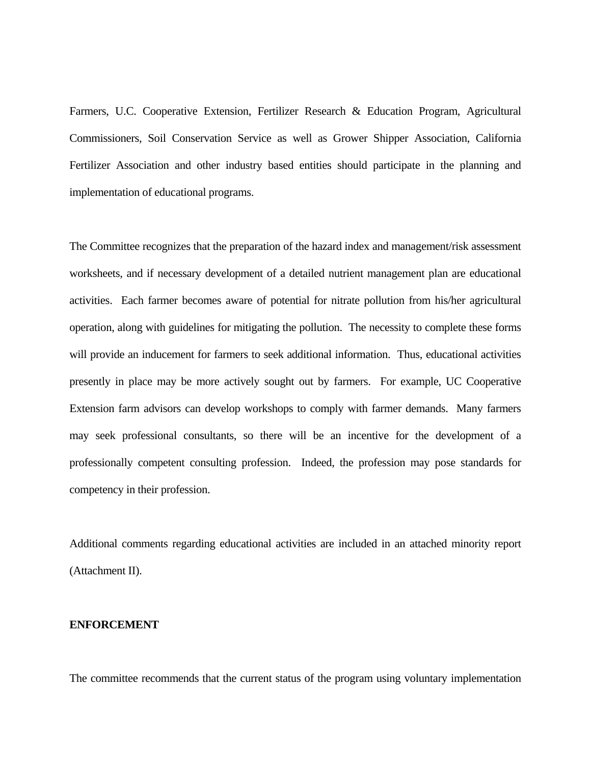Farmers, U.C. Cooperative Extension, Fertilizer Research & Education Program, Agricultural Commissioners, Soil Conservation Service as well as Grower Shipper Association, California Fertilizer Association and other industry based entities should participate in the planning and implementation of educational programs.

The Committee recognizes that the preparation of the hazard index and management/risk assessment worksheets, and if necessary development of a detailed nutrient management plan are educational activities. Each farmer becomes aware of potential for nitrate pollution from his/her agricultural operation, along with guidelines for mitigating the pollution. The necessity to complete these forms will provide an inducement for farmers to seek additional information. Thus, educational activities presently in place may be more actively sought out by farmers. For example, UC Cooperative Extension farm advisors can develop workshops to comply with farmer demands. Many farmers may seek professional consultants, so there will be an incentive for the development of a professionally competent consulting profession. Indeed, the profession may pose standards for competency in their profession.

Additional comments regarding educational activities are included in an attached minority report (Attachment II).

**ENFORCEMENT**

The committee recommends that the current status of the program using voluntary implementation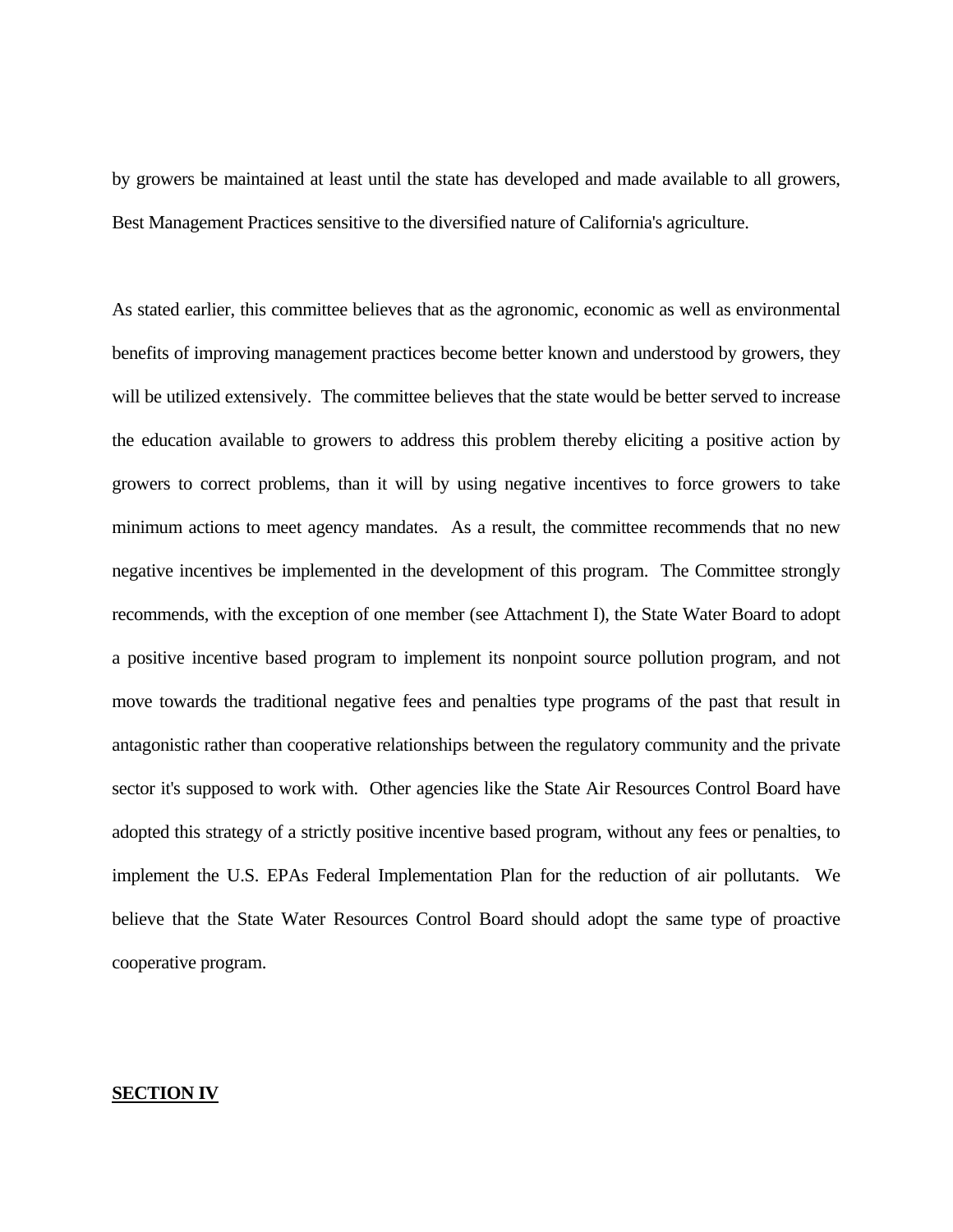by growers be maintained at least until the state has developed and made available to all growers, Best Management Practices sensitive to the diversified nature of California's agriculture.

As stated earlier, this committee believes that as the agronomic, economic as well as environmental benefits of improving management practices become better known and understood by growers, they will be utilized extensively. The committee believes that the state would be better served to increase the education available to growers to address this problem thereby eliciting a positive action by growers to correct problems, than it will by using negative incentives to force growers to take minimum actions to meet agency mandates. As a result, the committee recommends that no new negative incentives be implemented in the development of this program. The Committee strongly recommends, with the exception of one member (see Attachment I), the State Water Board to adopt a positive incentive based program to implement its nonpoint source pollution program, and not move towards the traditional negative fees and penalties type programs of the past that result in antagonistic rather than cooperative relationships between the regulatory community and the private sector it's supposed to work with. Other agencies like the State Air Resources Control Board have adopted this strategy of a strictly positive incentive based program, without any fees or penalties, to implement the U.S. EPAs Federal Implementation Plan for the reduction of air pollutants. We believe that the State Water Resources Control Board should adopt the same type of proactive cooperative program.

## SECTION IV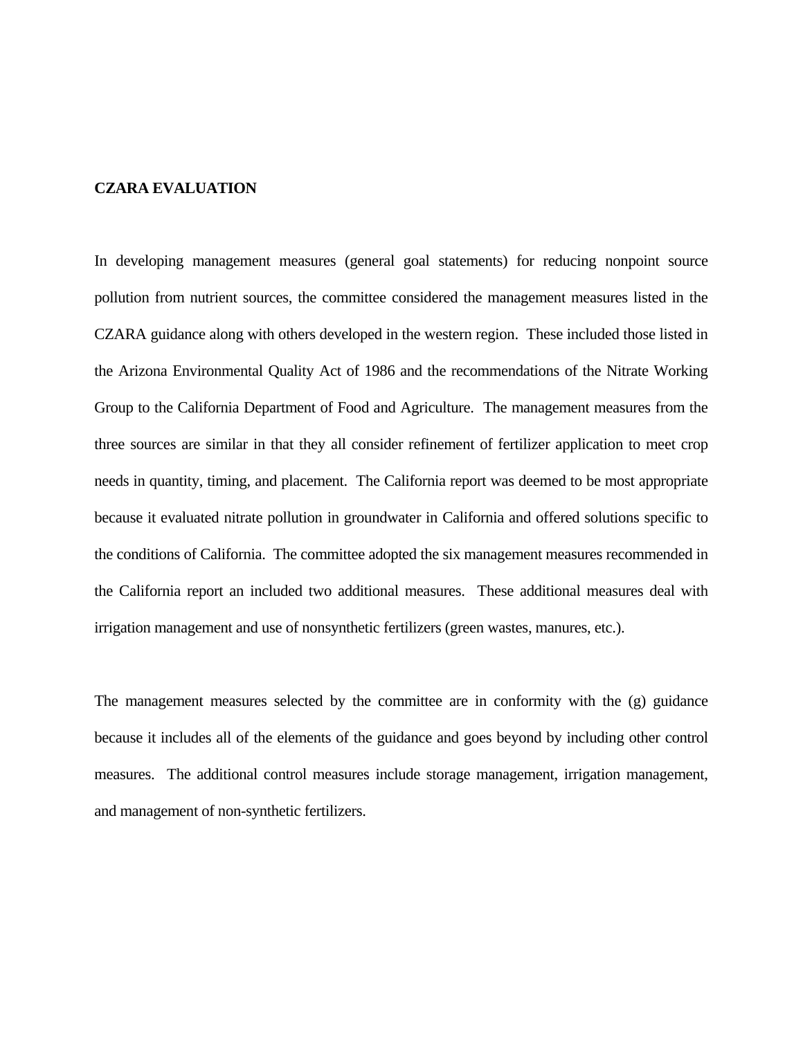**CZARA EVALUATION**

In developing management measures (general goal statements) for reducing nonpoint source pollution from nutrient sources, the committee considered the management measures listed in the CZARA guidance along with others developed in the western region. These included those listed in the Arizona Environmental Quality Act of 1986 and the recommendations of the Nitrate Working Group to the California Department of Food and Agriculture. The management measures from the three sources are similar in that they all consider refinement of fertilizer application to meet crop needs in quantity, timing, and placement. The California report was deemed to be most appropriate because it evaluated nitrate pollution in groundwater in California and offered solutions specific to the conditions of California. The committee adopted the six management measures recommended in the California report an included two additional measures. These additional measures deal with irrigation management and use of nonsynthetic fertilizers (green wastes, manures, etc.).

The management measures selected by the committee are in conformity with the (g) guidance because it includes all of the elements of the guidance and goes beyond by including other control measures. The additional control measures include storage management, irrigation management, and management of non-synthetic fertilizers.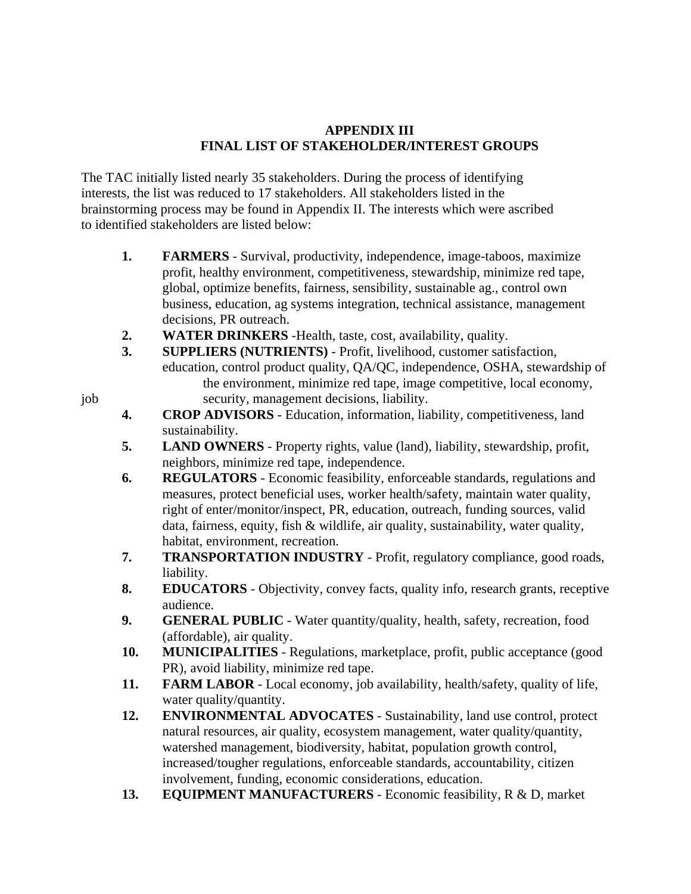# APPENDIX III
# FINAL LIST OF STAKEHOLDER/INTEREST GROUPS

The TAC initially listed nearly 35 stakeholders. During the process of identifying interests, the list was reduced to 17 stakeholders. All stakeholders listed in the brainstorming process may be found in Appendix II. The interests which were ascribed to identified stakeholders are listed below:

1. **FARMERS** - Survival, productivity, independence, image-taboos, maximize profit, healthy environment, competitiveness, stewardship, minimize red tape, global, optimize benefits, fairness, sensibility, sustainable ag., control own business, education, ag systems integration, technical assistance, management decisions, PR outreach.
2. **WATER DRINKERS** -Health, taste, cost, availability, quality.
3. **SUPPLIERS (NUTRIENTS)** - Profit, livelihood, customer satisfaction, education, control product quality, QA/QC, independence, OSHA, stewardship of the environment, minimize red tape, image competitive, local economy, job security, management decisions, liability.
4. **CROP ADVISORS** - Education, information, liability, competitiveness, land sustainability.
5. **LAND OWNERS** - Property rights, value (land), liability, stewardship, profit, neighbors, minimize red tape, independence.
6. **REGULATORS** - Economic feasibility, enforceable standards, regulations and measures, protect beneficial uses, worker health/safety, maintain water quality, right of enter/monitor/inspect, PR, education, outreach, funding sources, valid data, fairness, equity, fish & wildlife, air quality, sustainability, water quality, habitat, environment, recreation.
7. **TRANSPORTATION INDUSTRY** - Profit, regulatory compliance, good roads, liability.
8. **EDUCATORS** - Objectivity, convey facts, quality info, research grants, receptive audience.
9. **GENERAL PUBLIC** - Water quantity/quality, health, safety, recreation, food (affordable), air quality.
10. **MUNICIPALITIES** - Regulations, marketplace, profit, public acceptance (good PR), avoid liability, minimize red tape.
11. **FARM LABOR** - Local economy, job availability, health/safety, quality of life, water quality/quantity.
12. **ENVIRONMENTAL ADVOCATES** - Sustainability, land use control, protect natural resources, air quality, ecosystem management, water quality/quantity, watershed management, biodiversity, habitat, population growth control, increased/tougher regulations, enforceable standards, accountability, citizen involvement, funding, economic considerations, education.
13. **EQUIPMENT MANUFACTURERS** - Economic feasibility, R & D, market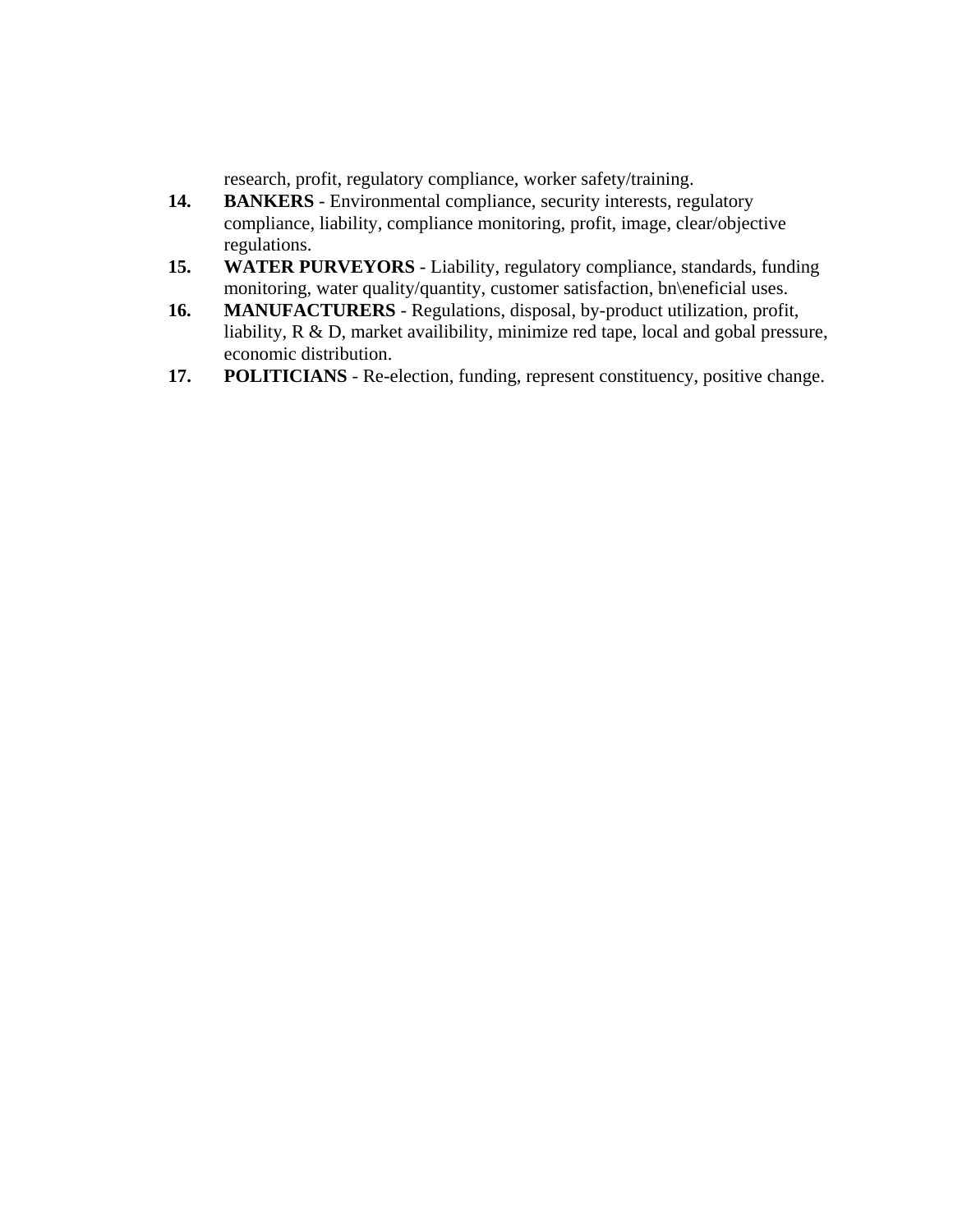research, profit, regulatory compliance, worker safety/training.

14. **BANKERS** - Environmental compliance, security interests, regulatory compliance, liability, compliance monitoring, profit, image, clear/objective regulations.
15. **WATER PURVEYORS** - Liability, regulatory compliance, standards, funding monitoring, water quality/quantity, customer satisfaction, bn\eneficial uses.
16. **MANUFACTURERS** - Regulations, disposal, by-product utilization, profit, liability, R & D, market availibility, minimize red tape, local and gobal pressure, economic distribution.
17. **POLITICIANS** - Re-election, funding, represent constituency, positive change.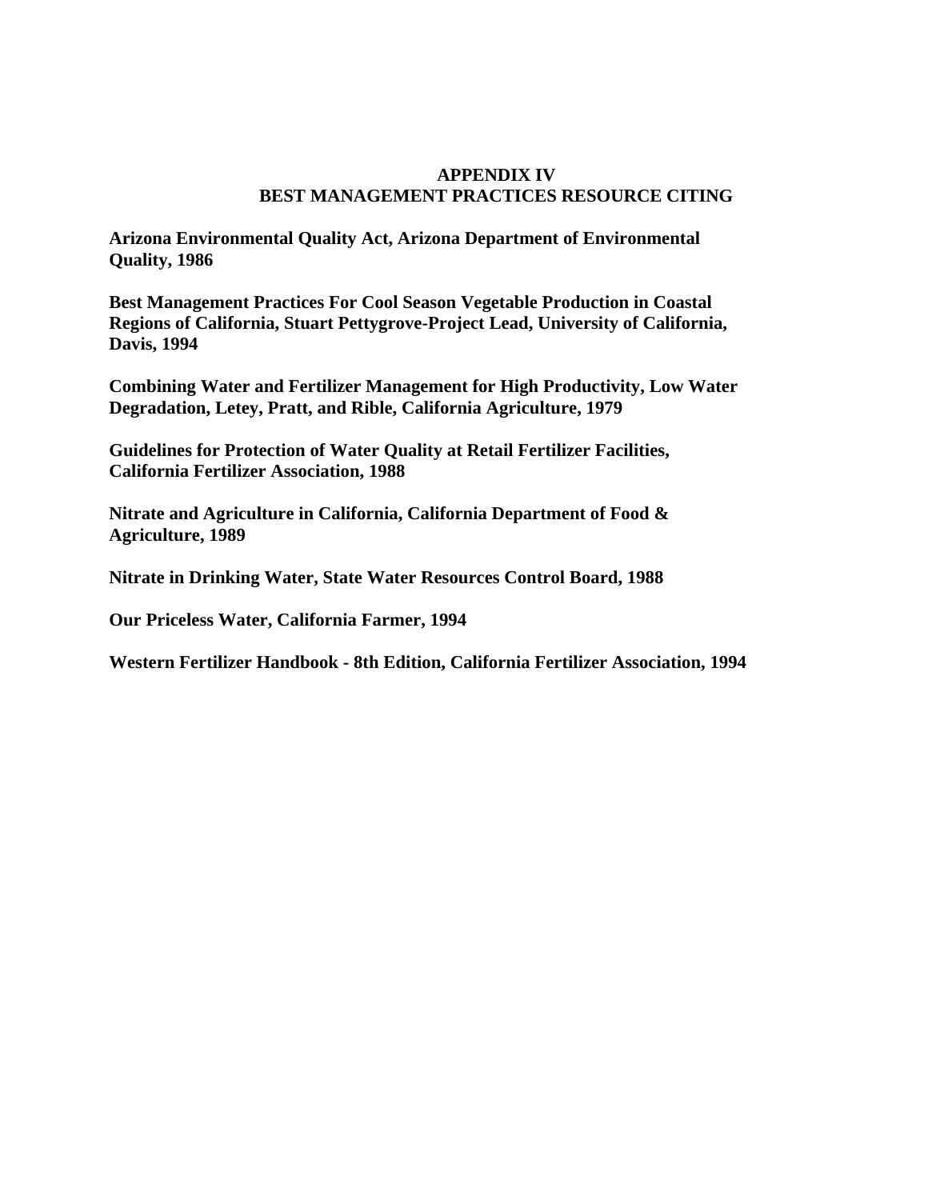# APPENDIX IV
## BEST MANAGEMENT PRACTICES RESOURCE CITING

**Arizona Environmental Quality Act, Arizona Department of Environmental Quality, 1986**

**Best Management Practices For Cool Season Vegetable Production in Coastal Regions of California, Stuart Pettygrove-Project Lead, University of California, Davis, 1994**

**Combining Water and Fertilizer Management for High Productivity, Low Water Degradation, Letey, Pratt, and Rible, California Agriculture, 1979**

**Guidelines for Protection of Water Quality at Retail Fertilizer Facilities, California Fertilizer Association, 1988**

**Nitrate and Agriculture in California, California Department of Food & Agriculture, 1989**

**Nitrate in Drinking Water, State Water Resources Control Board, 1988**

**Our Priceless Water, California Farmer, 1994**

**Western Fertilizer Handbook - 8th Edition, California Fertilizer Association, 1994**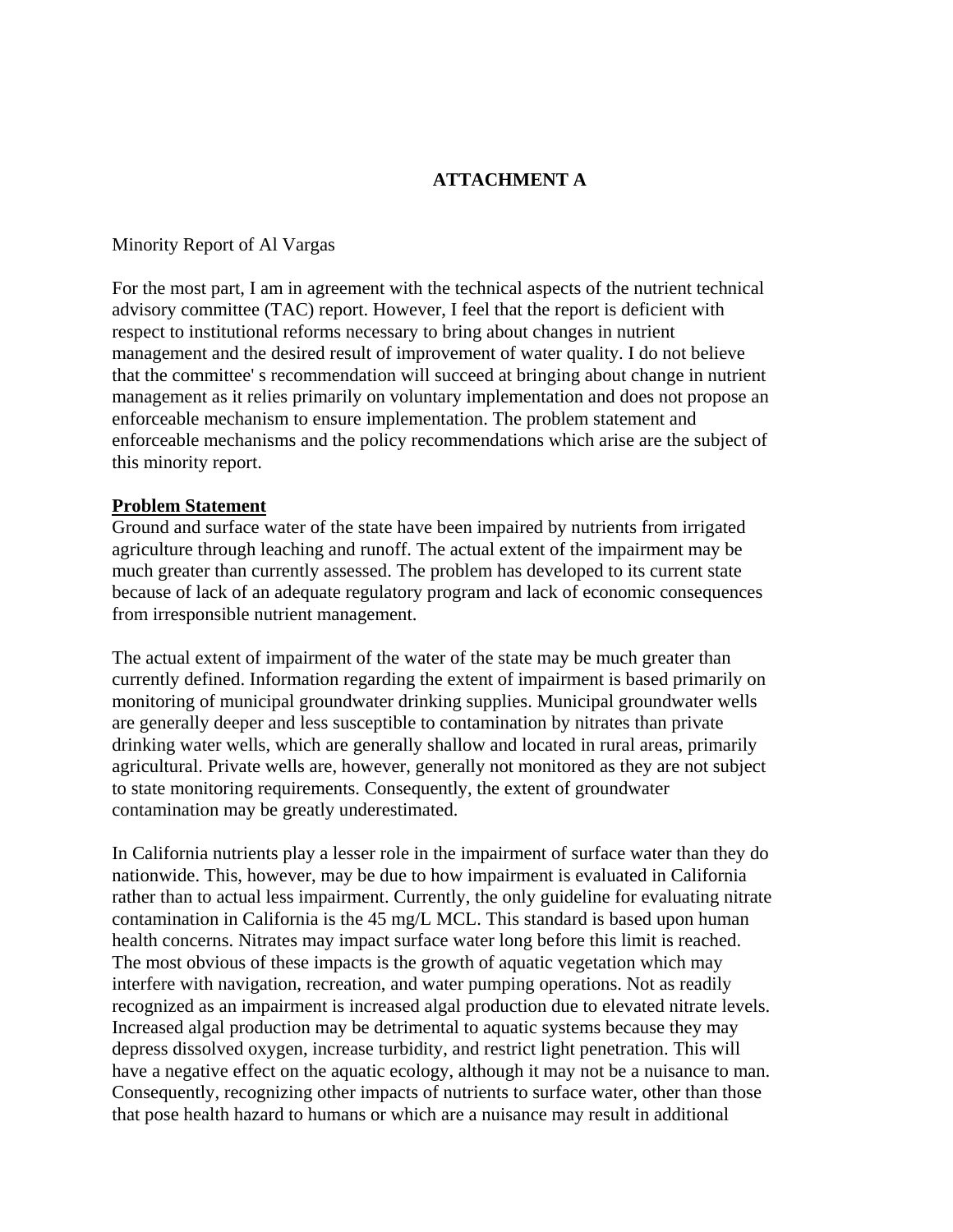# ATTACHMENT A

Minority Report of Al Vargas

For the most part, I am in agreement with the technical aspects of the nutrient technical advisory committee (TAC) report. However, I feel that the report is deficient with respect to institutional reforms necessary to bring about changes in nutrient management and the desired result of improvement of water quality. I do not believe that the committee' s recommendation will succeed at bringing about change in nutrient management as it relies primarily on voluntary implementation and does not propose an enforceable mechanism to ensure implementation. The problem statement and enforceable mechanisms and the policy recommendations which arise are the subject of this minority report.

**Problem Statement**

Ground and surface water of the state have been impaired by nutrients from irrigated agriculture through leaching and runoff. The actual extent of the impairment may be much greater than currently assessed. The problem has developed to its current state because of lack of an adequate regulatory program and lack of economic consequences from irresponsible nutrient management.

The actual extent of impairment of the water of the state may be much greater than currently defined. Information regarding the extent of impairment is based primarily on monitoring of municipal groundwater drinking supplies. Municipal groundwater wells are generally deeper and less susceptible to contamination by nitrates than private drinking water wells, which are generally shallow and located in rural areas, primarily agricultural. Private wells are, however, generally not monitored as they are not subject to state monitoring requirements. Consequently, the extent of groundwater contamination may be greatly underestimated.

In California nutrients play a lesser role in the impairment of surface water than they do nationwide. This, however, may be due to how impairment is evaluated in California rather than to actual less impairment. Currently, the only guideline for evaluating nitrate contamination in California is the 45 mg/L MCL. This standard is based upon human health concerns. Nitrates may impact surface water long before this limit is reached. The most obvious of these impacts is the growth of aquatic vegetation which may interfere with navigation, recreation, and water pumping operations. Not as readily recognized as an impairment is increased algal production due to elevated nitrate levels. Increased algal production may be detrimental to aquatic systems because they may depress dissolved oxygen, increase turbidity, and restrict light penetration. This will have a negative effect on the aquatic ecology, although it may not be a nuisance to man. Consequently, recognizing other impacts of nutrients to surface water, other than those that pose health hazard to humans or which are a nuisance may result in additional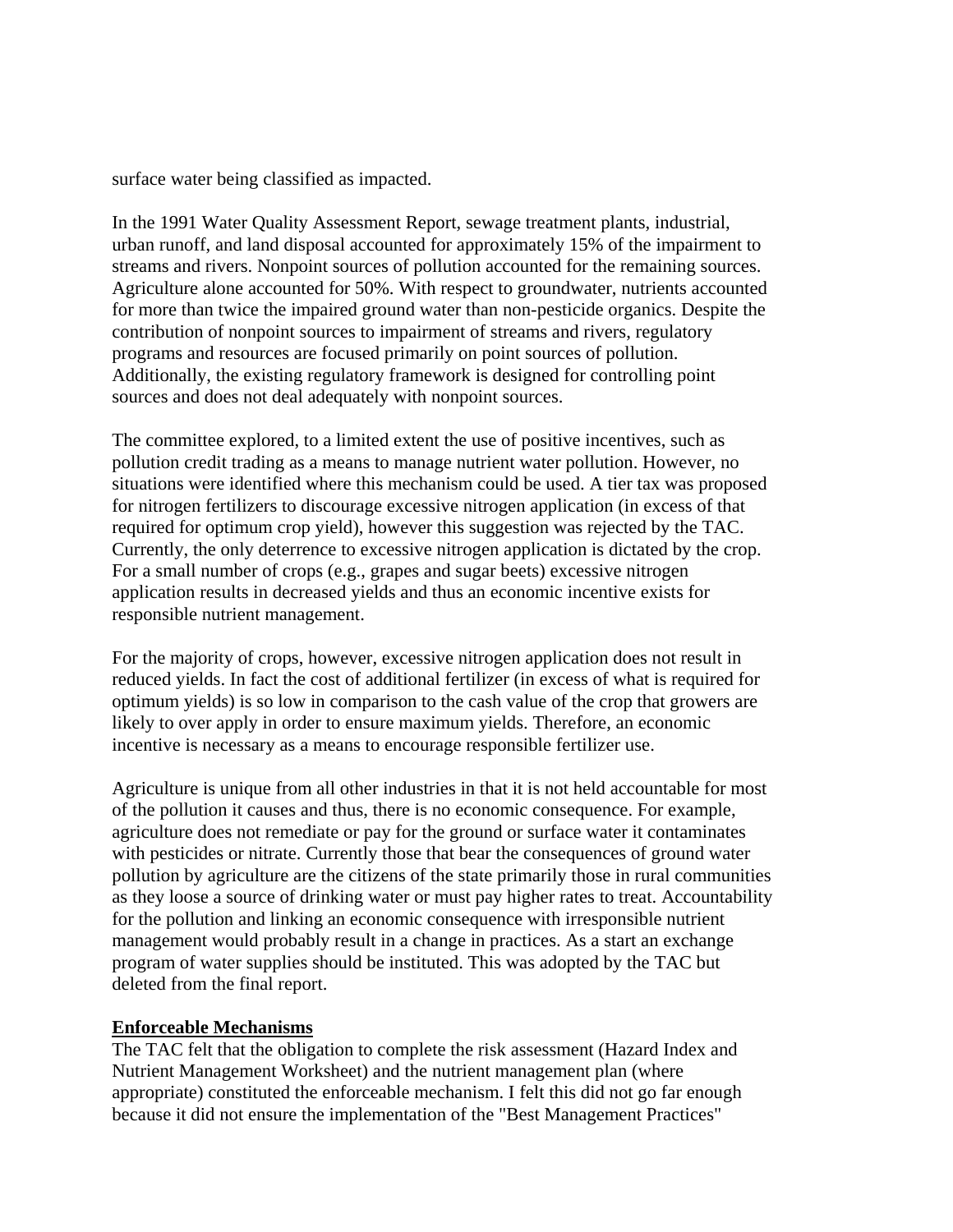surface water being classified as impacted.

In the 1991 Water Quality Assessment Report, sewage treatment plants, industrial, urban runoff, and land disposal accounted for approximately 15% of the impairment to streams and rivers. Nonpoint sources of pollution accounted for the remaining sources. Agriculture alone accounted for 50%. With respect to groundwater, nutrients accounted for more than twice the impaired ground water than non-pesticide organics. Despite the contribution of nonpoint sources to impairment of streams and rivers, regulatory programs and resources are focused primarily on point sources of pollution. Additionally, the existing regulatory framework is designed for controlling point sources and does not deal adequately with nonpoint sources.

The committee explored, to a limited extent the use of positive incentives, such as pollution credit trading as a means to manage nutrient water pollution. However, no situations were identified where this mechanism could be used. A tier tax was proposed for nitrogen fertilizers to discourage excessive nitrogen application (in excess of that required for optimum crop yield), however this suggestion was rejected by the TAC. Currently, the only deterrence to excessive nitrogen application is dictated by the crop. For a small number of crops (e.g., grapes and sugar beets) excessive nitrogen application results in decreased yields and thus an economic incentive exists for responsible nutrient management.

For the majority of crops, however, excessive nitrogen application does not result in reduced yields. In fact the cost of additional fertilizer (in excess of what is required for optimum yields) is so low in comparison to the cash value of the crop that growers are likely to over apply in order to ensure maximum yields. Therefore, an economic incentive is necessary as a means to encourage responsible fertilizer use.

Agriculture is unique from all other industries in that it is not held accountable for most of the pollution it causes and thus, there is no economic consequence. For example, agriculture does not remediate or pay for the ground or surface water it contaminates with pesticides or nitrate. Currently those that bear the consequences of ground water pollution by agriculture are the citizens of the state primarily those in rural communities as they loose a source of drinking water or must pay higher rates to treat. Accountability for the pollution and linking an economic consequence with irresponsible nutrient management would probably result in a change in practices. As a start an exchange program of water supplies should be instituted. This was adopted by the TAC but deleted from the final report.

**Enforceable Mechanisms**

The TAC felt that the obligation to complete the risk assessment (Hazard Index and Nutrient Management Worksheet) and the nutrient management plan (where appropriate) constituted the enforceable mechanism. I felt this did not go far enough because it did not ensure the implementation of the "Best Management Practices"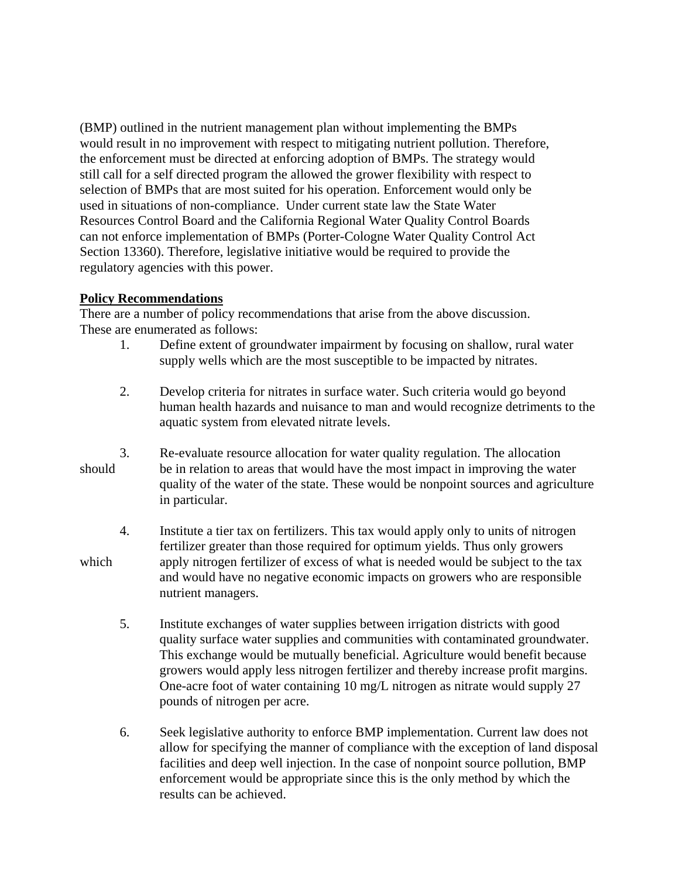(BMP) outlined in the nutrient management plan without implementing the BMPs would result in no improvement with respect to mitigating nutrient pollution. Therefore, the enforcement must be directed at enforcing adoption of BMPs. The strategy would still call for a self directed program the allowed the grower flexibility with respect to selection of BMPs that are most suited for his operation. Enforcement would only be used in situations of non-compliance. Under current state law the State Water Resources Control Board and the California Regional Water Quality Control Boards can not enforce implementation of BMPs (Porter-Cologne Water Quality Control Act Section 13360). Therefore, legislative initiative would be required to provide the regulatory agencies with this power.

**Policy Recommendations**

There are a number of policy recommendations that arise from the above discussion. These are enumerated as follows:

1. Define extent of groundwater impairment by focusing on shallow, rural water supply wells which are the most susceptible to be impacted by nitrates.

2. Develop criteria for nitrates in surface water. Such criteria would go beyond human health hazards and nuisance to man and would recognize detriments to the aquatic system from elevated nitrate levels.

3. Re-evaluate resource allocation for water quality regulation. The allocation should be in relation to areas that would have the most impact in improving the water quality of the water of the state. These would be nonpoint sources and agriculture in particular.

4. Institute a tier tax on fertilizers. This tax would apply only to units of nitrogen fertilizer greater than those required for optimum yields. Thus only growers which apply nitrogen fertilizer of excess of what is needed would be subject to the tax and would have no negative economic impacts on growers who are responsible nutrient managers.

5. Institute exchanges of water supplies between irrigation districts with good quality surface water supplies and communities with contaminated groundwater. This exchange would be mutually beneficial. Agriculture would benefit because growers would apply less nitrogen fertilizer and thereby increase profit margins. One-acre foot of water containing 10 mg/L nitrogen as nitrate would supply 27 pounds of nitrogen per acre.

6. Seek legislative authority to enforce BMP implementation. Current law does not allow for specifying the manner of compliance with the exception of land disposal facilities and deep well injection. In the case of nonpoint source pollution, BMP enforcement would be appropriate since this is the only method by which the results can be achieved.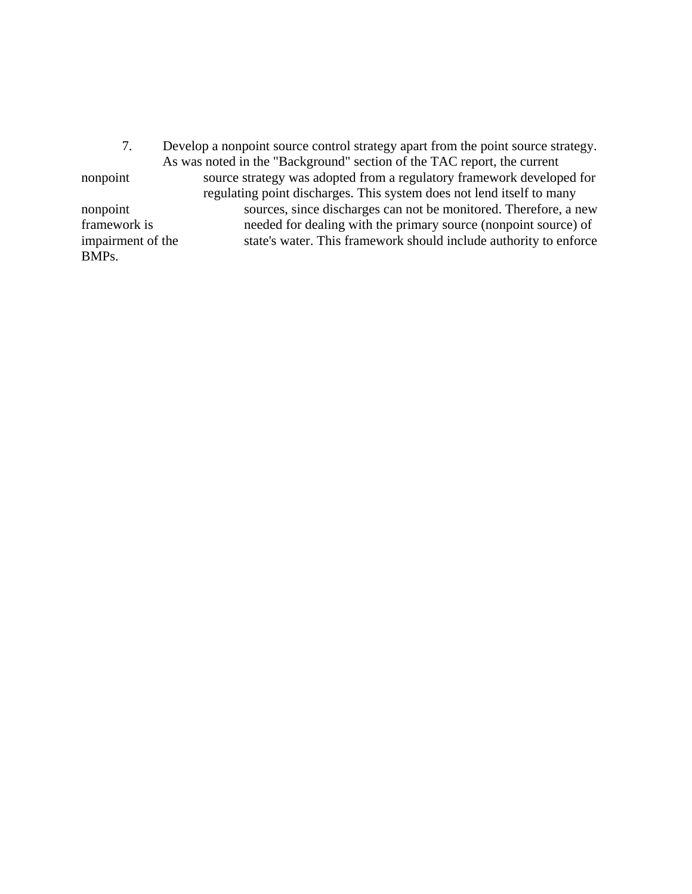7. Develop a nonpoint source control strategy apart from the point source strategy. As was noted in the "Background" section of the TAC report, the current nonpoint source strategy was adopted from a regulatory framework developed for regulating point discharges. This system does not lend itself to many nonpoint sources, since discharges can not be monitored. Therefore, a new framework is needed for dealing with the primary source (nonpoint source) of impairment of the state's water. This framework should include authority to enforce BMPs.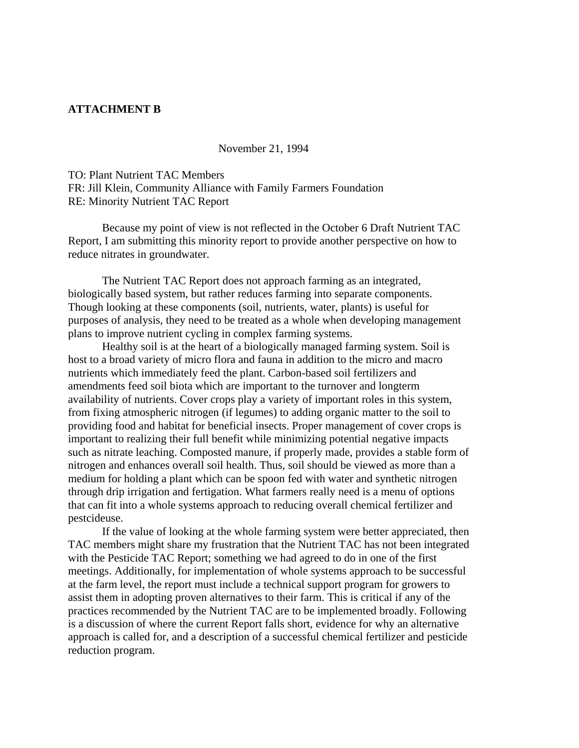**ATTACHMENT B**

November 21, 1994

TO: Plant Nutrient TAC Members
FR: Jill Klein, Community Alliance with Family Farmers Foundation
RE: Minority Nutrient TAC Report

Because my point of view is not reflected in the October 6 Draft Nutrient TAC Report, I am submitting this minority report to provide another perspective on how to reduce nitrates in groundwater.

The Nutrient TAC Report does not approach farming as an integrated, biologically based system, but rather reduces farming into separate components. Though looking at these components (soil, nutrients, water, plants) is useful for purposes of analysis, they need to be treated as a whole when developing management plans to improve nutrient cycling in complex farming systems.

Healthy soil is at the heart of a biologically managed farming system. Soil is host to a broad variety of micro flora and fauna in addition to the micro and macro nutrients which immediately feed the plant. Carbon-based soil fertilizers and amendments feed soil biota which are important to the turnover and longterm availability of nutrients. Cover crops play a variety of important roles in this system, from fixing atmospheric nitrogen (if legumes) to adding organic matter to the soil to providing food and habitat for beneficial insects. Proper management of cover crops is important to realizing their full benefit while minimizing potential negative impacts such as nitrate leaching. Composted manure, if properly made, provides a stable form of nitrogen and enhances overall soil health. Thus, soil should be viewed as more than a medium for holding a plant which can be spoon fed with water and synthetic nitrogen through drip irrigation and fertigation. What farmers really need is a menu of options that can fit into a whole systems approach to reducing overall chemical fertilizer and pestcideuse.

If the value of looking at the whole farming system were better appreciated, then TAC members might share my frustration that the Nutrient TAC has not been integrated with the Pesticide TAC Report; something we had agreed to do in one of the first meetings. Additionally, for implementation of whole systems approach to be successful at the farm level, the report must include a technical support program for growers to assist them in adopting proven alternatives to their farm. This is critical if any of the practices recommended by the Nutrient TAC are to be implemented broadly. Following is a discussion of where the current Report falls short, evidence for why an alternative approach is called for, and a description of a successful chemical fertilizer and pesticide reduction program.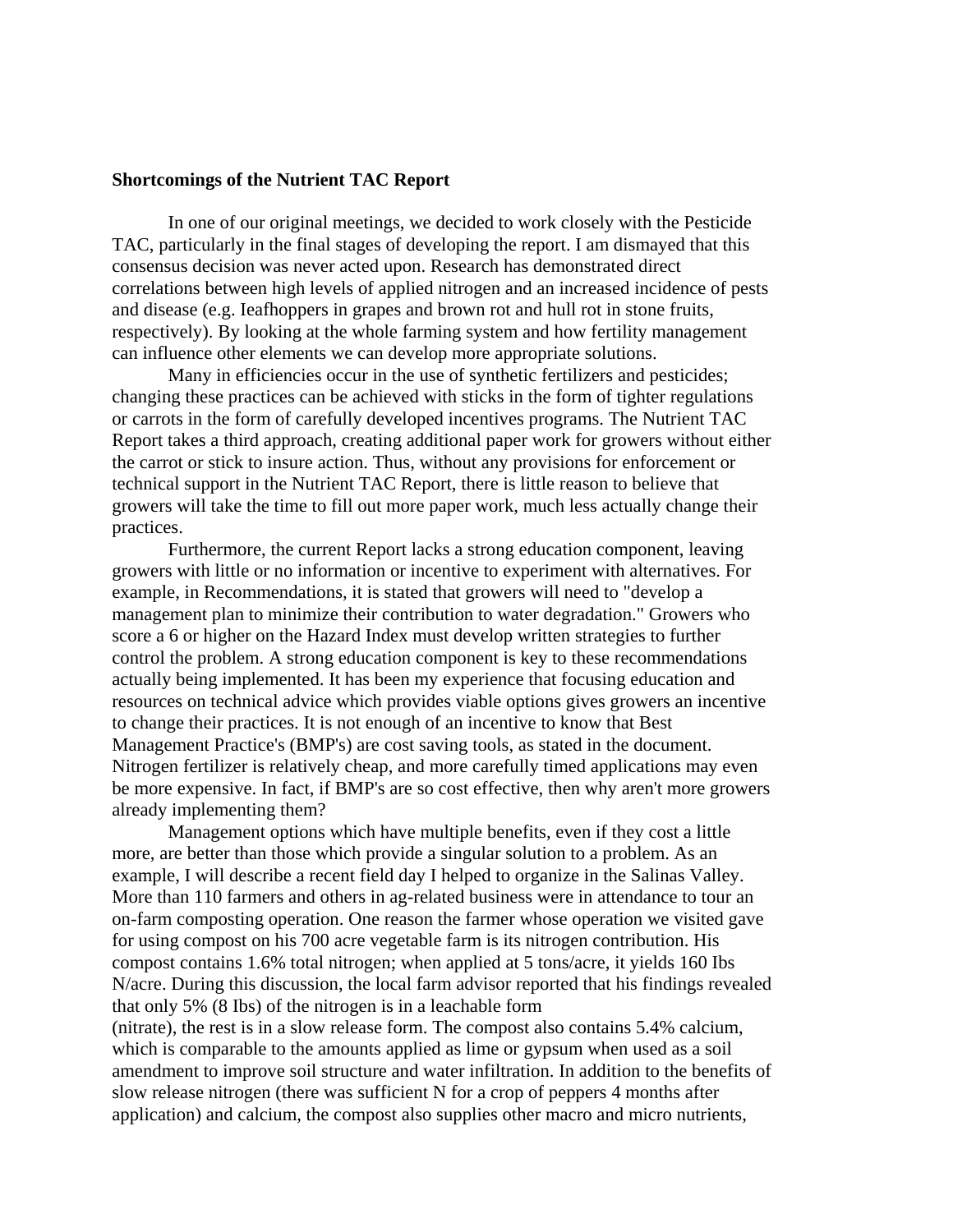**Shortcomings of the Nutrient TAC Report**

In one of our original meetings, we decided to work closely with the Pesticide TAC, particularly in the final stages of developing the report. I am dismayed that this consensus decision was never acted upon. Research has demonstrated direct correlations between high levels of applied nitrogen and an increased incidence of pests and disease (e.g. Ieafhoppers in grapes and brown rot and hull rot in stone fruits, respectively). By looking at the whole farming system and how fertility management can influence other elements we can develop more appropriate solutions.

Many in efficiencies occur in the use of synthetic fertilizers and pesticides; changing these practices can be achieved with sticks in the form of tighter regulations or carrots in the form of carefully developed incentives programs. The Nutrient TAC Report takes a third approach, creating additional paper work for growers without either the carrot or stick to insure action. Thus, without any provisions for enforcement or technical support in the Nutrient TAC Report, there is little reason to believe that growers will take the time to fill out more paper work, much less actually change their practices.

Furthermore, the current Report lacks a strong education component, leaving growers with little or no information or incentive to experiment with alternatives. For example, in Recommendations, it is stated that growers will need to "develop a management plan to minimize their contribution to water degradation." Growers who score a 6 or higher on the Hazard Index must develop written strategies to further control the problem. A strong education component is key to these recommendations actually being implemented. It has been my experience that focusing education and resources on technical advice which provides viable options gives growers an incentive to change their practices. It is not enough of an incentive to know that Best Management Practice's (BMP's) are cost saving tools, as stated in the document. Nitrogen fertilizer is relatively cheap, and more carefully timed applications may even be more expensive. In fact, if BMP's are so cost effective, then why aren't more growers already implementing them?

Management options which have multiple benefits, even if they cost a little more, are better than those which provide a singular solution to a problem. As an example, I will describe a recent field day I helped to organize in the Salinas Valley. More than 110 farmers and others in ag-related business were in attendance to tour an on-farm composting operation. One reason the farmer whose operation we visited gave for using compost on his 700 acre vegetable farm is its nitrogen contribution. His compost contains 1.6% total nitrogen; when applied at 5 tons/acre, it yields 160 Ibs N/acre. During this discussion, the local farm advisor reported that his findings revealed that only 5% (8 Ibs) of the nitrogen is in a leachable form (nitrate), the rest is in a slow release form. The compost also contains 5.4% calcium, which is comparable to the amounts applied as lime or gypsum when used as a soil amendment to improve soil structure and water infiltration. In addition to the benefits of slow release nitrogen (there was sufficient N for a crop of peppers 4 months after application) and calcium, the compost also supplies other macro and micro nutrients,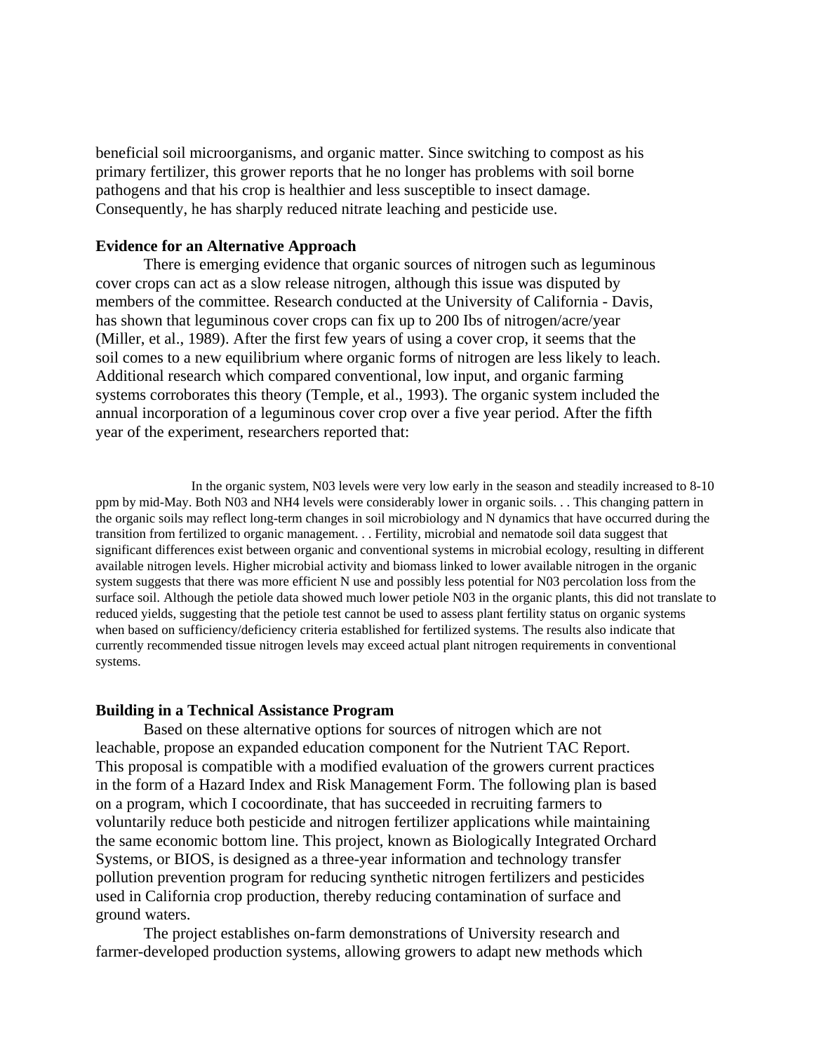beneficial soil microorganisms, and organic matter. Since switching to compost as his primary fertilizer, this grower reports that he no longer has problems with soil borne pathogens and that his crop is healthier and less susceptible to insect damage. Consequently, he has sharply reduced nitrate leaching and pesticide use.

**Evidence for an Alternative Approach**

There is emerging evidence that organic sources of nitrogen such as leguminous cover crops can act as a slow release nitrogen, although this issue was disputed by members of the committee. Research conducted at the University of California - Davis, has shown that leguminous cover crops can fix up to 200 Ibs of nitrogen/acre/year (Miller, et al., 1989). After the first few years of using a cover crop, it seems that the soil comes to a new equilibrium where organic forms of nitrogen are less likely to leach. Additional research which compared conventional, low input, and organic farming systems corroborates this theory (Temple, et al., 1993). The organic system included the annual incorporation of a leguminous cover crop over a five year period. After the fifth year of the experiment, researchers reported that:

> In the organic system, N03 levels were very low early in the season and steadily increased to 8-10 ppm by mid-May. Both N03 and NH4 levels were considerably lower in organic soils. . . This changing pattern in the organic soils may reflect long-term changes in soil microbiology and N dynamics that have occurred during the transition from fertilized to organic management. . . Fertility, microbial and nematode soil data suggest that significant differences exist between organic and conventional systems in microbial ecology, resulting in different available nitrogen levels. Higher microbial activity and biomass linked to lower available nitrogen in the organic system suggests that there was more efficient N use and possibly less potential for N03 percolation loss from the surface soil. Although the petiole data showed much lower petiole N03 in the organic plants, this did not translate to reduced yields, suggesting that the petiole test cannot be used to assess plant fertility status on organic systems when based on sufficiency/deficiency criteria established for fertilized systems. The results also indicate that currently recommended tissue nitrogen levels may exceed actual plant nitrogen requirements in conventional systems.

**Building in a Technical Assistance Program**

Based on these alternative options for sources of nitrogen which are not leachable, propose an expanded education component for the Nutrient TAC Report. This proposal is compatible with a modified evaluation of the growers current practices in the form of a Hazard Index and Risk Management Form. The following plan is based on a program, which I cocoordinate, that has succeeded in recruiting farmers to voluntarily reduce both pesticide and nitrogen fertilizer applications while maintaining the same economic bottom line. This project, known as Biologically Integrated Orchard Systems, or BIOS, is designed as a three-year information and technology transfer pollution prevention program for reducing synthetic nitrogen fertilizers and pesticides used in California crop production, thereby reducing contamination of surface and ground waters.

The project establishes on-farm demonstrations of University research and farmer-developed production systems, allowing growers to adapt new methods which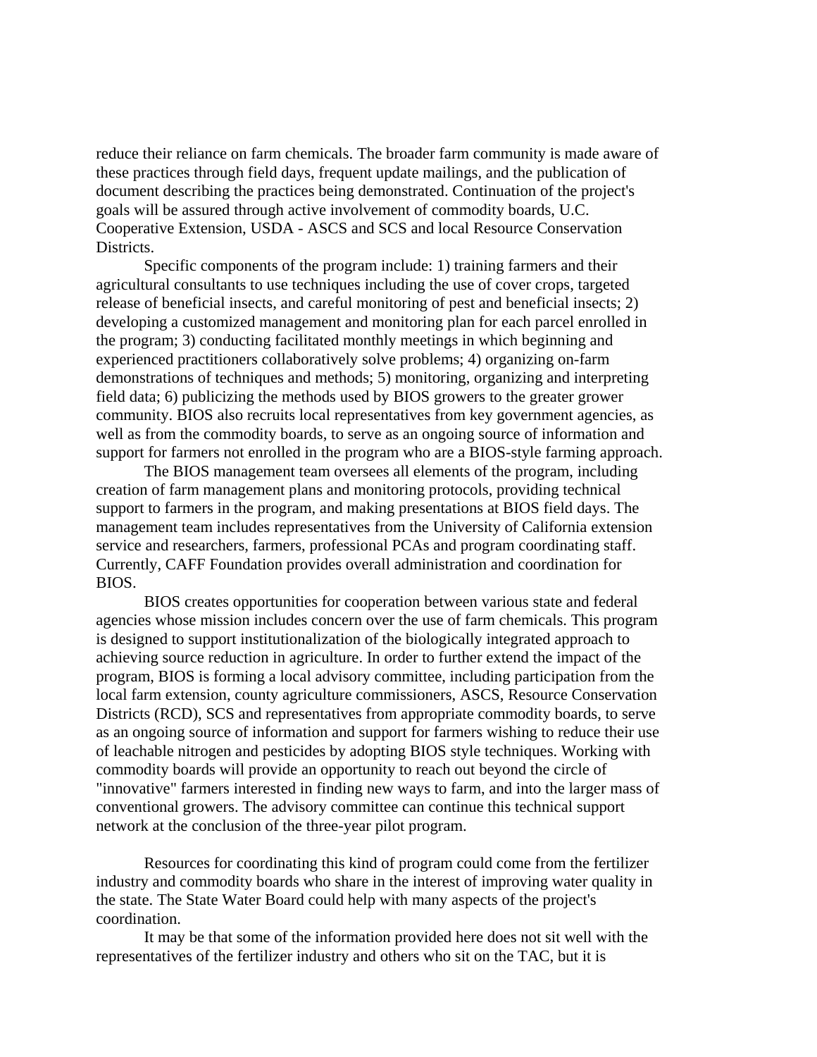reduce their reliance on farm chemicals. The broader farm community is made aware of these practices through field days, frequent update mailings, and the publication of document describing the practices being demonstrated. Continuation of the project's goals will be assured through active involvement of commodity boards, U.C. Cooperative Extension, USDA - ASCS and SCS and local Resource Conservation Districts.

Specific components of the program include: 1) training farmers and their agricultural consultants to use techniques including the use of cover crops, targeted release of beneficial insects, and careful monitoring of pest and beneficial insects; 2) developing a customized management and monitoring plan for each parcel enrolled in the program; 3) conducting facilitated monthly meetings in which beginning and experienced practitioners collaboratively solve problems; 4) organizing on-farm demonstrations of techniques and methods; 5) monitoring, organizing and interpreting field data; 6) publicizing the methods used by BIOS growers to the greater grower community. BIOS also recruits local representatives from key government agencies, as well as from the commodity boards, to serve as an ongoing source of information and support for farmers not enrolled in the program who are a BIOS-style farming approach.

The BIOS management team oversees all elements of the program, including creation of farm management plans and monitoring protocols, providing technical support to farmers in the program, and making presentations at BIOS field days. The management team includes representatives from the University of California extension service and researchers, farmers, professional PCAs and program coordinating staff. Currently, CAFF Foundation provides overall administration and coordination for BIOS.

BIOS creates opportunities for cooperation between various state and federal agencies whose mission includes concern over the use of farm chemicals. This program is designed to support institutionalization of the biologically integrated approach to achieving source reduction in agriculture. In order to further extend the impact of the program, BIOS is forming a local advisory committee, including participation from the local farm extension, county agriculture commissioners, ASCS, Resource Conservation Districts (RCD), SCS and representatives from appropriate commodity boards, to serve as an ongoing source of information and support for farmers wishing to reduce their use of leachable nitrogen and pesticides by adopting BIOS style techniques. Working with commodity boards will provide an opportunity to reach out beyond the circle of "innovative" farmers interested in finding new ways to farm, and into the larger mass of conventional growers. The advisory committee can continue this technical support network at the conclusion of the three-year pilot program.

Resources for coordinating this kind of program could come from the fertilizer industry and commodity boards who share in the interest of improving water quality in the state. The State Water Board could help with many aspects of the project's coordination.

It may be that some of the information provided here does not sit well with the representatives of the fertilizer industry and others who sit on the TAC, but it is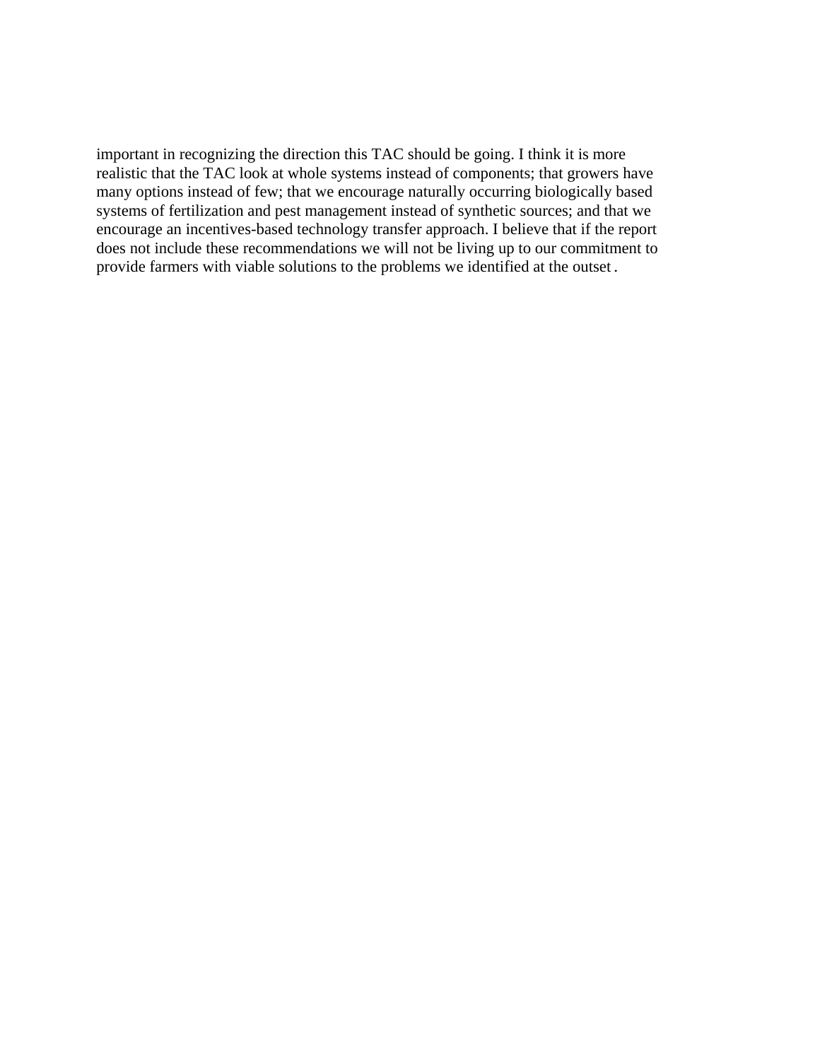important in recognizing the direction this TAC should be going. I think it is more realistic that the TAC look at whole systems instead of components; that growers have many options instead of few; that we encourage naturally occurring biologically based systems of fertilization and pest management instead of synthetic sources; and that we encourage an incentives-based technology transfer approach. I believe that if the report does not include these recommendations we will not be living up to our commitment to provide farmers with viable solutions to the problems we identified at the outset.